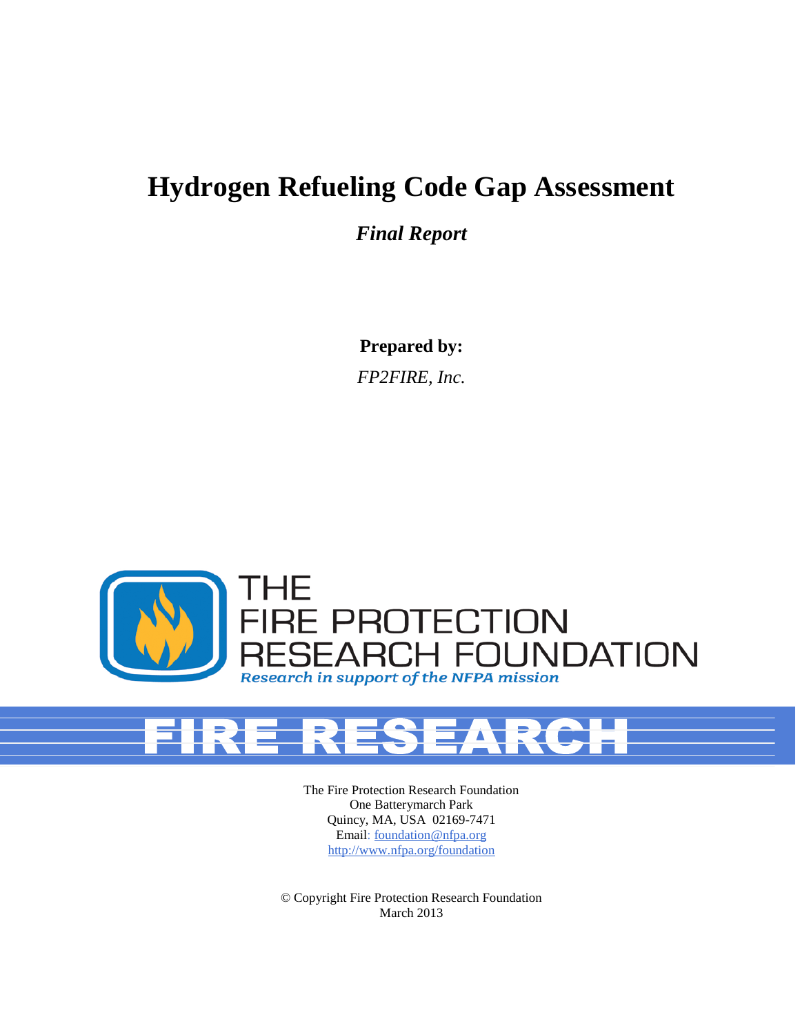# Hydrogen Refueling Code Gap Assessment

***Final Report***

**Prepared by:**

*FP2FIRE, Inc.*

THE FIRE PROTECTION RESEARCH FOUNDATION

*Research in support of the NFPA mission*

FIRE RESEARCH

The Fire Protection Research Foundation
One Batterymarch Park
Quincy, MA, USA 02169-7471
Email: foundation@nfpa.org
http://www.nfpa.org/foundation

© Copyright Fire Protection Research Foundation
March 2013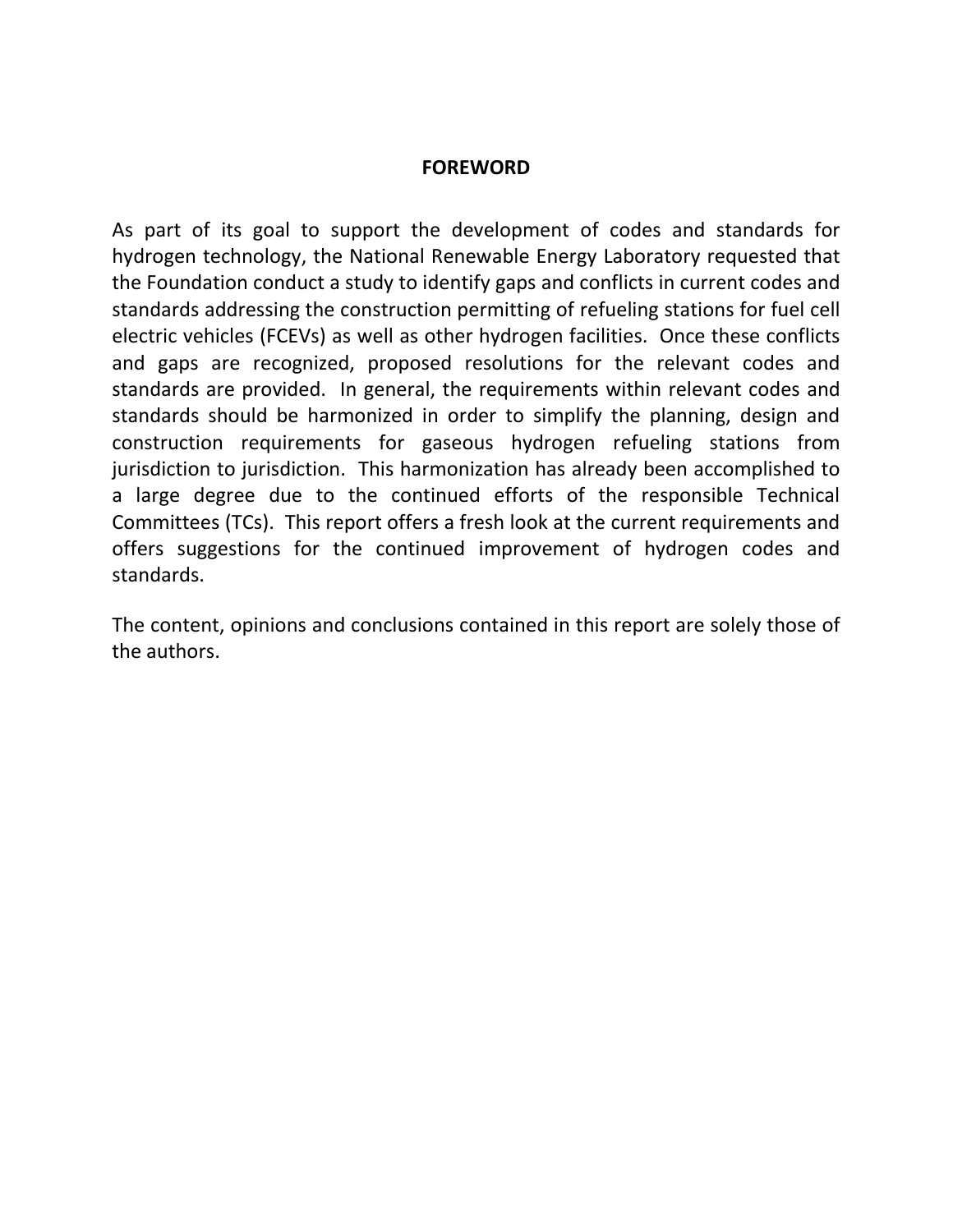# FOREWORD

As part of its goal to support the development of codes and standards for hydrogen technology, the National Renewable Energy Laboratory requested that the Foundation conduct a study to identify gaps and conflicts in current codes and standards addressing the construction permitting of refueling stations for fuel cell electric vehicles (FCEVs) as well as other hydrogen facilities. Once these conflicts and gaps are recognized, proposed resolutions for the relevant codes and standards are provided. In general, the requirements within relevant codes and standards should be harmonized in order to simplify the planning, design and construction requirements for gaseous hydrogen refueling stations from jurisdiction to jurisdiction. This harmonization has already been accomplished to a large degree due to the continued efforts of the responsible Technical Committees (TCs). This report offers a fresh look at the current requirements and offers suggestions for the continued improvement of hydrogen codes and standards.

The content, opinions and conclusions contained in this report are solely those of the authors.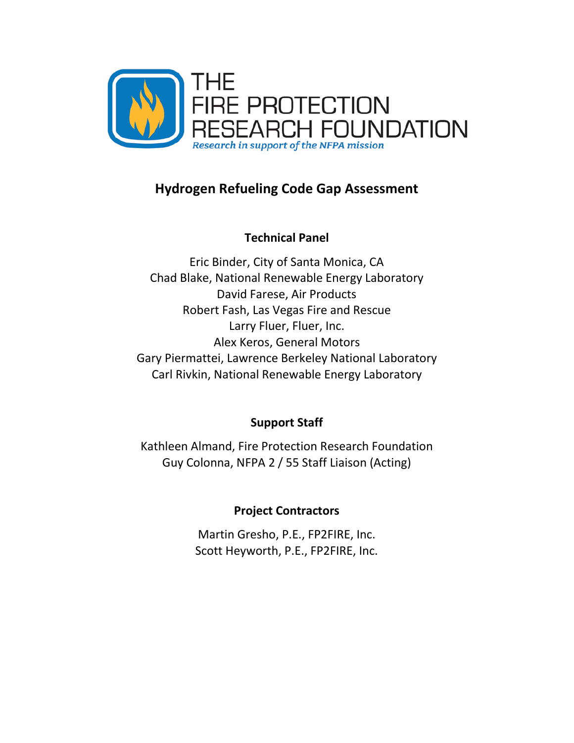THE FIRE PROTECTION RESEARCH FOUNDATION

*Research in support of the NFPA mission*

# Hydrogen Refueling Code Gap Assessment

## Technical Panel

Eric Binder, City of Santa Monica, CA
Chad Blake, National Renewable Energy Laboratory
David Farese, Air Products
Robert Fash, Las Vegas Fire and Rescue
Larry Fluer, Fluer, Inc.
Alex Keros, General Motors
Gary Piermattei, Lawrence Berkeley National Laboratory
Carl Rivkin, National Renewable Energy Laboratory

## Support Staff

Kathleen Almand, Fire Protection Research Foundation
Guy Colonna, NFPA 2 / 55 Staff Liaison (Acting)

## Project Contractors

Martin Gresho, P.E., FP2FIRE, Inc.
Scott Heyworth, P.E., FP2FIRE, Inc.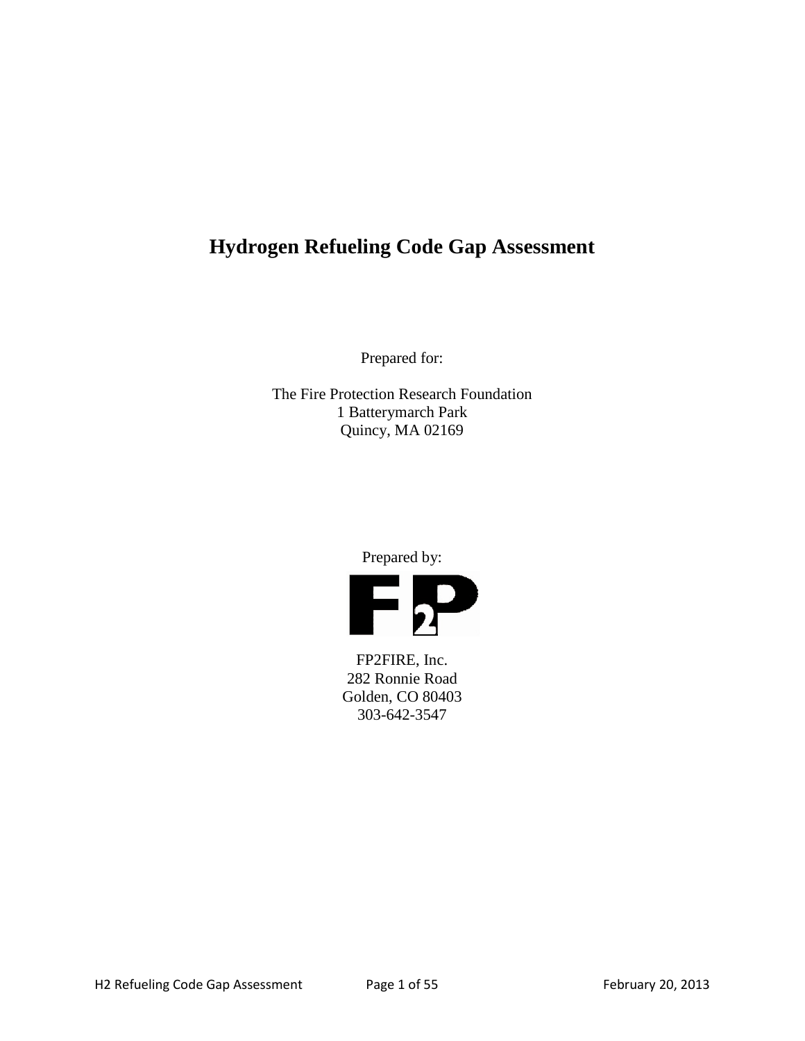# Hydrogen Refueling Code Gap Assessment

Prepared for:

The Fire Protection Research Foundation
1 Batterymarch Park
Quincy, MA 02169

Prepared by:

FP2FIRE, Inc.
282 Ronnie Road
Golden, CO 80403
303-642-3547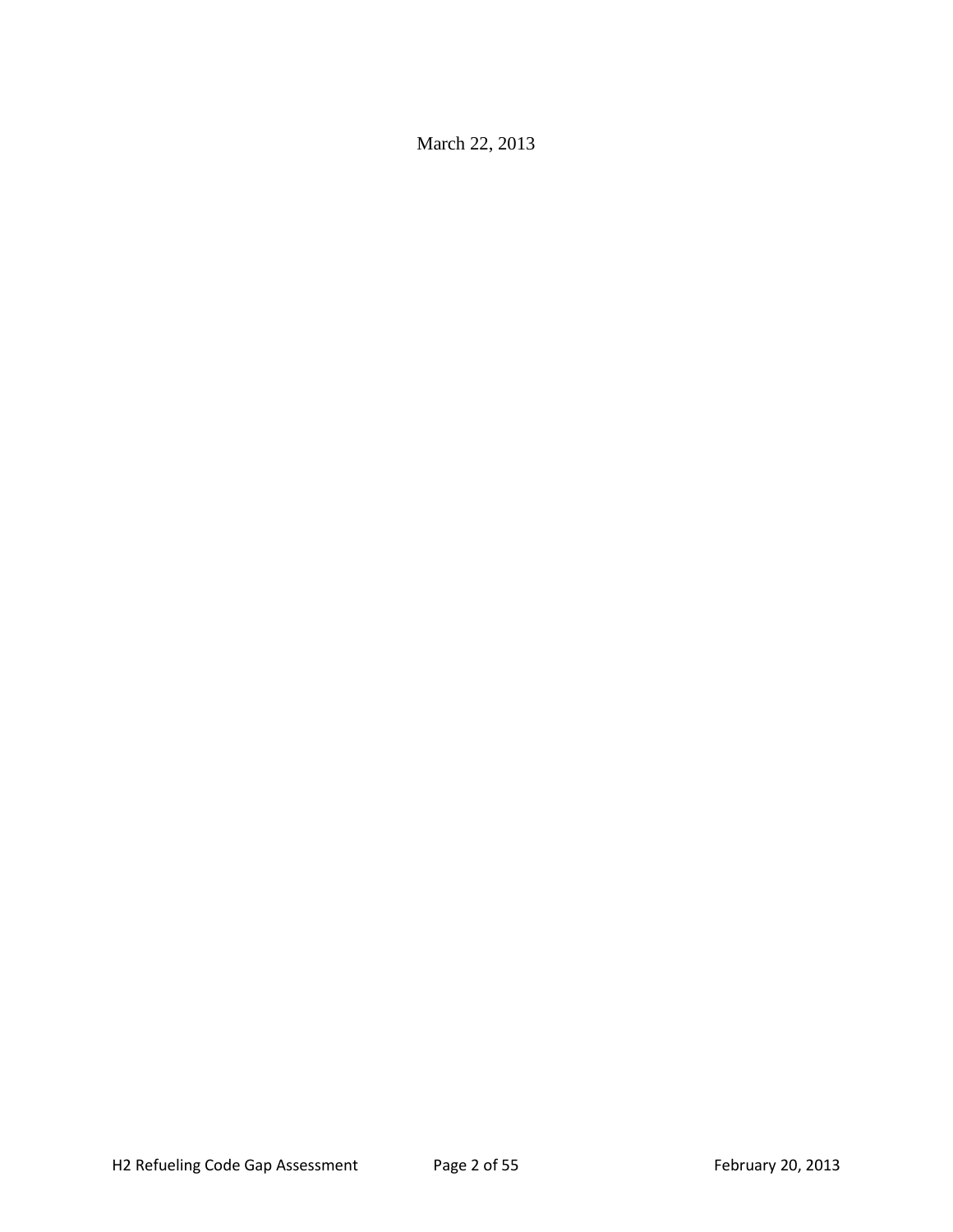March 22, 2013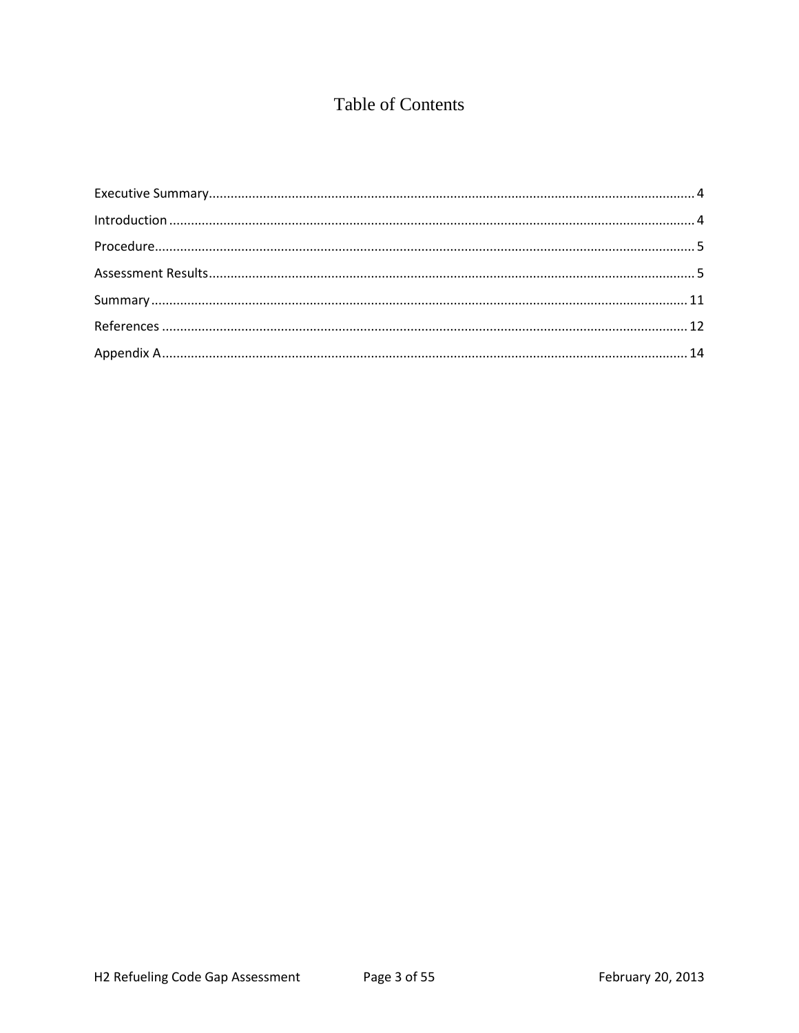# Table of Contents

Executive Summary .......... 4

Introduction .......... 4

Procedure .......... 5

Assessment Results .......... 5

Summary .......... 11

References .......... 12

Appendix A .......... 14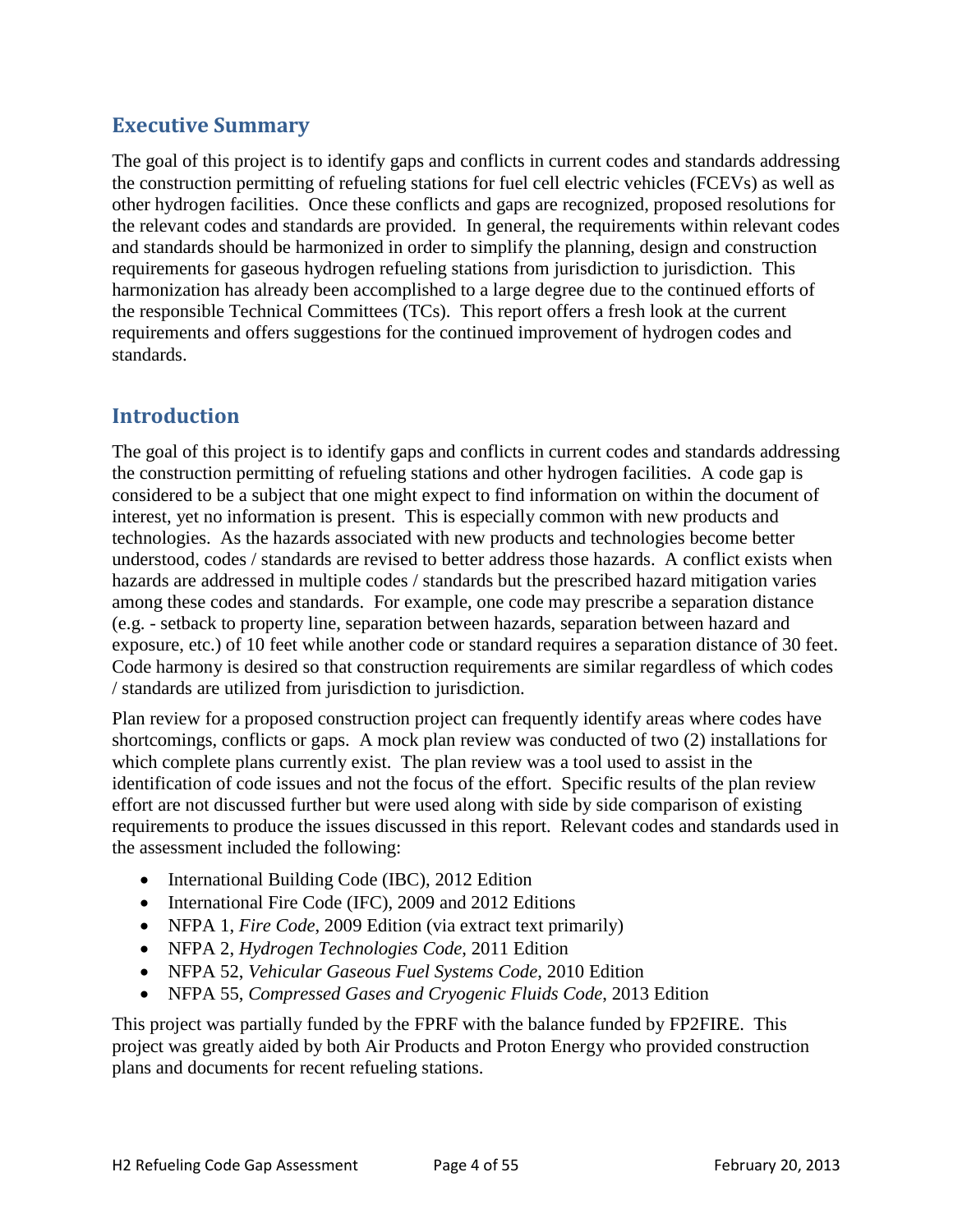## Executive Summary

The goal of this project is to identify gaps and conflicts in current codes and standards addressing the construction permitting of refueling stations for fuel cell electric vehicles (FCEVs) as well as other hydrogen facilities. Once these conflicts and gaps are recognized, proposed resolutions for the relevant codes and standards are provided. In general, the requirements within relevant codes and standards should be harmonized in order to simplify the planning, design and construction requirements for gaseous hydrogen refueling stations from jurisdiction to jurisdiction. This harmonization has already been accomplished to a large degree due to the continued efforts of the responsible Technical Committees (TCs). This report offers a fresh look at the current requirements and offers suggestions for the continued improvement of hydrogen codes and standards.

## Introduction

The goal of this project is to identify gaps and conflicts in current codes and standards addressing the construction permitting of refueling stations and other hydrogen facilities. A code gap is considered to be a subject that one might expect to find information on within the document of interest, yet no information is present. This is especially common with new products and technologies. As the hazards associated with new products and technologies become better understood, codes / standards are revised to better address those hazards. A conflict exists when hazards are addressed in multiple codes / standards but the prescribed hazard mitigation varies among these codes and standards. For example, one code may prescribe a separation distance (e.g. - setback to property line, separation between hazards, separation between hazard and exposure, etc.) of 10 feet while another code or standard requires a separation distance of 30 feet. Code harmony is desired so that construction requirements are similar regardless of which codes / standards are utilized from jurisdiction to jurisdiction.

Plan review for a proposed construction project can frequently identify areas where codes have shortcomings, conflicts or gaps. A mock plan review was conducted of two (2) installations for which complete plans currently exist. The plan review was a tool used to assist in the identification of code issues and not the focus of the effort. Specific results of the plan review effort are not discussed further but were used along with side by side comparison of existing requirements to produce the issues discussed in this report. Relevant codes and standards used in the assessment included the following:

- International Building Code (IBC), 2012 Edition
- International Fire Code (IFC), 2009 and 2012 Editions
- NFPA 1, *Fire Code*, 2009 Edition (via extract text primarily)
- NFPA 2, *Hydrogen Technologies Code*, 2011 Edition
- NFPA 52, *Vehicular Gaseous Fuel Systems Code*, 2010 Edition
- NFPA 55, *Compressed Gases and Cryogenic Fluids Code*, 2013 Edition

This project was partially funded by the FPRF with the balance funded by FP2FIRE. This project was greatly aided by both Air Products and Proton Energy who provided construction plans and documents for recent refueling stations.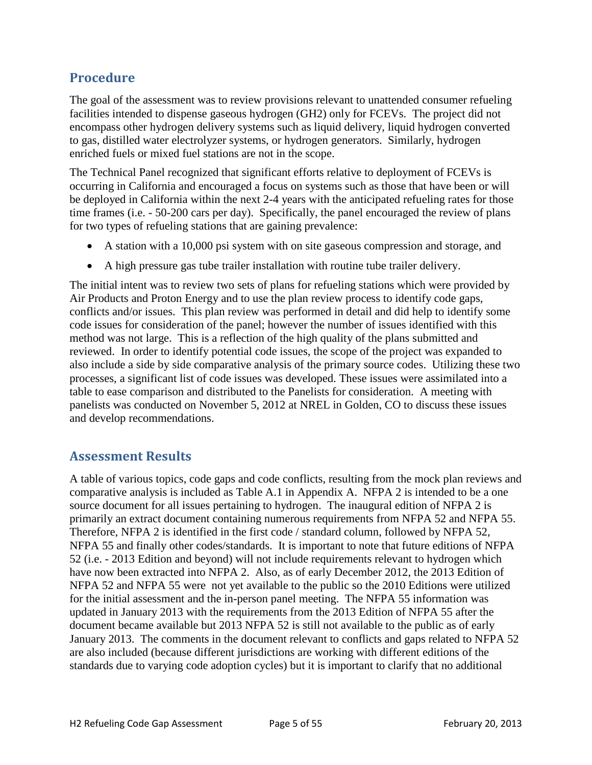## Procedure

The goal of the assessment was to review provisions relevant to unattended consumer refueling facilities intended to dispense gaseous hydrogen (GH2) only for FCEVs. The project did not encompass other hydrogen delivery systems such as liquid delivery, liquid hydrogen converted to gas, distilled water electrolyzer systems, or hydrogen generators. Similarly, hydrogen enriched fuels or mixed fuel stations are not in the scope.

The Technical Panel recognized that significant efforts relative to deployment of FCEVs is occurring in California and encouraged a focus on systems such as those that have been or will be deployed in California within the next 2-4 years with the anticipated refueling rates for those time frames (i.e. - 50-200 cars per day). Specifically, the panel encouraged the review of plans for two types of refueling stations that are gaining prevalence:

- A station with a 10,000 psi system with on site gaseous compression and storage, and
- A high pressure gas tube trailer installation with routine tube trailer delivery.

The initial intent was to review two sets of plans for refueling stations which were provided by Air Products and Proton Energy and to use the plan review process to identify code gaps, conflicts and/or issues. This plan review was performed in detail and did help to identify some code issues for consideration of the panel; however the number of issues identified with this method was not large. This is a reflection of the high quality of the plans submitted and reviewed. In order to identify potential code issues, the scope of the project was expanded to also include a side by side comparative analysis of the primary source codes. Utilizing these two processes, a significant list of code issues was developed. These issues were assimilated into a table to ease comparison and distributed to the Panelists for consideration. A meeting with panelists was conducted on November 5, 2012 at NREL in Golden, CO to discuss these issues and develop recommendations.

## Assessment Results

A table of various topics, code gaps and code conflicts, resulting from the mock plan reviews and comparative analysis is included as Table A.1 in Appendix A. NFPA 2 is intended to be a one source document for all issues pertaining to hydrogen. The inaugural edition of NFPA 2 is primarily an extract document containing numerous requirements from NFPA 52 and NFPA 55. Therefore, NFPA 2 is identified in the first code / standard column, followed by NFPA 52, NFPA 55 and finally other codes/standards. It is important to note that future editions of NFPA 52 (i.e. - 2013 Edition and beyond) will not include requirements relevant to hydrogen which have now been extracted into NFPA 2. Also, as of early December 2012, the 2013 Edition of NFPA 52 and NFPA 55 were not yet available to the public so the 2010 Editions were utilized for the initial assessment and the in-person panel meeting. The NFPA 55 information was updated in January 2013 with the requirements from the 2013 Edition of NFPA 55 after the document became available but 2013 NFPA 52 is still not available to the public as of early January 2013. The comments in the document relevant to conflicts and gaps related to NFPA 52 are also included (because different jurisdictions are working with different editions of the standards due to varying code adoption cycles) but it is important to clarify that no additional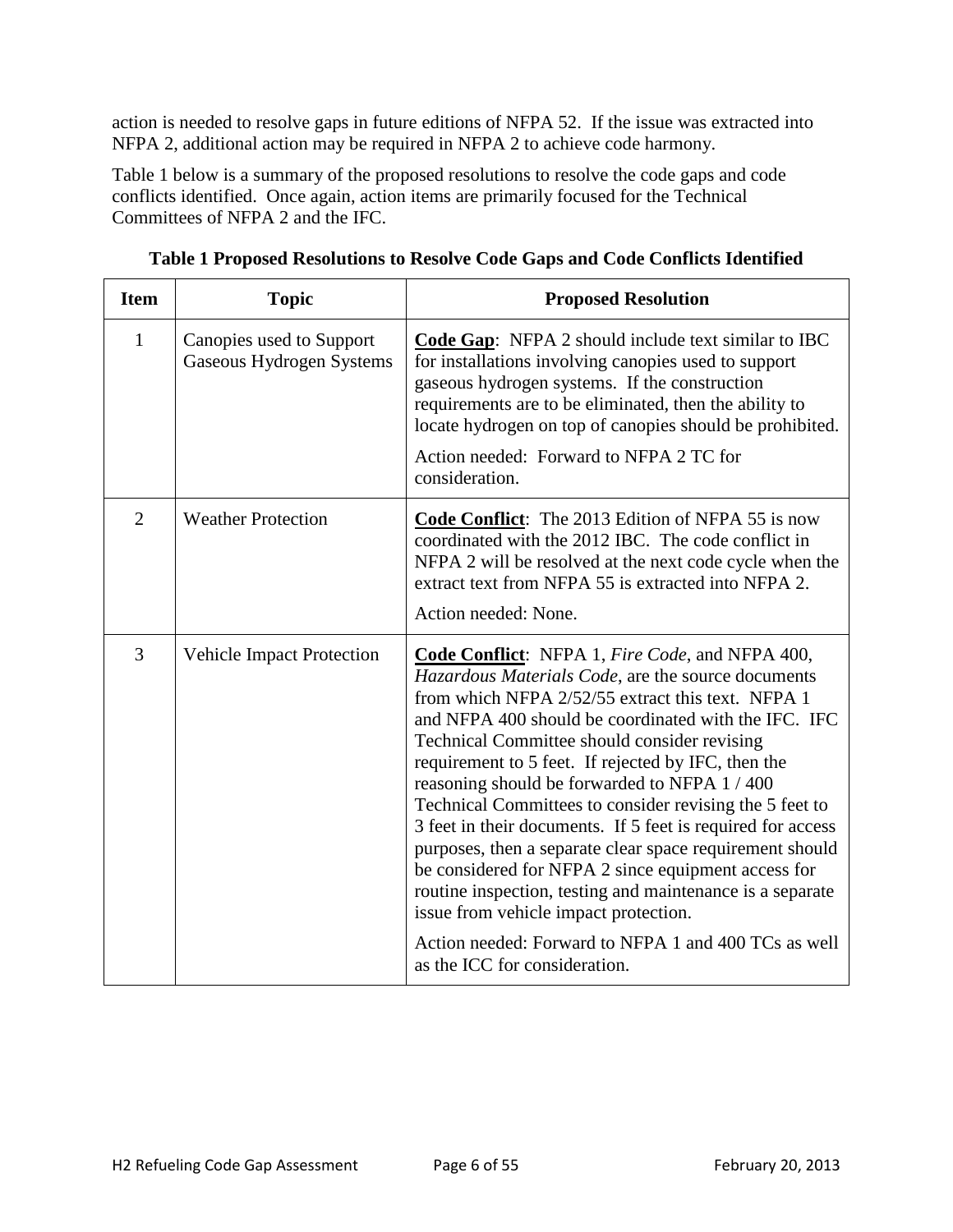action is needed to resolve gaps in future editions of NFPA 52. If the issue was extracted into NFPA 2, additional action may be required in NFPA 2 to achieve code harmony.

Table 1 below is a summary of the proposed resolutions to resolve the code gaps and code conflicts identified. Once again, action items are primarily focused for the Technical Committees of NFPA 2 and the IFC.

**Table 1 Proposed Resolutions to Resolve Code Gaps and Code Conflicts Identified**

| Item | Topic | Proposed Resolution |
|---|---|---|
| 1 | Canopies used to Support Gaseous Hydrogen Systems | **Code Gap**: NFPA 2 should include text similar to IBC for installations involving canopies used to support gaseous hydrogen systems. If the construction requirements are to be eliminated, then the ability to locate hydrogen on top of canopies should be prohibited.<br><br>Action needed: Forward to NFPA 2 TC for consideration. |
| 2 | Weather Protection | **Code Conflict**: The 2013 Edition of NFPA 55 is now coordinated with the 2012 IBC. The code conflict in NFPA 2 will be resolved at the next code cycle when the extract text from NFPA 55 is extracted into NFPA 2.<br><br>Action needed: None. |
| 3 | Vehicle Impact Protection | **Code Conflict**: NFPA 1, *Fire Code*, and NFPA 400, *Hazardous Materials Code*, are the source documents from which NFPA 2/52/55 extract this text. NFPA 1 and NFPA 400 should be coordinated with the IFC. IFC Technical Committee should consider revising requirement to 5 feet. If rejected by IFC, then the reasoning should be forwarded to NFPA 1 / 400 Technical Committees to consider revising the 5 feet to 3 feet in their documents. If 5 feet is required for access purposes, then a separate clear space requirement should be considered for NFPA 2 since equipment access for routine inspection, testing and maintenance is a separate issue from vehicle impact protection.<br><br>Action needed: Forward to NFPA 1 and 400 TCs as well as the ICC for consideration. |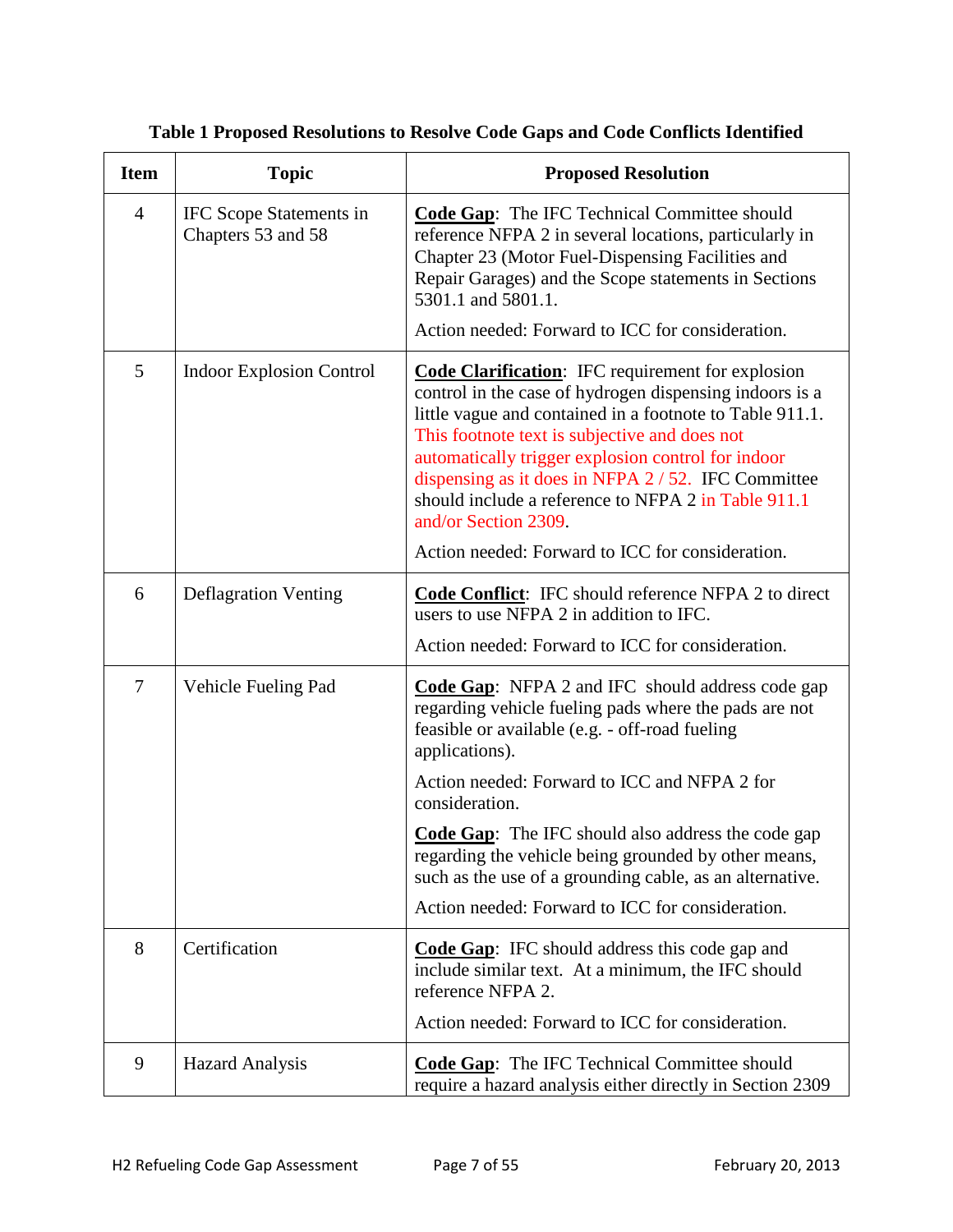**Table 1 Proposed Resolutions to Resolve Code Gaps and Code Conflicts Identified**

| Item | Topic | Proposed Resolution |
|---|---|---|
| 4 | IFC Scope Statements in Chapters 53 and 58 | **Code Gap**: The IFC Technical Committee should reference NFPA 2 in several locations, particularly in Chapter 23 (Motor Fuel-Dispensing Facilities and Repair Garages) and the Scope statements in Sections 5301.1 and 5801.1.<br><br>Action needed: Forward to ICC for consideration. |
| 5 | Indoor Explosion Control | **Code Clarification**: IFC requirement for explosion control in the case of hydrogen dispensing indoors is a little vague and contained in a footnote to Table 911.1. This footnote text is subjective and does not automatically trigger explosion control for indoor dispensing as it does in NFPA 2 / 52. IFC Committee should include a reference to NFPA 2 in Table 911.1 and/or Section 2309.<br><br>Action needed: Forward to ICC for consideration. |
| 6 | Deflagration Venting | **Code Conflict**: IFC should reference NFPA 2 to direct users to use NFPA 2 in addition to IFC.<br><br>Action needed: Forward to ICC for consideration. |
| 7 | Vehicle Fueling Pad | **Code Gap**: NFPA 2 and IFC should address code gap regarding vehicle fueling pads where the pads are not feasible or available (e.g. - off-road fueling applications).<br><br>Action needed: Forward to ICC and NFPA 2 for consideration.<br><br>**Code Gap**: The IFC should also address the code gap regarding the vehicle being grounded by other means, such as the use of a grounding cable, as an alternative.<br><br>Action needed: Forward to ICC for consideration. |
| 8 | Certification | **Code Gap**: IFC should address this code gap and include similar text. At a minimum, the IFC should reference NFPA 2.<br><br>Action needed: Forward to ICC for consideration. |
| 9 | Hazard Analysis | **Code Gap**: The IFC Technical Committee should require a hazard analysis either directly in Section 2309 |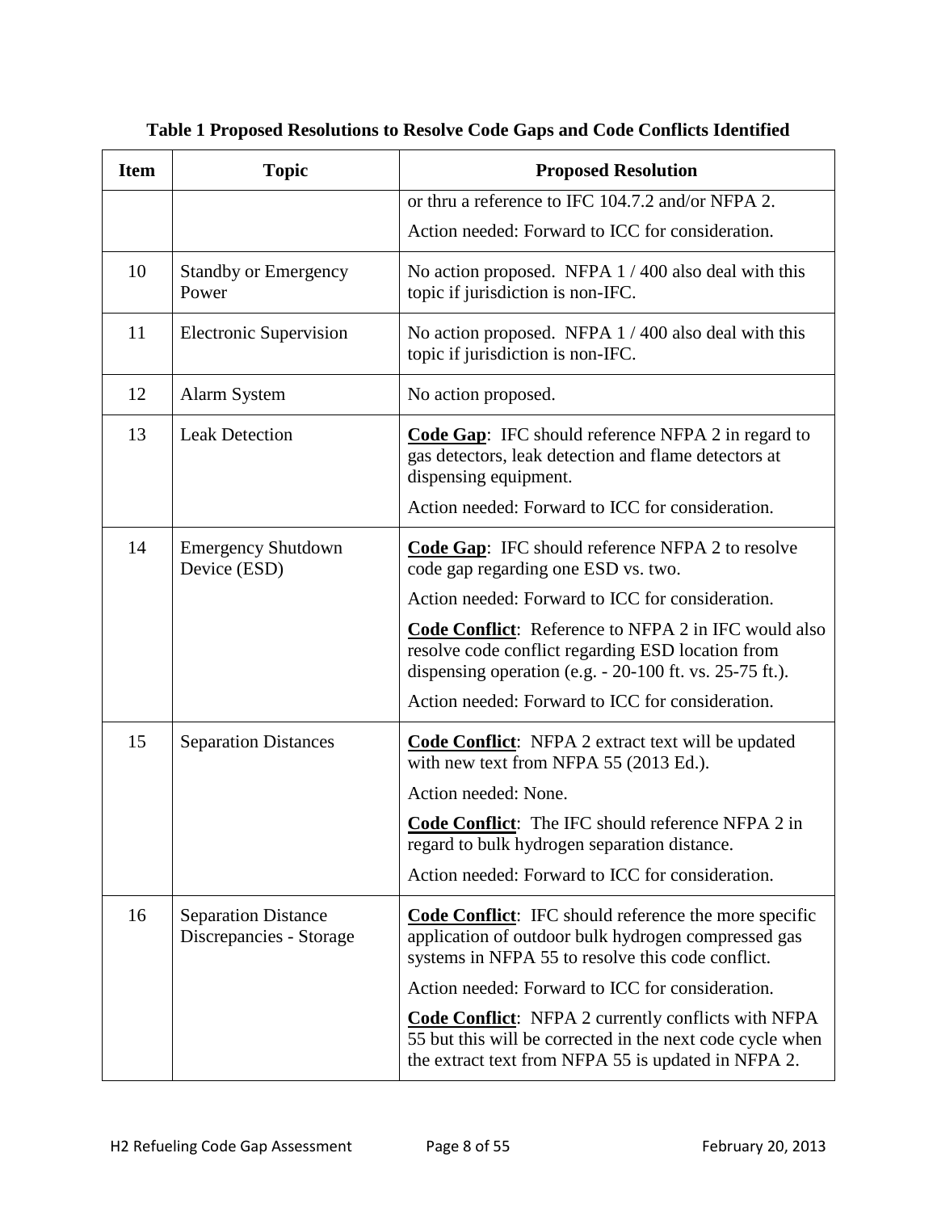**Table 1 Proposed Resolutions to Resolve Code Gaps and Code Conflicts Identified**

| Item | Topic | Proposed Resolution |
|---|---|---|
| | | or thru a reference to IFC 104.7.2 and/or NFPA 2.<br><br>Action needed: Forward to ICC for consideration. |
| 10 | Standby or Emergency Power | No action proposed. NFPA 1 / 400 also deal with this topic if jurisdiction is non-IFC. |
| 11 | Electronic Supervision | No action proposed. NFPA 1 / 400 also deal with this topic if jurisdiction is non-IFC. |
| 12 | Alarm System | No action proposed. |
| 13 | Leak Detection | **Code Gap**: IFC should reference NFPA 2 in regard to gas detectors, leak detection and flame detectors at dispensing equipment.<br><br>Action needed: Forward to ICC for consideration. |
| 14 | Emergency Shutdown Device (ESD) | **Code Gap**: IFC should reference NFPA 2 to resolve code gap regarding one ESD vs. two.<br><br>Action needed: Forward to ICC for consideration.<br><br>**Code Conflict**: Reference to NFPA 2 in IFC would also resolve code conflict regarding ESD location from dispensing operation (e.g. - 20-100 ft. vs. 25-75 ft.).<br><br>Action needed: Forward to ICC for consideration. |
| 15 | Separation Distances | **Code Conflict**: NFPA 2 extract text will be updated with new text from NFPA 55 (2013 Ed.).<br><br>Action needed: None.<br><br>**Code Conflict**: The IFC should reference NFPA 2 in regard to bulk hydrogen separation distance.<br><br>Action needed: Forward to ICC for consideration. |
| 16 | Separation Distance Discrepancies - Storage | **Code Conflict**: IFC should reference the more specific application of outdoor bulk hydrogen compressed gas systems in NFPA 55 to resolve this code conflict.<br><br>Action needed: Forward to ICC for consideration.<br><br>**Code Conflict**: NFPA 2 currently conflicts with NFPA 55 but this will be corrected in the next code cycle when the extract text from NFPA 55 is updated in NFPA 2. |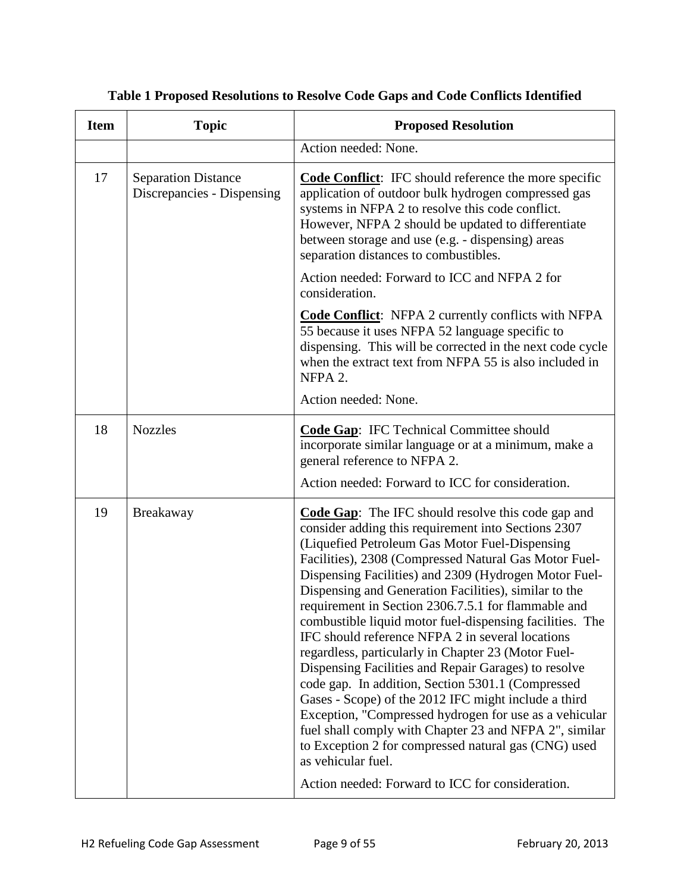**Table 1 Proposed Resolutions to Resolve Code Gaps and Code Conflicts Identified**

| Item | Topic | Proposed Resolution |
|---|---|---|
| | | Action needed: None. |
| 17 | Separation Distance Discrepancies - Dispensing | **Code Conflict**: IFC should reference the more specific application of outdoor bulk hydrogen compressed gas systems in NFPA 2 to resolve this code conflict. However, NFPA 2 should be updated to differentiate between storage and use (e.g. - dispensing) areas separation distances to combustibles.<br><br>Action needed: Forward to ICC and NFPA 2 for consideration.<br><br>**Code Conflict**: NFPA 2 currently conflicts with NFPA 55 because it uses NFPA 52 language specific to dispensing. This will be corrected in the next code cycle when the extract text from NFPA 55 is also included in NFPA 2.<br><br>Action needed: None. |
| 18 | Nozzles | **Code Gap**: IFC Technical Committee should incorporate similar language or at a minimum, make a general reference to NFPA 2.<br><br>Action needed: Forward to ICC for consideration. |
| 19 | Breakaway | **Code Gap**: The IFC should resolve this code gap and consider adding this requirement into Sections 2307 (Liquefied Petroleum Gas Motor Fuel-Dispensing Facilities), 2308 (Compressed Natural Gas Motor Fuel-Dispensing Facilities) and 2309 (Hydrogen Motor Fuel-Dispensing and Generation Facilities), similar to the requirement in Section 2306.7.5.1 for flammable and combustible liquid motor fuel-dispensing facilities. The IFC should reference NFPA 2 in several locations regardless, particularly in Chapter 23 (Motor Fuel-Dispensing Facilities and Repair Garages) to resolve code gap. In addition, Section 5301.1 (Compressed Gases - Scope) of the 2012 IFC might include a third Exception, "Compressed hydrogen for use as a vehicular fuel shall comply with Chapter 23 and NFPA 2", similar to Exception 2 for compressed natural gas (CNG) used as vehicular fuel.<br><br>Action needed: Forward to ICC for consideration. |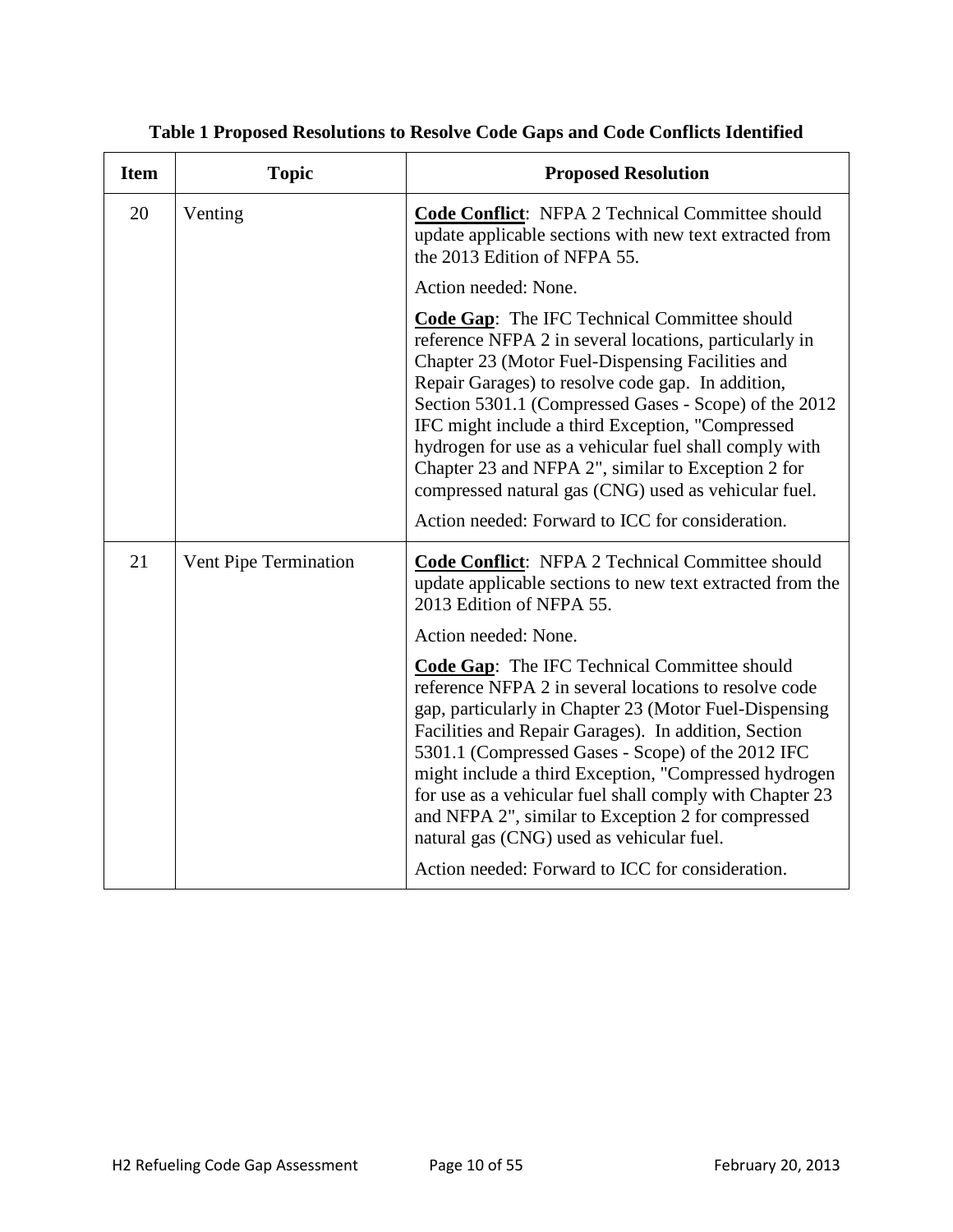**Table 1 Proposed Resolutions to Resolve Code Gaps and Code Conflicts Identified**

| Item | Topic | Proposed Resolution |
| --- | --- | --- |
| 20 | Venting | **Code Conflict**: NFPA 2 Technical Committee should update applicable sections with new text extracted from the 2013 Edition of NFPA 55.<br><br>Action needed: None.<br><br>**Code Gap**: The IFC Technical Committee should reference NFPA 2 in several locations, particularly in Chapter 23 (Motor Fuel-Dispensing Facilities and Repair Garages) to resolve code gap. In addition, Section 5301.1 (Compressed Gases - Scope) of the 2012 IFC might include a third Exception, "Compressed hydrogen for use as a vehicular fuel shall comply with Chapter 23 and NFPA 2", similar to Exception 2 for compressed natural gas (CNG) used as vehicular fuel.<br><br>Action needed: Forward to ICC for consideration. |
| 21 | Vent Pipe Termination | **Code Conflict**: NFPA 2 Technical Committee should update applicable sections to new text extracted from the 2013 Edition of NFPA 55.<br><br>Action needed: None.<br><br>**Code Gap**: The IFC Technical Committee should reference NFPA 2 in several locations to resolve code gap, particularly in Chapter 23 (Motor Fuel-Dispensing Facilities and Repair Garages). In addition, Section 5301.1 (Compressed Gases - Scope) of the 2012 IFC might include a third Exception, "Compressed hydrogen for use as a vehicular fuel shall comply with Chapter 23 and NFPA 2", similar to Exception 2 for compressed natural gas (CNG) used as vehicular fuel.<br><br>Action needed: Forward to ICC for consideration. |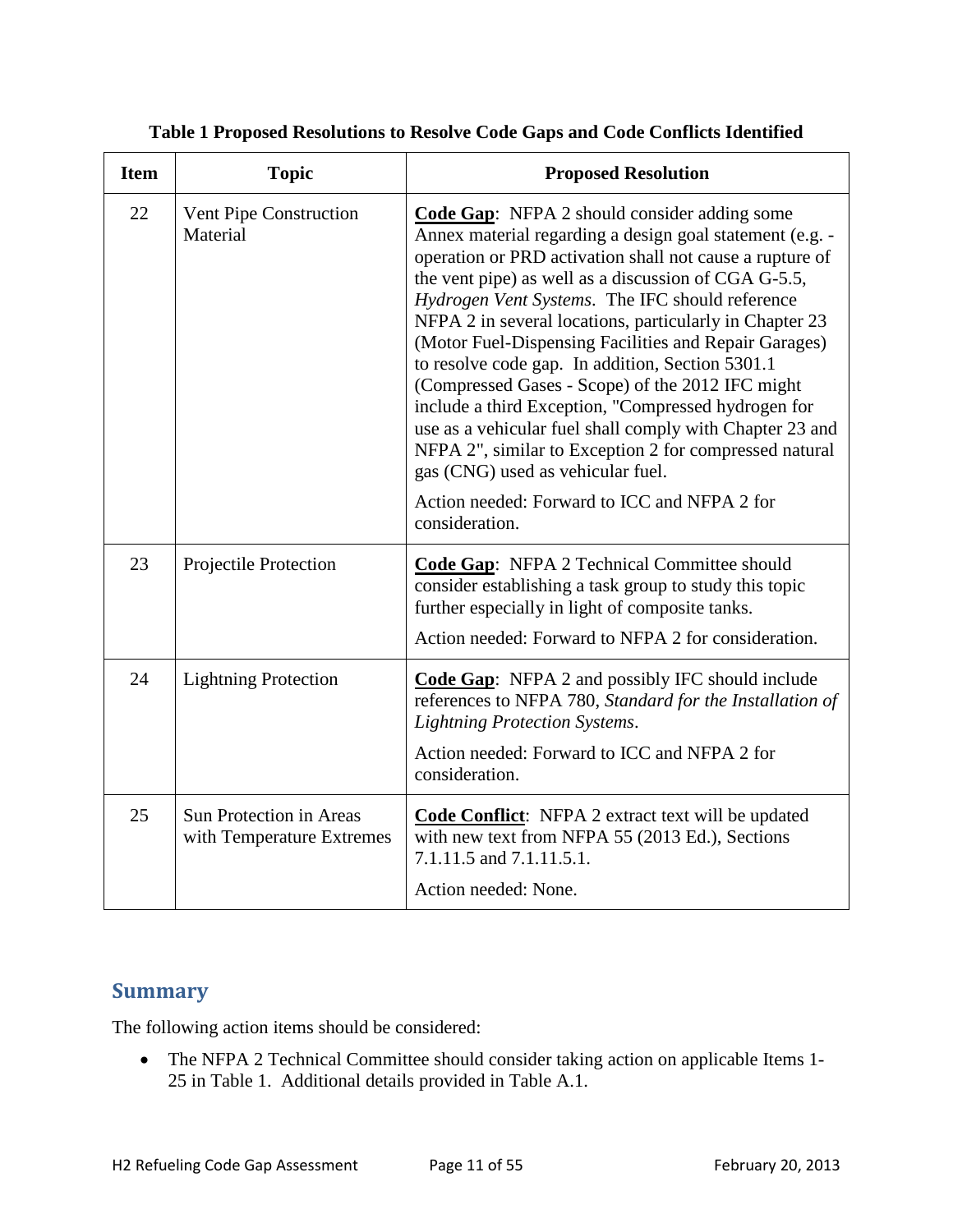**Table 1 Proposed Resolutions to Resolve Code Gaps and Code Conflicts Identified**

| Item | Topic | Proposed Resolution |
|---|---|---|
| 22 | Vent Pipe Construction Material | **Code Gap**: NFPA 2 should consider adding some Annex material regarding a design goal statement (e.g. - operation or PRD activation shall not cause a rupture of the vent pipe) as well as a discussion of CGA G-5.5, *Hydrogen Vent Systems*. The IFC should reference NFPA 2 in several locations, particularly in Chapter 23 (Motor Fuel-Dispensing Facilities and Repair Garages) to resolve code gap. In addition, Section 5301.1 (Compressed Gases - Scope) of the 2012 IFC might include a third Exception, "Compressed hydrogen for use as a vehicular fuel shall comply with Chapter 23 and NFPA 2", similar to Exception 2 for compressed natural gas (CNG) used as vehicular fuel.<br><br>Action needed: Forward to ICC and NFPA 2 for consideration. |
| 23 | Projectile Protection | **Code Gap**: NFPA 2 Technical Committee should consider establishing a task group to study this topic further especially in light of composite tanks.<br><br>Action needed: Forward to NFPA 2 for consideration. |
| 24 | Lightning Protection | **Code Gap**: NFPA 2 and possibly IFC should include references to NFPA 780, *Standard for the Installation of Lightning Protection Systems*.<br><br>Action needed: Forward to ICC and NFPA 2 for consideration. |
| 25 | Sun Protection in Areas with Temperature Extremes | **Code Conflict**: NFPA 2 extract text will be updated with new text from NFPA 55 (2013 Ed.), Sections 7.1.11.5 and 7.1.11.5.1.<br><br>Action needed: None. |

## Summary

The following action items should be considered:

- The NFPA 2 Technical Committee should consider taking action on applicable Items 1-25 in Table 1. Additional details provided in Table A.1.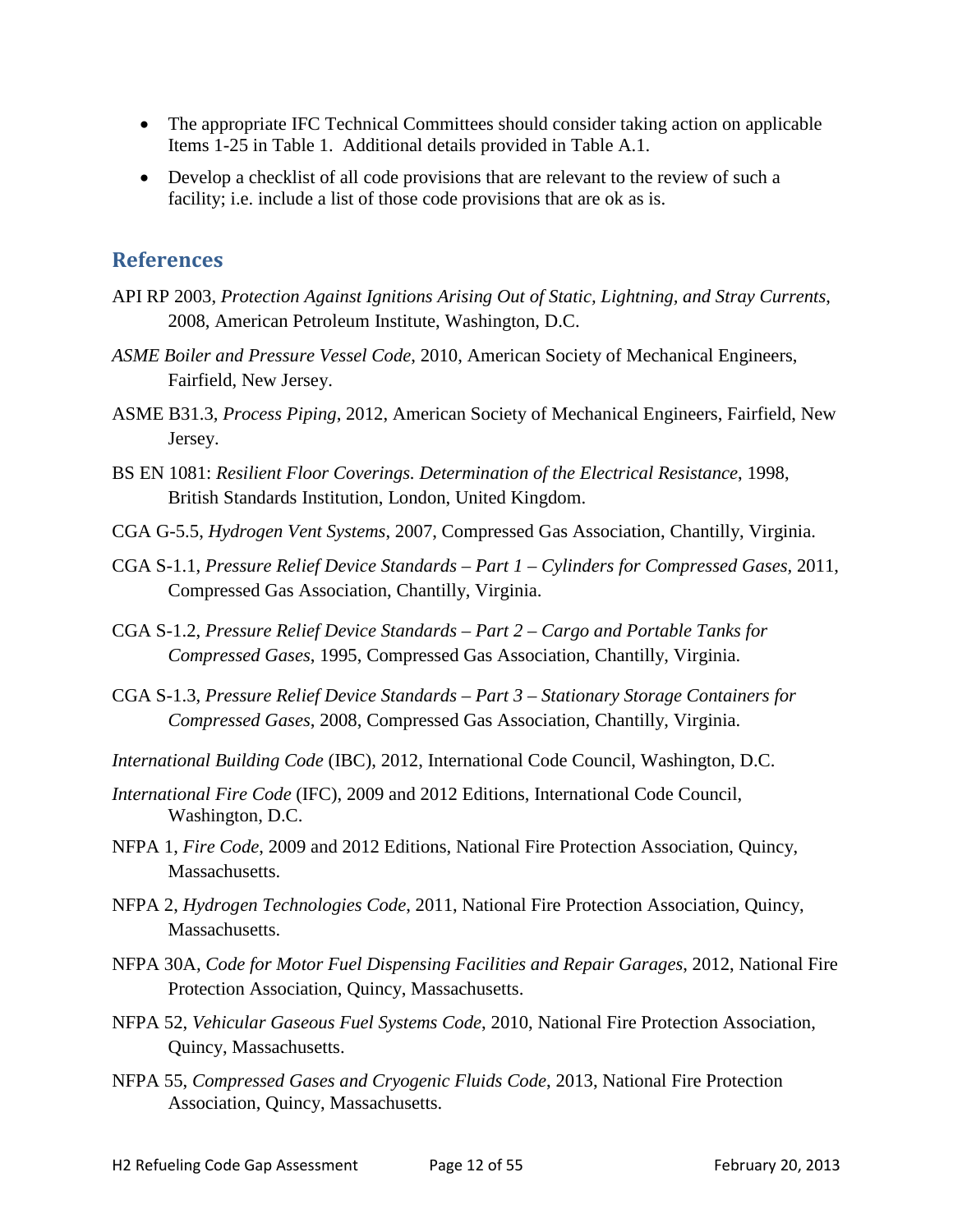- The appropriate IFC Technical Committees should consider taking action on applicable Items 1-25 in Table 1. Additional details provided in Table A.1.
- Develop a checklist of all code provisions that are relevant to the review of such a facility; i.e. include a list of those code provisions that are ok as is.

## References

API RP 2003, *Protection Against Ignitions Arising Out of Static, Lightning, and Stray Currents*, 2008, American Petroleum Institute, Washington, D.C.

*ASME Boiler and Pressure Vessel Code*, 2010, American Society of Mechanical Engineers, Fairfield, New Jersey.

ASME B31.3, *Process Piping*, 2012, American Society of Mechanical Engineers, Fairfield, New Jersey.

BS EN 1081: *Resilient Floor Coverings. Determination of the Electrical Resistance*, 1998, British Standards Institution, London, United Kingdom.

CGA G-5.5, *Hydrogen Vent Systems*, 2007, Compressed Gas Association, Chantilly, Virginia.

CGA S-1.1, *Pressure Relief Device Standards – Part 1 – Cylinders for Compressed Gases*, 2011, Compressed Gas Association, Chantilly, Virginia.

CGA S-1.2, *Pressure Relief Device Standards – Part 2 – Cargo and Portable Tanks for Compressed Gases*, 1995, Compressed Gas Association, Chantilly, Virginia.

CGA S-1.3, *Pressure Relief Device Standards – Part 3 – Stationary Storage Containers for Compressed Gases*, 2008, Compressed Gas Association, Chantilly, Virginia.

*International Building Code* (IBC), 2012, International Code Council, Washington, D.C.

*International Fire Code* (IFC), 2009 and 2012 Editions, International Code Council, Washington, D.C.

NFPA 1, *Fire Code*, 2009 and 2012 Editions, National Fire Protection Association, Quincy, Massachusetts.

NFPA 2, *Hydrogen Technologies Code*, 2011, National Fire Protection Association, Quincy, Massachusetts.

NFPA 30A, *Code for Motor Fuel Dispensing Facilities and Repair Garages*, 2012, National Fire Protection Association, Quincy, Massachusetts.

NFPA 52, *Vehicular Gaseous Fuel Systems Code*, 2010, National Fire Protection Association, Quincy, Massachusetts.

NFPA 55, *Compressed Gases and Cryogenic Fluids Code*, 2013, National Fire Protection Association, Quincy, Massachusetts.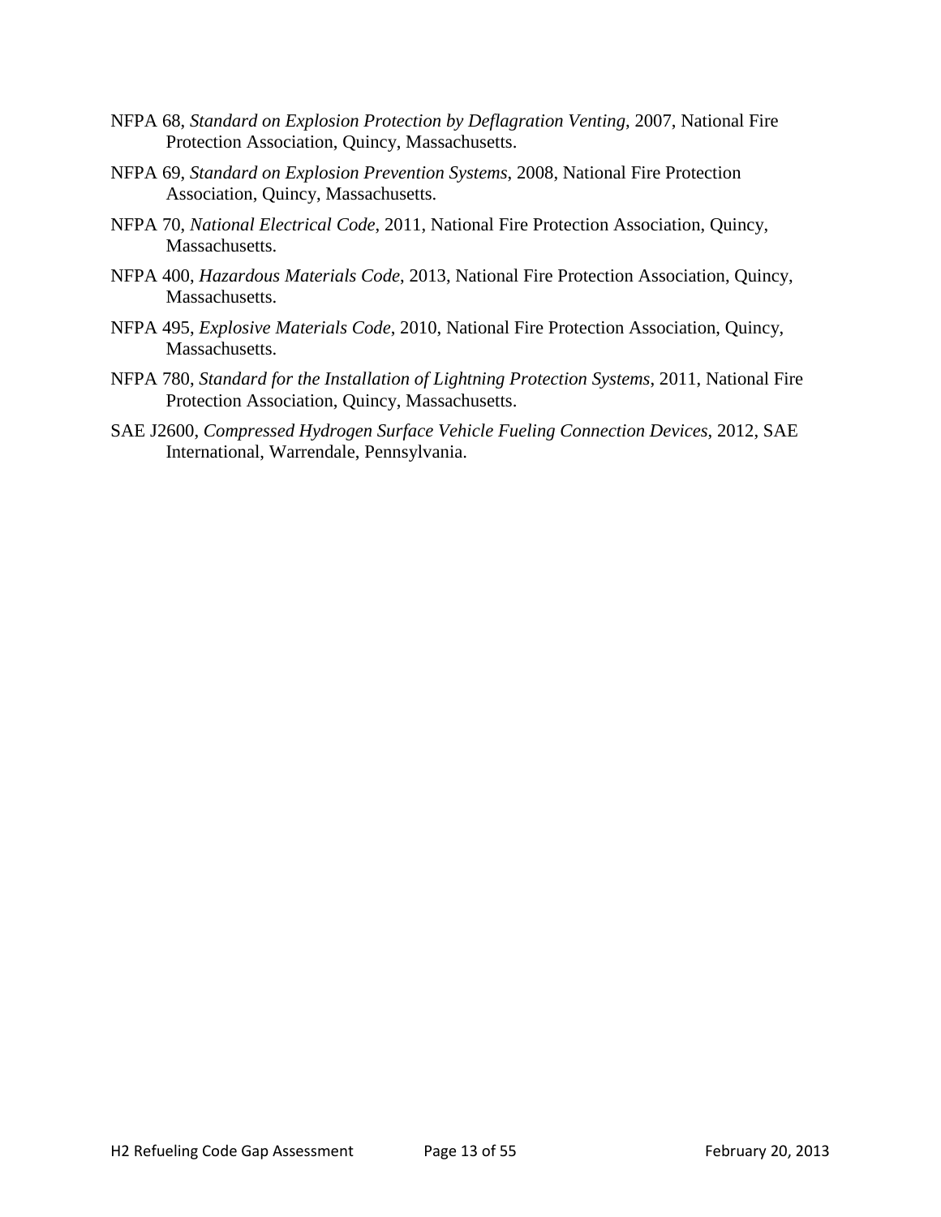NFPA 68, *Standard on Explosion Protection by Deflagration Venting*, 2007, National Fire Protection Association, Quincy, Massachusetts.

NFPA 69, *Standard on Explosion Prevention Systems*, 2008, National Fire Protection Association, Quincy, Massachusetts.

NFPA 70, *National Electrical Code*, 2011, National Fire Protection Association, Quincy, Massachusetts.

NFPA 400, *Hazardous Materials Code*, 2013, National Fire Protection Association, Quincy, Massachusetts.

NFPA 495, *Explosive Materials Code*, 2010, National Fire Protection Association, Quincy, Massachusetts.

NFPA 780, *Standard for the Installation of Lightning Protection Systems*, 2011, National Fire Protection Association, Quincy, Massachusetts.

SAE J2600, *Compressed Hydrogen Surface Vehicle Fueling Connection Devices*, 2012, SAE International, Warrendale, Pennsylvania.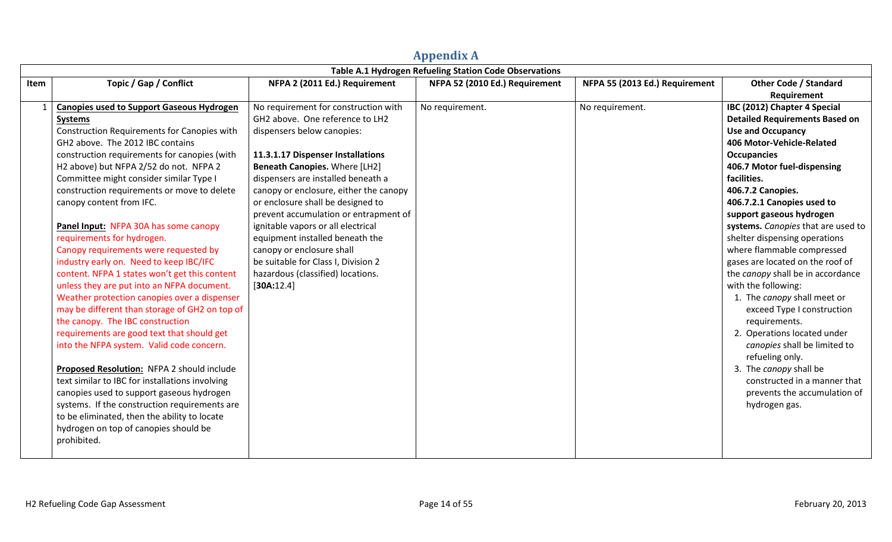# Appendix A

**Table A.1 Hydrogen Refueling Station Code Observations**

| Item | Topic / Gap / Conflict | NFPA 2 (2011 Ed.) Requirement | NFPA 52 (2010 Ed.) Requirement | NFPA 55 (2013 Ed.) Requirement | Other Code / Standard Requirement |
|---|---|---|---|---|---|
| 1 | **Canopies used to Support Gaseous Hydrogen Systems**<br>Construction Requirements for Canopies with GH2 above. The 2012 IBC contains construction requirements for canopies (with H2 above) but NFPA 2/52 do not. NFPA 2 Committee might consider similar Type I construction requirements or move to delete canopy content from IFC.<br><br>**Panel Input:** NFPA 30A has some canopy requirements for hydrogen. Canopy requirements were requested by industry early on. Need to keep IBC/IFC content. NFPA 1 states won't get this content unless they are put into an NFPA document. Weather protection canopies over a dispenser may be different than storage of GH2 on top of the canopy. The IBC construction requirements are good text that should get into the NFPA system. Valid code concern.<br><br>**Proposed Resolution:** NFPA 2 should include text similar to IBC for installations involving canopies used to support gaseous hydrogen systems. If the construction requirements are to be eliminated, then the ability to locate hydrogen on top of canopies should be prohibited. | No requirement for construction with GH2 above. One reference to LH2 dispensers below canopies:<br><br>**11.3.1.17 Dispenser Installations Beneath Canopies.** Where [LH2] dispensers are installed beneath a canopy or enclosure, either the canopy or enclosure shall be designed to prevent accumulation or entrapment of ignitable vapors or all electrical equipment installed beneath the canopy or enclosure shall be suitable for Class I, Division 2 hazardous (classified) locations. [**30A:**12.4] | No requirement. | No requirement. | **IBC (2012) Chapter 4 Special Detailed Requirements Based on Use and Occupancy**<br>**406 Motor-Vehicle-Related Occupancies**<br>**406.7 Motor fuel-dispensing facilities.**<br>**406.7.2 Canopies.**<br>**406.7.2.1 Canopies used to support gaseous hydrogen systems.** *Canopies* that are used to shelter dispensing operations where flammable compressed gases are located on the roof of the *canopy* shall be in accordance with the following:<br>1. The *canopy* shall meet or exceed Type I construction requirements.<br>2. Operations located under *canopies* shall be limited to refueling only.<br>3. The *canopy* shall be constructed in a manner that prevents the accumulation of hydrogen gas. |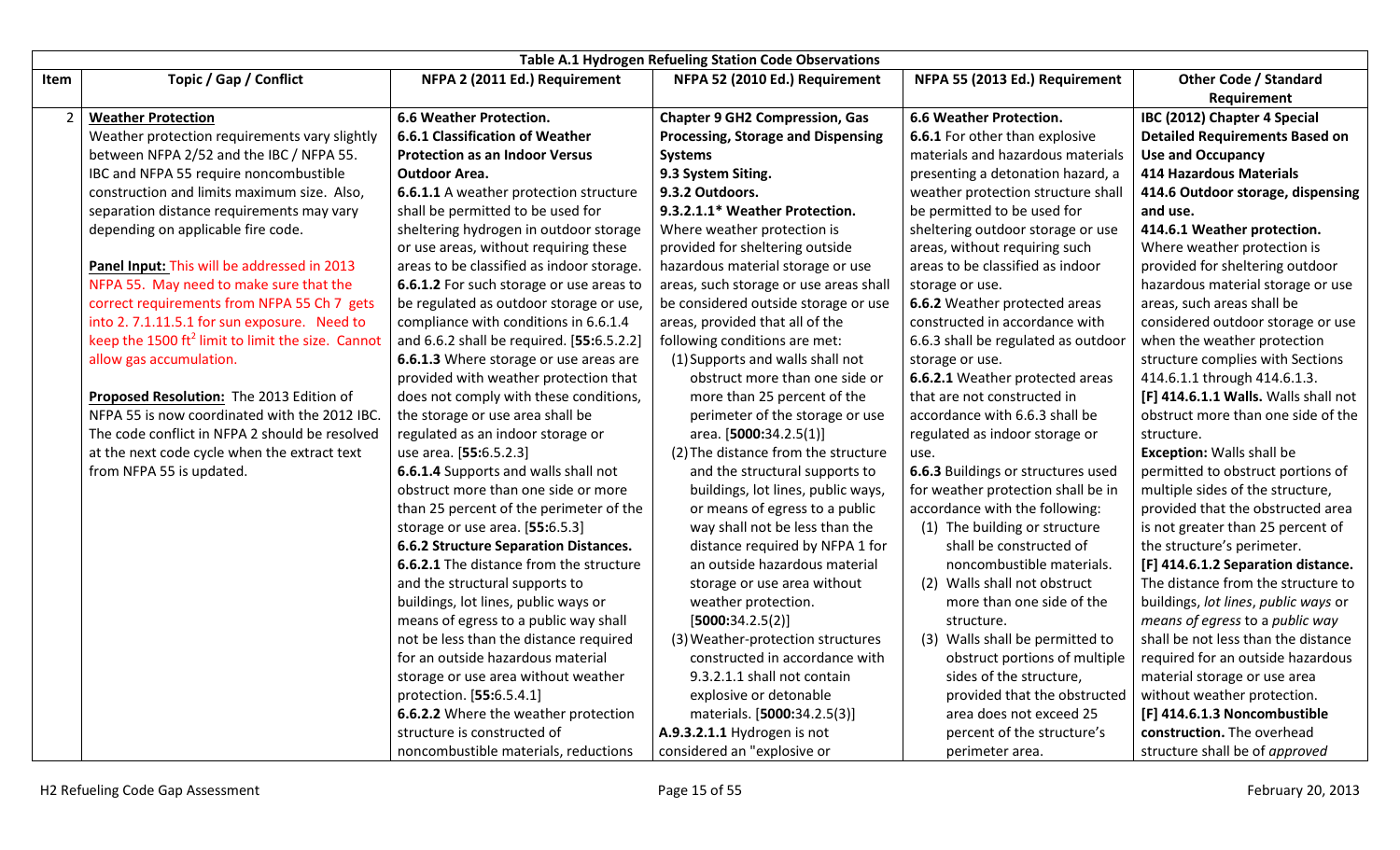| Table A.1 Hydrogen Refueling Station Code Observations | | | | | |
|---|---|---|---|---|---|
| **Item** | **Topic / Gap / Conflict** | **NFPA 2 (2011 Ed.) Requirement** | **NFPA 52 (2010 Ed.) Requirement** | **NFPA 55 (2013 Ed.) Requirement** | **Other Code / Standard Requirement** |
| 2 | **Weather Protection**<br>Weather protection requirements vary slightly between NFPA 2/52 and the IBC / NFPA 55. IBC and NFPA 55 require noncombustible construction and limits maximum size. Also, separation distance requirements may vary depending on applicable fire code.<br><br>**Panel Input:** This will be addressed in 2013 NFPA 55. May need to make sure that the correct requirements from NFPA 55 Ch 7 gets into 2. 7.1.11.5.1 for sun exposure. Need to keep the 1500 ft$^2$ limit to limit the size. Cannot allow gas accumulation.<br><br>**Proposed Resolution:** The 2013 Edition of NFPA 55 is now coordinated with the 2012 IBC. The code conflict in NFPA 2 should be resolved at the next code cycle when the extract text from NFPA 55 is updated. | **6.6 Weather Protection.**<br>**6.6.1 Classification of Weather Protection as an Indoor Versus Outdoor Area.**<br>**6.6.1.1** A weather protection structure shall be permitted to be used for sheltering hydrogen in outdoor storage or use areas, without requiring these areas to be classified as indoor storage.<br>**6.6.1.2** For such storage or use areas to be regulated as outdoor storage or use, compliance with conditions in 6.6.1.4 and 6.6.2 shall be required. [**55:**6.5.2.2]<br>**6.6.1.3** Where storage or use areas are provided with weather protection that does not comply with these conditions, the storage or use area shall be regulated as an indoor storage or use area. [**55:**6.5.2.3]<br>**6.6.1.4** Supports and walls shall not obstruct more than one side or more than 25 percent of the perimeter of the storage or use area. [**55:**6.5.3]<br>**6.6.2 Structure Separation Distances.**<br>**6.6.2.1** The distance from the structure and the structural supports to buildings, lot lines, public ways or means of egress to a public way shall not be less than the distance required for an outside hazardous material storage or use area without weather protection. [**55:**6.5.4.1]<br>**6.6.2.2** Where the weather protection structure is constructed of noncombustible materials, reductions | **Chapter 9 GH2 Compression, Gas Processing, Storage and Dispensing Systems**<br>**9.3 System Siting.**<br>**9.3.2 Outdoors.**<br>**9.3.2.1.1\* Weather Protection.** Where weather protection is provided for sheltering outside hazardous material storage or use areas, such storage or use areas shall be considered outside storage or use areas, provided that all of the following conditions are met:<br>(1) Supports and walls shall not obstruct more than one side or more than 25 percent of the perimeter of the storage or use area. [**5000:**34.2.5(1)]<br>(2) The distance from the structure and the structural supports to buildings, lot lines, public ways, or means of egress to a public way shall not be less than the distance required by NFPA 1 for an outside hazardous material storage or use area without weather protection. [**5000:**34.2.5(2)]<br>(3) Weather-protection structures constructed in accordance with 9.3.2.1.1 shall not contain explosive or detonable materials. [**5000:**34.2.5(3)]<br>**A.9.3.2.1.1** Hydrogen is not considered an "explosive or | **6.6 Weather Protection.**<br>**6.6.1** For other than explosive materials and hazardous materials presenting a detonation hazard, a weather protection structure shall be permitted to be used for sheltering outdoor storage or use areas, without requiring such areas to be classified as indoor storage or use.<br>**6.6.2** Weather protected areas constructed in accordance with 6.6.3 shall be regulated as outdoor storage or use.<br>**6.6.2.1** Weather protected areas that are not constructed in accordance with 6.6.3 shall be regulated as indoor storage or use.<br>**6.6.3** Buildings or structures used for weather protection shall be in accordance with the following:<br>(1) The building or structure shall be constructed of noncombustible materials.<br>(2) Walls shall not obstruct more than one side of the structure.<br>(3) Walls shall be permitted to obstruct portions of multiple sides of the structure, provided that the obstructed area does not exceed 25 percent of the structure's perimeter area. | **IBC (2012) Chapter 4 Special Detailed Requirements Based on Use and Occupancy**<br>**414 Hazardous Materials**<br>**414.6 Outdoor storage, dispensing and use.**<br>**414.6.1 Weather protection.** Where weather protection is provided for sheltering outdoor hazardous material storage or use areas, such areas shall be considered outdoor storage or use when the weather protection structure complies with Sections 414.6.1.1 through 414.6.1.3.<br>**[F] 414.6.1.1 Walls.** Walls shall not obstruct more than one side of the structure.<br>**Exception:** Walls shall be permitted to obstruct portions of multiple sides of the structure, provided that the obstructed area is not greater than 25 percent of the structure's perimeter.<br>**[F] 414.6.1.2 Separation distance.** The distance from the structure to buildings, *lot lines*, *public ways* or *means of egress* to a *public way* shall be not less than the distance required for an outside hazardous material storage or use area without weather protection.<br>**[F] 414.6.1.3 Noncombustible construction.** The overhead structure shall be of *approved* |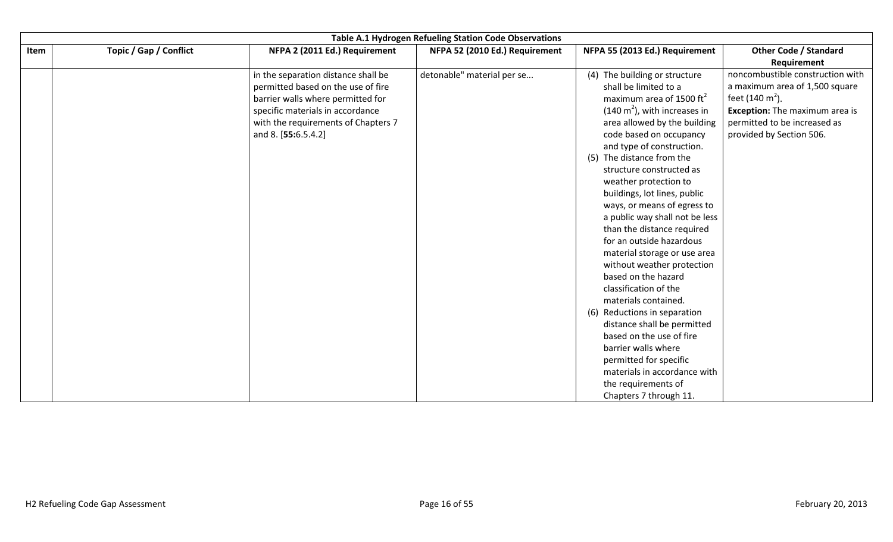| Table A.1 Hydrogen Refueling Station Code Observations | | | | | |
|---|---|---|---|---|---|
| Item | Topic / Gap / Conflict | NFPA 2 (2011 Ed.) Requirement | NFPA 52 (2010 Ed.) Requirement | NFPA 55 (2013 Ed.) Requirement | Other Code / Standard Requirement |
| | | in the separation distance shall be permitted based on the use of fire barrier walls where permitted for specific materials in accordance with the requirements of Chapters 7 and 8. [**55:**6.5.4.2] | detonable" material per se... | (4) The building or structure shall be limited to a maximum area of 1500 $ft^2$ (140 $m^2$), with increases in area allowed by the building code based on occupancy and type of construction.<br>(5) The distance from the structure constructed as weather protection to buildings, lot lines, public ways, or means of egress to a public way shall not be less than the distance required for an outside hazardous material storage or use area without weather protection based on the hazard classification of the materials contained.<br>(6) Reductions in separation distance shall be permitted based on the use of fire barrier walls where permitted for specific materials in accordance with the requirements of Chapters 7 through 11. | noncombustible construction with a maximum area of 1,500 square feet (140 $m^2$).<br>**Exception:** The maximum area is permitted to be increased as provided by Section 506. |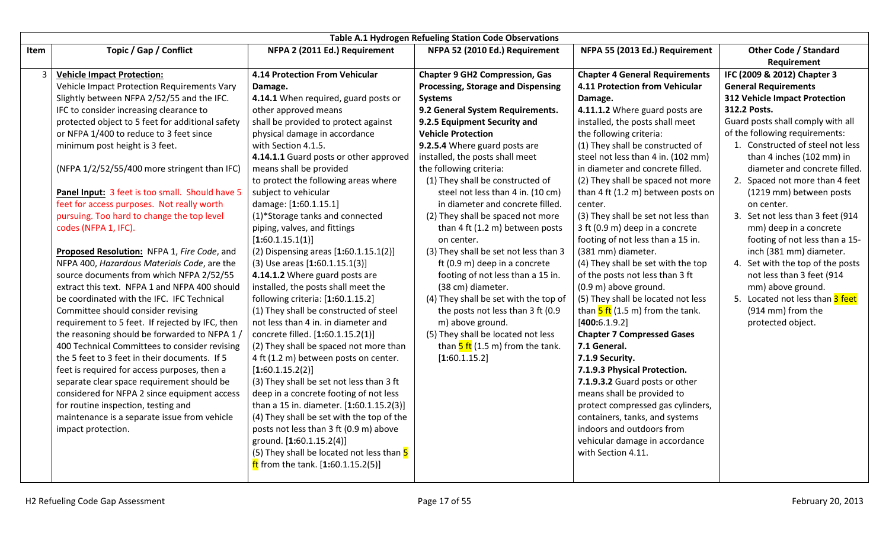**Table A.1 Hydrogen Refueling Station Code Observations**

| Item | Topic / Gap / Conflict | NFPA 2 (2011 Ed.) Requirement | NFPA 52 (2010 Ed.) Requirement | NFPA 55 (2013 Ed.) Requirement | Other Code / Standard Requirement |
|---|---|---|---|---|---|
| 3 | **Vehicle Impact Protection:**<br>Vehicle Impact Protection Requirements Vary Slightly between NFPA 2/52/55 and the IFC. IFC to consider increasing clearance to protected object to 5 feet for additional safety or NFPA 1/400 to reduce to 3 feet since minimum post height is 3 feet.<br><br>(NFPA 1/2/52/55/400 more stringent than IFC)<br><br>**Panel Input:** 3 feet is too small. Should have 5 feet for access purposes. Not really worth pursuing. Too hard to change the top level codes (NFPA 1, IFC).<br><br>**Proposed Resolution:** NFPA 1, *Fire Code*, and NFPA 400, *Hazardous Materials Code*, are the source documents from which NFPA 2/52/55 extract this text. NFPA 1 and NFPA 400 should be coordinated with the IFC. IFC Technical Committee should consider revising requirement to 5 feet. If rejected by IFC, then the reasoning should be forwarded to NFPA 1 / 400 Technical Committees to consider revising the 5 feet to 3 feet in their documents. If 5 feet is required for access purposes, then a separate clear space requirement should be considered for NFPA 2 since equipment access for routine inspection, testing and maintenance is a separate issue from vehicle impact protection. | **4.14 Protection From Vehicular Damage.**<br>**4.14.1** When required, guard posts or other approved means shall be provided to protect against physical damage in accordance with Section 4.1.5.<br>**4.14.1.1** Guard posts or other approved means shall be provided to protect the following areas where subject to vehicular damage: [**1:**60.1.15.1]<br>(1)*Storage tanks and connected piping, valves, and fittings [**1:**60.1.15.1(1)]<br>(2) Dispensing areas [**1:**60.1.15.1(2)]<br>(3) Use areas [**1:**60.1.15.1(3)]<br>**4.14.1.2** Where guard posts are installed, the posts shall meet the following criteria: [**1:**60.1.15.2]<br>(1) They shall be constructed of steel not less than 4 in. in diameter and concrete filled. [**1:**60.1.15.2(1)]<br>(2) They shall be spaced not more than 4 ft (1.2 m) between posts on center. [**1:**60.1.15.2(2)]<br>(3) They shall be set not less than 3 ft deep in a concrete footing of not less than a 15 in. diameter. [**1:**60.1.15.2(3)]<br>(4) They shall be set with the top of the posts not less than 3 ft (0.9 m) above ground. [**1:**60.1.15.2(4)]<br>(5) They shall be located not less than 5 ft from the tank. [**1:**60.1.15.2(5)] | **Chapter 9 GH2 Compression, Gas Processing, Storage and Dispensing Systems**<br>**9.2 General System Requirements.**<br>**9.2.5 Equipment Security and Vehicle Protection**<br>**9.2.5.4** Where guard posts are installed, the posts shall meet the following criteria:<br>(1) They shall be constructed of steel not less than 4 in. (10 cm) in diameter and concrete filled.<br>(2) They shall be spaced not more than 4 ft (1.2 m) between posts on center.<br>(3) They shall be set not less than 3 ft (0.9 m) deep in a concrete footing of not less than a 15 in. (38 cm) diameter.<br>(4) They shall be set with the top of the posts not less than 3 ft (0.9 m) above ground.<br>(5) They shall be located not less than 5 ft (1.5 m) from the tank. [**1:**60.1.15.2] | **Chapter 4 General Requirements**<br>**4.11 Protection from Vehicular Damage.**<br>**4.11.1.2** Where guard posts are installed, the posts shall meet the following criteria:<br>(1) They shall be constructed of steel not less than 4 in. (102 mm) in diameter and concrete filled.<br>(2) They shall be spaced not more than 4 ft (1.2 m) between posts on center.<br>(3) They shall be set not less than 3 ft (0.9 m) deep in a concrete footing of not less than a 15 in. (381 mm) diameter.<br>(4) They shall be set with the top of the posts not less than 3 ft (0.9 m) above ground.<br>(5) They shall be located not less than 5 ft (1.5 m) from the tank. [**400:**6.1.9.2]<br>**Chapter 7 Compressed Gases**<br>**7.1 General.**<br>**7.1.9 Security.**<br>**7.1.9.3 Physical Protection.**<br>**7.1.9.3.2** Guard posts or other means shall be provided to protect compressed gas cylinders, containers, tanks, and systems indoors and outdoors from vehicular damage in accordance with Section 4.11. | **IFC (2009 & 2012) Chapter 3 General Requirements**<br>**312 Vehicle Impact Protection**<br>**312.2 Posts.**<br>Guard posts shall comply with all of the following requirements:<br>1. Constructed of steel not less than 4 inches (102 mm) in diameter and concrete filled.<br>2. Spaced not more than 4 feet (1219 mm) between posts on center.<br>3. Set not less than 3 feet (914 mm) deep in a concrete footing of not less than a 15-inch (381 mm) diameter.<br>4. Set with the top of the posts not less than 3 feet (914 mm) above ground.<br>5. Located not less than 3 feet (914 mm) from the protected object. |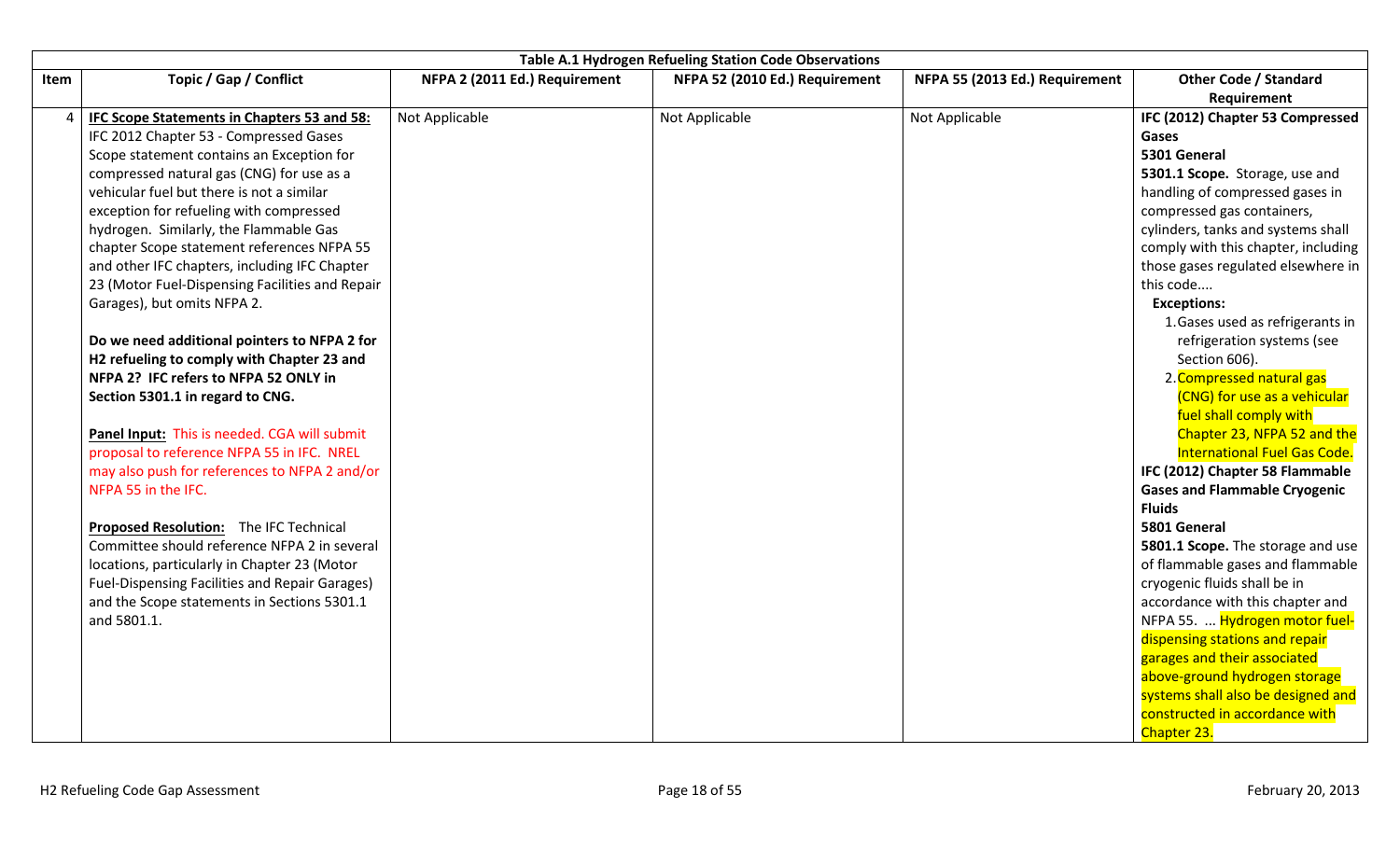| Table A.1 Hydrogen Refueling Station Code Observations | | | | | |
|---|---|---|---|---|---|
| **Item** | **Topic / Gap / Conflict** | **NFPA 2 (2011 Ed.) Requirement** | **NFPA 52 (2010 Ed.) Requirement** | **NFPA 55 (2013 Ed.) Requirement** | **Other Code / Standard Requirement** |
| 4 | **IFC Scope Statements in Chapters 53 and 58:** IFC 2012 Chapter 53 - Compressed Gases Scope statement contains an Exception for compressed natural gas (CNG) for use as a vehicular fuel but there is not a similar exception for refueling with compressed hydrogen. Similarly, the Flammable Gas chapter Scope statement references NFPA 55 and other IFC chapters, including IFC Chapter 23 (Motor Fuel-Dispensing Facilities and Repair Garages), but omits NFPA 2.<br><br>**Do we need additional pointers to NFPA 2 for H2 refueling to comply with Chapter 23 and NFPA 2? IFC refers to NFPA 52 ONLY in Section 5301.1 in regard to CNG.**<br><br>**Panel Input:** This is needed. CGA will submit proposal to reference NFPA 55 in IFC. NREL may also push for references to NFPA 2 and/or NFPA 55 in the IFC.<br><br>**Proposed Resolution:** The IFC Technical Committee should reference NFPA 2 in several locations, particularly in Chapter 23 (Motor Fuel-Dispensing Facilities and Repair Garages) and the Scope statements in Sections 5301.1 and 5801.1. | Not Applicable | Not Applicable | Not Applicable | **IFC (2012) Chapter 53 Compressed Gases**<br>**5301 General**<br>**5301.1 Scope.** Storage, use and handling of compressed gases in compressed gas containers, cylinders, tanks and systems shall comply with this chapter, including those gases regulated elsewhere in this code....<br>**Exceptions:**<br>1. Gases used as refrigerants in refrigeration systems (see Section 606).<br>2. Compressed natural gas (CNG) for use as a vehicular fuel shall comply with Chapter 23, NFPA 52 and the International Fuel Gas Code.<br>**IFC (2012) Chapter 58 Flammable Gases and Flammable Cryogenic Fluids**<br>**5801 General**<br>**5801.1 Scope.** The storage and use of flammable gases and flammable cryogenic fluids shall be in accordance with this chapter and NFPA 55. ... Hydrogen motor fuel-dispensing stations and repair garages and their associated above-ground hydrogen storage systems shall also be designed and constructed in accordance with Chapter 23. |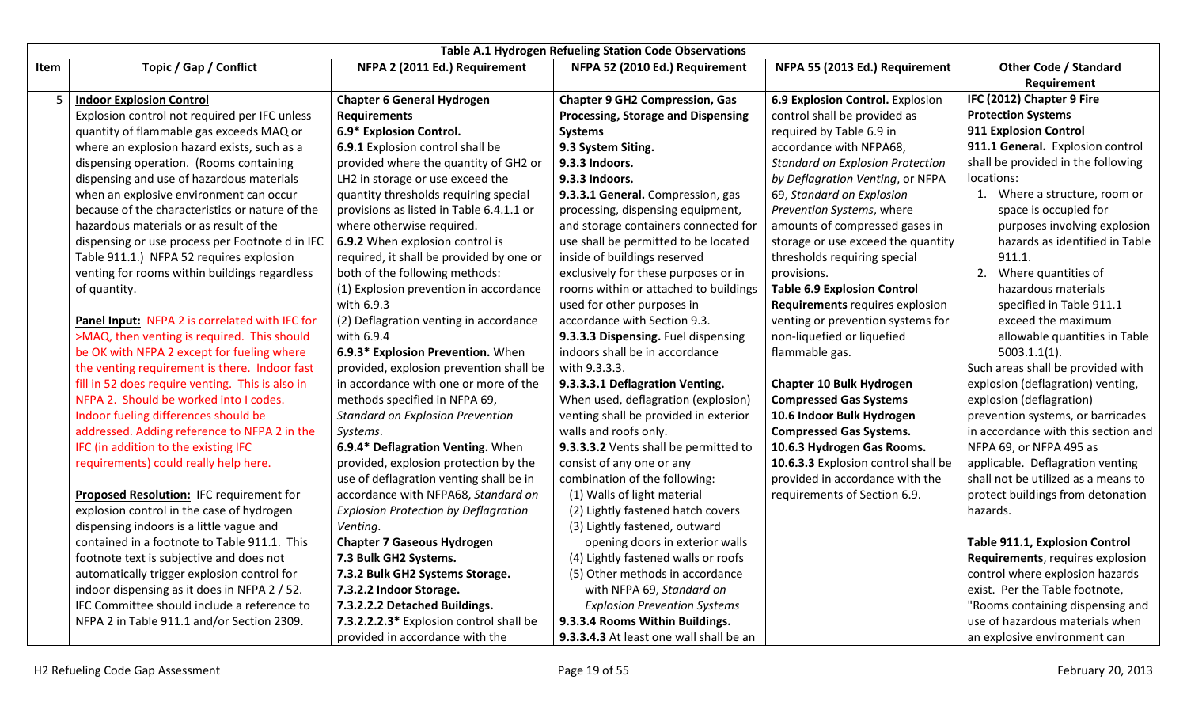| Table A.1 Hydrogen Refueling Station Code Observations | | | | | |
|---|---|---|---|---|---|
| **Item** | **Topic / Gap / Conflict** | **NFPA 2 (2011 Ed.) Requirement** | **NFPA 52 (2010 Ed.) Requirement** | **NFPA 55 (2013 Ed.) Requirement** | **Other Code / Standard Requirement** |
| 5 | **Indoor Explosion Control**<br>Explosion control not required per IFC unless quantity of flammable gas exceeds MAQ or where an explosion hazard exists, such as a dispensing operation. (Rooms containing dispensing and use of hazardous materials when an explosive environment can occur because of the characteristics or nature of the hazardous materials or as result of the dispensing or use process per Footnote d in IFC Table 911.1.) NFPA 52 requires explosion venting for rooms within buildings regardless of quantity.<br><br>**Panel Input:** NFPA 2 is correlated with IFC for >MAQ, then venting is required. This should be OK with NFPA 2 except for fueling where the venting requirement is there. Indoor fast fill in 52 does require venting. This is also in NFPA 2. Should be worked into I codes. Indoor fueling differences should be addressed. Adding reference to NFPA 2 in the IFC (in addition to the existing IFC requirements) could really help here.<br><br>**Proposed Resolution:** IFC requirement for explosion control in the case of hydrogen dispensing indoors is a little vague and contained in a footnote to Table 911.1. This footnote text is subjective and does not automatically trigger explosion control for indoor dispensing as it does in NFPA 2 / 52. IFC Committee should include a reference to NFPA 2 in Table 911.1 and/or Section 2309. | **Chapter 6 General Hydrogen Requirements**<br>**6.9\* Explosion Control.**<br>**6.9.1** Explosion control shall be provided where the quantity of GH2 or LH2 in storage or use exceed the quantity thresholds requiring special provisions as listed in Table 6.4.1.1 or where otherwise required.<br>**6.9.2** When explosion control is required, it shall be provided by one or both of the following methods:<br>(1) Explosion prevention in accordance with 6.9.3<br>(2) Deflagration venting in accordance with 6.9.4<br>**6.9.3\* Explosion Prevention.** When provided, explosion prevention shall be in accordance with one or more of the methods specified in NFPA 69, *Standard on Explosion Prevention Systems*.<br>**6.9.4\* Deflagration Venting.** When provided, explosion protection by the use of deflagration venting shall be in accordance with NFPA68, *Standard on Explosion Protection by Deflagration Venting*.<br>**Chapter 7 Gaseous Hydrogen**<br>**7.3 Bulk GH2 Systems.**<br>**7.3.2 Bulk GH2 Systems Storage.**<br>**7.3.2.2 Indoor Storage.**<br>**7.3.2.2.2 Detached Buildings.**<br>**7.3.2.2.2.3\*** Explosion control shall be provided in accordance with the | **Chapter 9 GH2 Compression, Gas Processing, Storage and Dispensing Systems**<br>**9.3 System Siting.**<br>**9.3.3 Indoors.**<br>**9.3.3 Indoors.**<br>**9.3.3.1 General.** Compression, gas processing, dispensing equipment, and storage containers connected for use shall be permitted to be located inside of buildings reserved exclusively for these purposes or in rooms within or attached to buildings used for other purposes in accordance with Section 9.3.<br>**9.3.3.3 Dispensing.** Fuel dispensing indoors shall be in accordance with 9.3.3.3.<br>**9.3.3.3.1 Deflagration Venting.** When used, deflagration (explosion) venting shall be provided in exterior walls and roofs only.<br>**9.3.3.3.2** Vents shall be permitted to consist of any one or any combination of the following:<br>(1) Walls of light material<br>(2) Lightly fastened hatch covers<br>(3) Lightly fastened, outward opening doors in exterior walls<br>(4) Lightly fastened walls or roofs<br>(5) Other methods in accordance with NFPA 69, *Standard on Explosion Prevention Systems*<br>**9.3.3.4 Rooms Within Buildings.**<br>**9.3.3.4.3** At least one wall shall be an | **6.9 Explosion Control.** Explosion control shall be provided as required by Table 6.9 in accordance with NFPA68, *Standard on Explosion Protection by Deflagration Venting*, or NFPA 69, *Standard on Explosion Prevention Systems*, where amounts of compressed gases in storage or use exceed the quantity thresholds requiring special provisions.<br>**Table 6.9 Explosion Control Requirements** requires explosion venting or prevention systems for non-liquefied or liquefied flammable gas.<br><br>**Chapter 10 Bulk Hydrogen Compressed Gas Systems**<br>**10.6 Indoor Bulk Hydrogen Compressed Gas Systems.**<br>**10.6.3 Hydrogen Gas Rooms.**<br>**10.6.3.3** Explosion control shall be provided in accordance with the requirements of Section 6.9. | **IFC (2012) Chapter 9 Fire Protection Systems**<br>**911 Explosion Control**<br>**911.1 General.** Explosion control shall be provided in the following locations:<br>1. Where a structure, room or space is occupied for purposes involving explosion hazards as identified in Table 911.1.<br>2. Where quantities of hazardous materials specified in Table 911.1 exceed the maximum allowable quantities in Table 5003.1.1(1).<br>Such areas shall be provided with explosion (deflagration) venting, explosion (deflagration) prevention systems, or barricades in accordance with this section and NFPA 69, or NFPA 495 as applicable. Deflagration venting shall not be utilized as a means to protect buildings from detonation hazards.<br><br>**Table 911.1, Explosion Control Requirements**, requires explosion control where explosion hazards exist. Per the Table footnote, "Rooms containing dispensing and use of hazardous materials when an explosive environment can |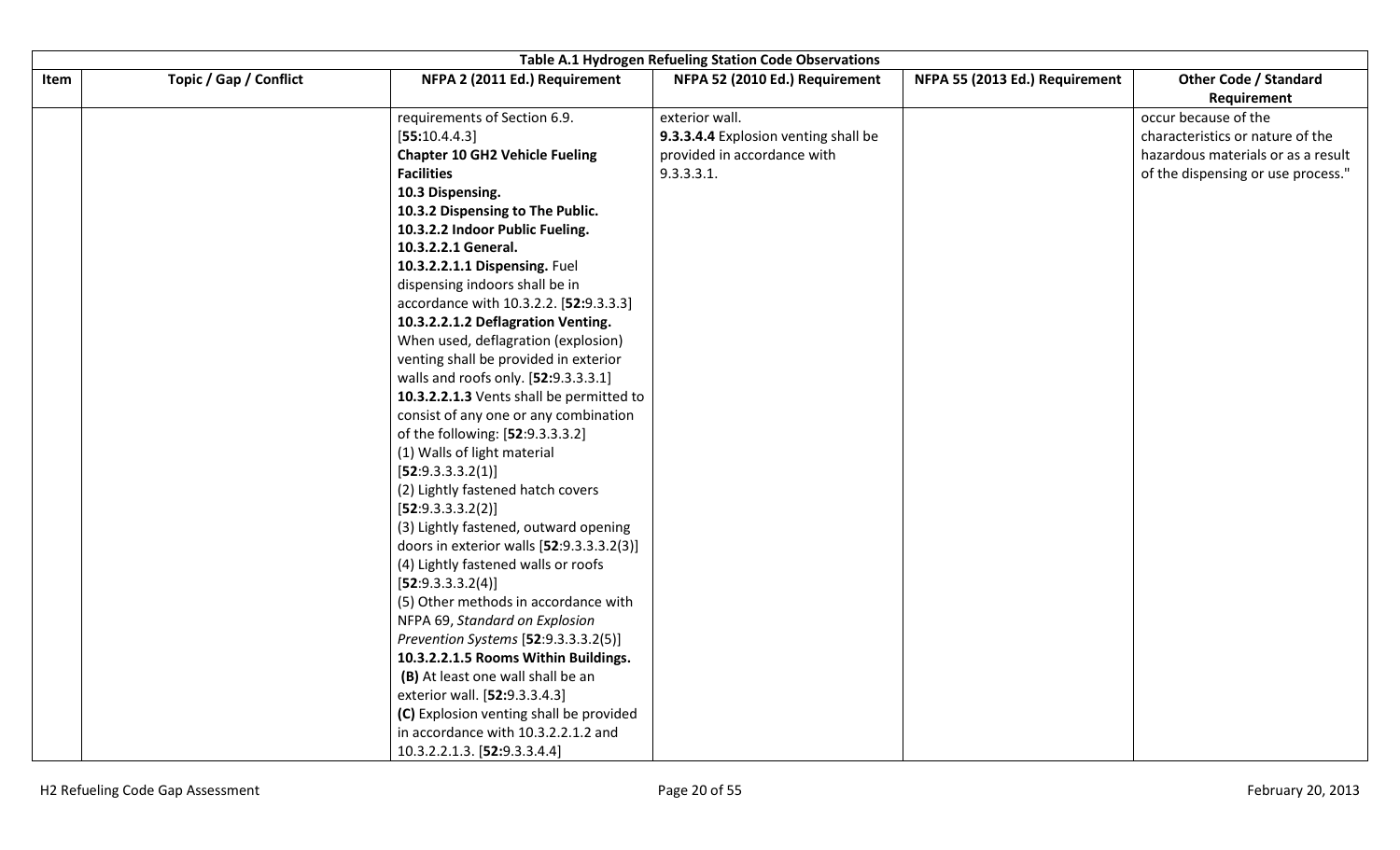| Table A.1 Hydrogen Refueling Station Code Observations | | | | | |
|---|---|---|---|---|---|
| Item | Topic / Gap / Conflict | NFPA 2 (2011 Ed.) Requirement | NFPA 52 (2010 Ed.) Requirement | NFPA 55 (2013 Ed.) Requirement | Other Code / Standard Requirement |
| | | requirements of Section 6.9. [**55:**10.4.4.3]<br>**Chapter 10 GH2 Vehicle Fueling Facilities**<br>**10.3 Dispensing.**<br>**10.3.2 Dispensing to The Public.**<br>**10.3.2.2 Indoor Public Fueling.**<br>**10.3.2.2.1 General.**<br>**10.3.2.2.1.1 Dispensing.** Fuel dispensing indoors shall be in accordance with 10.3.2.2. [**52:**9.3.3.3]<br>**10.3.2.2.1.2 Deflagration Venting.** When used, deflagration (explosion) venting shall be provided in exterior walls and roofs only. [**52:**9.3.3.3.1]<br>**10.3.2.2.1.3** Vents shall be permitted to consist of any one or any combination of the following: [**52**:9.3.3.3.2]<br>(1) Walls of light material [**52**:9.3.3.3.2(1)]<br>(2) Lightly fastened hatch covers [**52**:9.3.3.3.2(2)]<br>(3) Lightly fastened, outward opening doors in exterior walls [**52**:9.3.3.3.2(3)]<br>(4) Lightly fastened walls or roofs [**52**:9.3.3.3.2(4)]<br>(5) Other methods in accordance with NFPA 69, *Standard on Explosion Prevention Systems* [**52**:9.3.3.3.2(5)]<br>**10.3.2.2.1.5 Rooms Within Buildings.**<br>**(B)** At least one wall shall be an exterior wall. [**52:**9.3.3.4.3]<br>**(C)** Explosion venting shall be provided in accordance with 10.3.2.2.1.2 and 10.3.2.2.1.3. [**52:**9.3.3.4.4] | exterior wall.<br>**9.3.3.4.4** Explosion venting shall be provided in accordance with 9.3.3.3.1. | | occur because of the characteristics or nature of the hazardous materials or as a result of the dispensing or use process." |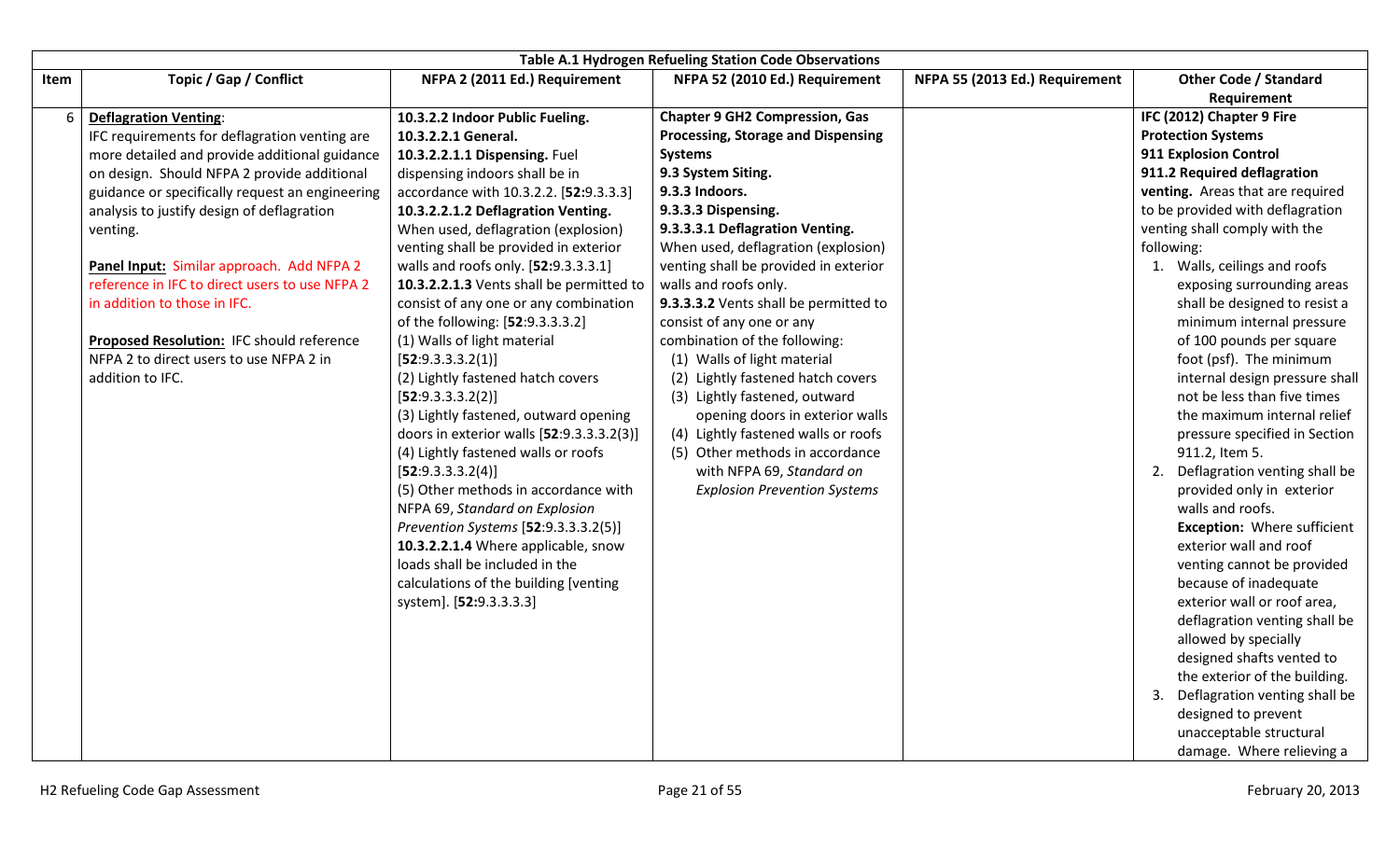| Table A.1 Hydrogen Refueling Station Code Observations | | | | | |
|---|---|---|---|---|---|
| **Item** | **Topic / Gap / Conflict** | **NFPA 2 (2011 Ed.) Requirement** | **NFPA 52 (2010 Ed.) Requirement** | **NFPA 55 (2013 Ed.) Requirement** | **Other Code / Standard Requirement** |
| 6 | **Deflagration Venting**:<br>IFC requirements for deflagration venting are more detailed and provide additional guidance on design. Should NFPA 2 provide additional guidance or specifically request an engineering analysis to justify design of deflagration venting.<br><br>**Panel Input:** Similar approach. Add NFPA 2 reference in IFC to direct users to use NFPA 2 in addition to those in IFC.<br><br>**Proposed Resolution:** IFC should reference NFPA 2 to direct users to use NFPA 2 in addition to IFC. | **10.3.2.2 Indoor Public Fueling.**<br>**10.3.2.2.1 General.**<br>**10.3.2.2.1.1 Dispensing.** Fuel dispensing indoors shall be in accordance with 10.3.2.2. [**52:**9.3.3.3]<br>**10.3.2.2.1.2 Deflagration Venting.** When used, deflagration (explosion) venting shall be provided in exterior walls and roofs only. [**52:**9.3.3.3.1]<br>**10.3.2.2.1.3** Vents shall be permitted to consist of any one or any combination of the following: [**52**:9.3.3.3.2]<br>(1) Walls of light material [**52**:9.3.3.3.2(1)]<br>(2) Lightly fastened hatch covers [**52**:9.3.3.3.2(2)]<br>(3) Lightly fastened, outward opening doors in exterior walls [**52**:9.3.3.3.2(3)]<br>(4) Lightly fastened walls or roofs [**52**:9.3.3.3.2(4)]<br>(5) Other methods in accordance with NFPA 69, *Standard on Explosion Prevention Systems* [**52**:9.3.3.3.2(5)]<br>**10.3.2.2.1.4** Where applicable, snow loads shall be included in the calculations of the building [venting system]. [**52:**9.3.3.3.3] | **Chapter 9 GH2 Compression, Gas Processing, Storage and Dispensing Systems**<br>**9.3 System Siting.**<br>**9.3.3 Indoors.**<br>**9.3.3.3 Dispensing.**<br>**9.3.3.3.1 Deflagration Venting.** When used, deflagration (explosion) venting shall be provided in exterior walls and roofs only.<br>**9.3.3.3.2** Vents shall be permitted to consist of any one or any combination of the following:<br>(1) Walls of light material<br>(2) Lightly fastened hatch covers<br>(3) Lightly fastened, outward opening doors in exterior walls<br>(4) Lightly fastened walls or roofs<br>(5) Other methods in accordance with NFPA 69, *Standard on Explosion Prevention Systems* | | **IFC (2012) Chapter 9 Fire Protection Systems**<br>**911 Explosion Control**<br>**911.2 Required deflagration venting.** Areas that are required to be provided with deflagration venting shall comply with the following:<br>1. Walls, ceilings and roofs exposing surrounding areas shall be designed to resist a minimum internal pressure of 100 pounds per square foot (psf). The minimum internal design pressure shall not be less than five times the maximum internal relief pressure specified in Section 911.2, Item 5.<br>2. Deflagration venting shall be provided only in exterior walls and roofs.<br>**Exception:** Where sufficient exterior wall and roof venting cannot be provided because of inadequate exterior wall or roof area, deflagration venting shall be allowed by specially designed shafts vented to the exterior of the building.<br>3. Deflagration venting shall be designed to prevent unacceptable structural damage. Where relieving a |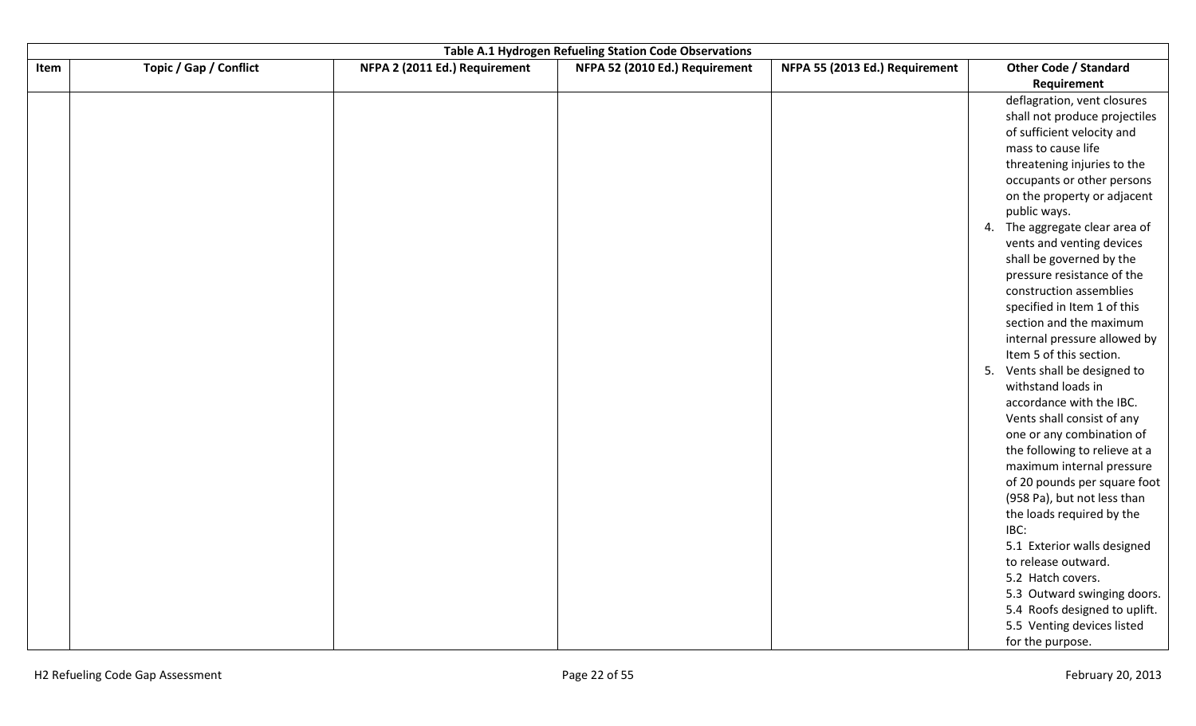| Table A.1 Hydrogen Refueling Station Code Observations | | | | | |
|---|---|---|---|---|---|
| Item | Topic / Gap / Conflict | NFPA 2 (2011 Ed.) Requirement | NFPA 52 (2010 Ed.) Requirement | NFPA 55 (2013 Ed.) Requirement | Other Code / Standard Requirement |
| | | | | | deflagration, vent closures shall not produce projectiles of sufficient velocity and mass to cause life threatening injuries to the occupants or other persons on the property or adjacent public ways.<br>4. The aggregate clear area of vents and venting devices shall be governed by the pressure resistance of the construction assemblies specified in Item 1 of this section and the maximum internal pressure allowed by Item 5 of this section.<br>5. Vents shall be designed to withstand loads in accordance with the IBC. Vents shall consist of any one or any combination of the following to relieve at a maximum internal pressure of 20 pounds per square foot (958 Pa), but not less than the loads required by the IBC:<br>5.1 Exterior walls designed to release outward.<br>5.2 Hatch covers.<br>5.3 Outward swinging doors.<br>5.4 Roofs designed to uplift.<br>5.5 Venting devices listed for the purpose. |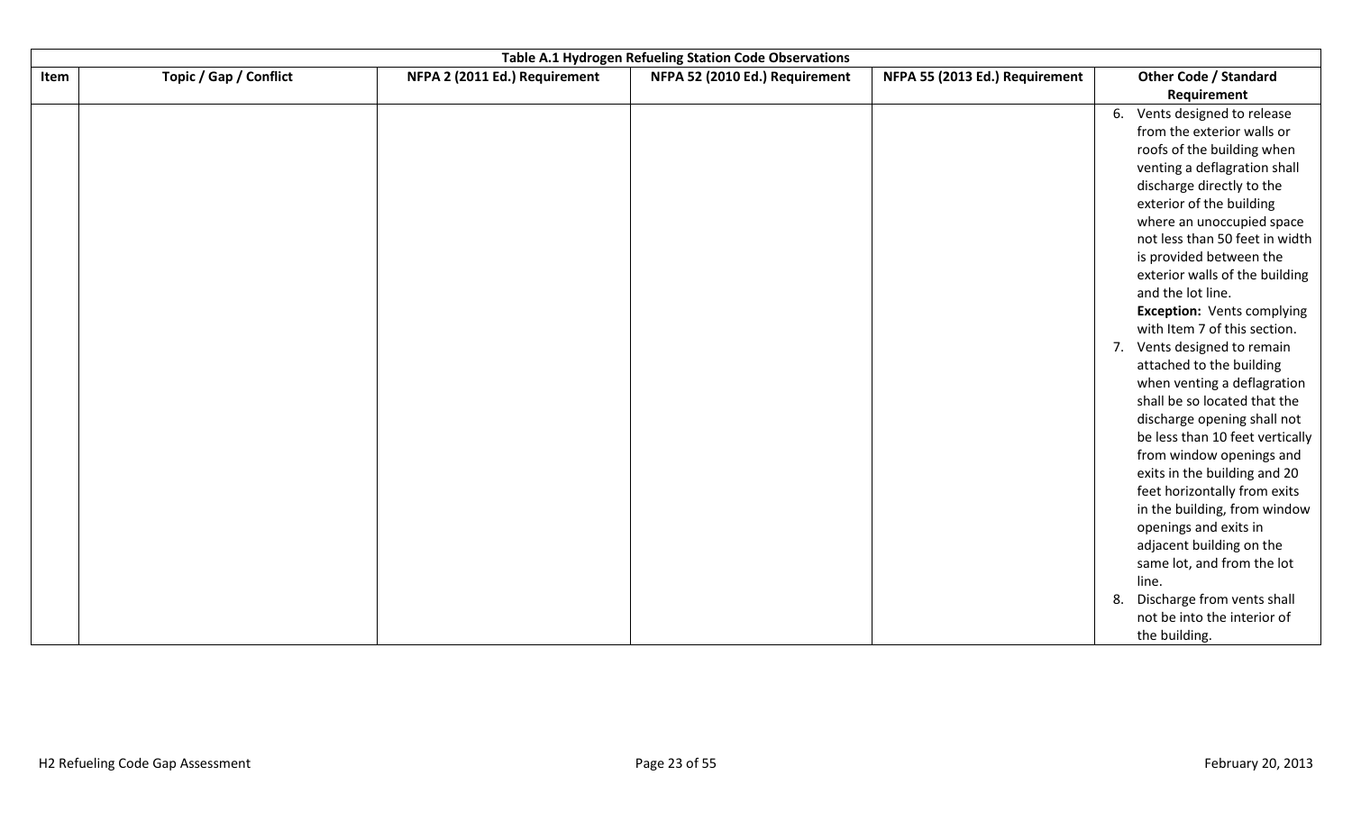| Table A.1 Hydrogen Refueling Station Code Observations | | | | | |
|---|---|---|---|---|---|
| Item | Topic / Gap / Conflict | NFPA 2 (2011 Ed.) Requirement | NFPA 52 (2010 Ed.) Requirement | NFPA 55 (2013 Ed.) Requirement | Other Code / Standard Requirement |
| | | | | | 6. Vents designed to release from the exterior walls or roofs of the building when venting a deflagration shall discharge directly to the exterior of the building where an unoccupied space not less than 50 feet in width is provided between the exterior walls of the building and the lot line. **Exception:** Vents complying with Item 7 of this section. 7. Vents designed to remain attached to the building when venting a deflagration shall be so located that the discharge opening shall not be less than 10 feet vertically from window openings and exits in the building and 20 feet horizontally from exits in the building, from window openings and exits in adjacent building on the same lot, and from the lot line. 8. Discharge from vents shall not be into the interior of the building. |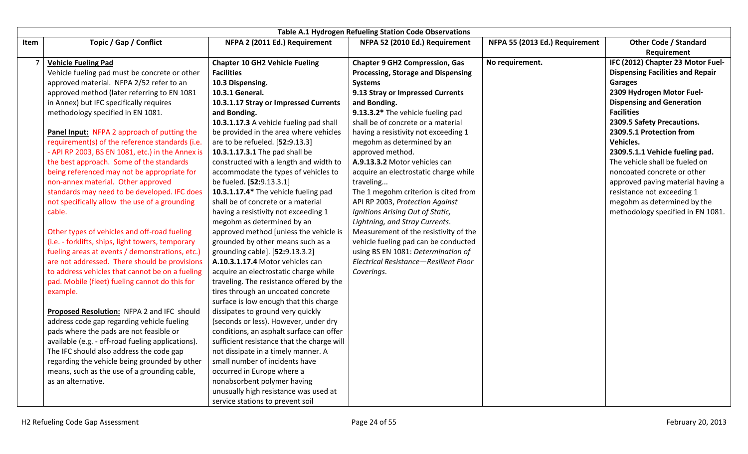| Table A.1 Hydrogen Refueling Station Code Observations | | | | | |
|---|---|---|---|---|---|
| **Item** | **Topic / Gap / Conflict** | **NFPA 2 (2011 Ed.) Requirement** | **NFPA 52 (2010 Ed.) Requirement** | **NFPA 55 (2013 Ed.) Requirement** | **Other Code / Standard Requirement** |
| 7 | **Vehicle Fueling Pad**<br>Vehicle fueling pad must be concrete or other approved material. NFPA 2/52 refer to an approved method (later referring to EN 1081 in Annex) but IFC specifically requires methodology specified in EN 1081.<br><br>**Panel Input:** NFPA 2 approach of putting the requirement(s) of the reference standards (i.e. - API RP 2003, BS EN 1081, etc.) in the Annex is the best approach. Some of the standards being referenced may not be appropriate for non-annex material. Other approved standards may need to be developed. IFC does not specifically allow the use of a grounding cable.<br><br>Other types of vehicles and off-road fueling (i.e. - forklifts, ships, light towers, temporary fueling areas at events / demonstrations, etc.) are not addressed. There should be provisions to address vehicles that cannot be on a fueling pad. Mobile (fleet) fueling cannot do this for example.<br><br>**Proposed Resolution:** NFPA 2 and IFC should address code gap regarding vehicle fueling pads where the pads are not feasible or available (e.g. - off-road fueling applications). The IFC should also address the code gap regarding the vehicle being grounded by other means, such as the use of a grounding cable, as an alternative. | **Chapter 10 GH2 Vehicle Fueling Facilities**<br>**10.3 Dispensing.**<br>**10.3.1 General.**<br>**10.3.1.17 Stray or Impressed Currents and Bonding.**<br>**10.3.1.17.3** A vehicle fueling pad shall be provided in the area where vehicles are to be refueled. [**52:**9.13.3]<br>**10.3.1.17.3.1** The pad shall be constructed with a length and width to accommodate the types of vehicles to be fueled. [**52:**9.13.3.1]<br>**10.3.1.17.4*** The vehicle fueling pad shall be of concrete or a material having a resistivity not exceeding 1 megohm as determined by an approved method [unless the vehicle is grounded by other means such as a grounding cable]. [**52:**9.13.3.2]<br>**A.10.3.1.17.4** Motor vehicles can acquire an electrostatic charge while traveling. The resistance offered by the tires through an uncoated concrete surface is low enough that this charge dissipates to ground very quickly (seconds or less). However, under dry conditions, an asphalt surface can offer sufficient resistance that the charge will not dissipate in a timely manner. A small number of incidents have occurred in Europe where a nonabsorbent polymer having unusually high resistance was used at service stations to prevent soil | **Chapter 9 GH2 Compression, Gas Processing, Storage and Dispensing Systems**<br>**9.13 Stray or Impressed Currents and Bonding.**<br>**9.13.3.2*** The vehicle fueling pad shall be of concrete or a material having a resistivity not exceeding 1 megohm as determined by an approved method.<br>**A.9.13.3.2** Motor vehicles can acquire an electrostatic charge while traveling...<br>The 1 megohm criterion is cited from API RP 2003, *Protection Against Ignitions Arising Out of Static, Lightning, and Stray Currents*.<br>Measurement of the resistivity of the vehicle fueling pad can be conducted using BS EN 1081: *Determination of Electrical Resistance—Resilient Floor Coverings*. | **No requirement.** | **IFC (2012) Chapter 23 Motor Fuel-Dispensing Facilities and Repair Garages**<br>**2309 Hydrogen Motor Fuel-Dispensing and Generation Facilities**<br>**2309.5 Safety Precautions.**<br>**2309.5.1 Protection from Vehicles.**<br>**2309.5.1.1 Vehicle fueling pad.** The vehicle shall be fueled on noncoated concrete or other approved paving material having a resistance not exceeding 1 megohm as determined by the methodology specified in EN 1081. |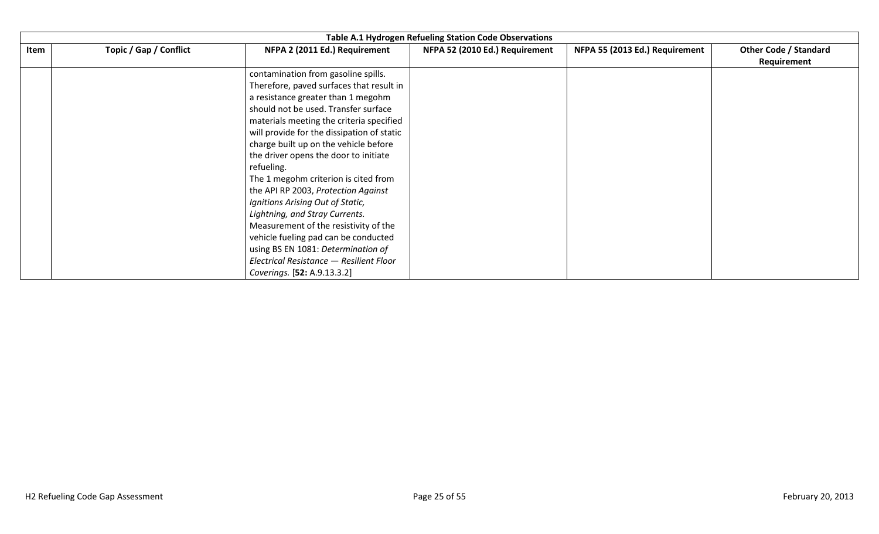**Table A.1 Hydrogen Refueling Station Code Observations**

| Item | Topic / Gap / Conflict | NFPA 2 (2011 Ed.) Requirement | NFPA 52 (2010 Ed.) Requirement | NFPA 55 (2013 Ed.) Requirement | Other Code / Standard Requirement |
|---|---|---|---|---|---|
| | | contamination from gasoline spills. Therefore, paved surfaces that result in a resistance greater than 1 megohm should not be used. Transfer surface materials meeting the criteria specified will provide for the dissipation of static charge built up on the vehicle before the driver opens the door to initiate refueling.<br>The 1 megohm criterion is cited from the API RP 2003, *Protection Against Ignitions Arising Out of Static, Lightning, and Stray Currents.* Measurement of the resistivity of the vehicle fueling pad can be conducted using BS EN 1081: *Determination of Electrical Resistance — Resilient Floor Coverings.* [**52:** A.9.13.3.2] | | | |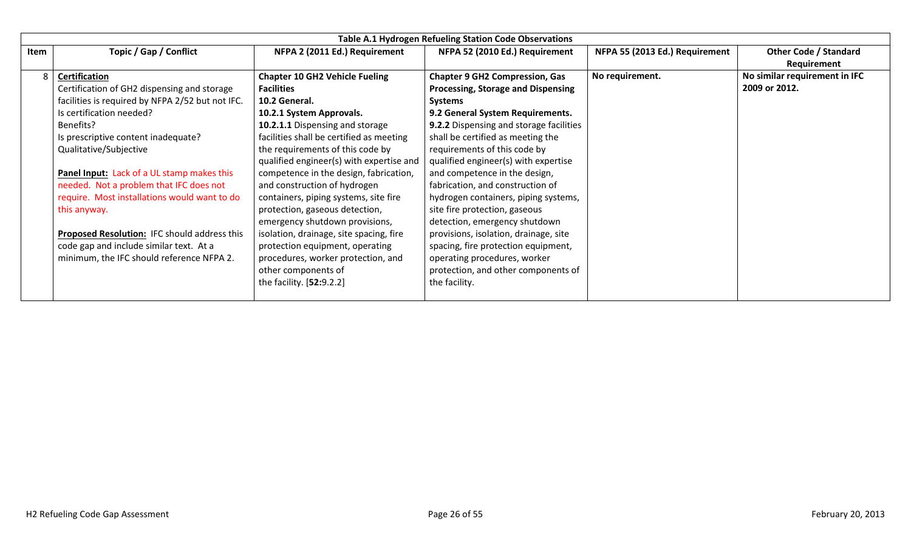| Table A.1 Hydrogen Refueling Station Code Observations | | | | | |
|---|---|---|---|---|---|
| **Item** | **Topic / Gap / Conflict** | **NFPA 2 (2011 Ed.) Requirement** | **NFPA 52 (2010 Ed.) Requirement** | **NFPA 55 (2013 Ed.) Requirement** | **Other Code / Standard Requirement** |
| 8 | **Certification**<br>Certification of GH2 dispensing and storage facilities is required by NFPA 2/52 but not IFC.<br>Is certification needed?<br>Benefits?<br>Is prescriptive content inadequate?<br>Qualitative/Subjective<br><br>**Panel Input:** Lack of a UL stamp makes this needed. Not a problem that IFC does not require. Most installations would want to do this anyway.<br><br>**Proposed Resolution:** IFC should address this code gap and include similar text. At a minimum, the IFC should reference NFPA 2. | **Chapter 10 GH2 Vehicle Fueling Facilities**<br>**10.2 General.**<br>**10.2.1 System Approvals.**<br>**10.2.1.1** Dispensing and storage facilities shall be certified as meeting the requirements of this code by qualified engineer(s) with expertise and competence in the design, fabrication, and construction of hydrogen containers, piping systems, site fire protection, gaseous detection, emergency shutdown provisions, isolation, drainage, site spacing, fire protection equipment, operating procedures, worker protection, and other components of the facility. [**52:**9.2.2] | **Chapter 9 GH2 Compression, Gas Processing, Storage and Dispensing Systems**<br>**9.2 General System Requirements.**<br>**9.2.2** Dispensing and storage facilities shall be certified as meeting the requirements of this code by qualified engineer(s) with expertise and competence in the design, fabrication, and construction of hydrogen containers, piping systems, site fire protection, gaseous detection, emergency shutdown provisions, isolation, drainage, site spacing, fire protection equipment, operating procedures, worker protection, and other components of the facility. | **No requirement.** | **No similar requirement in IFC 2009 or 2012.** |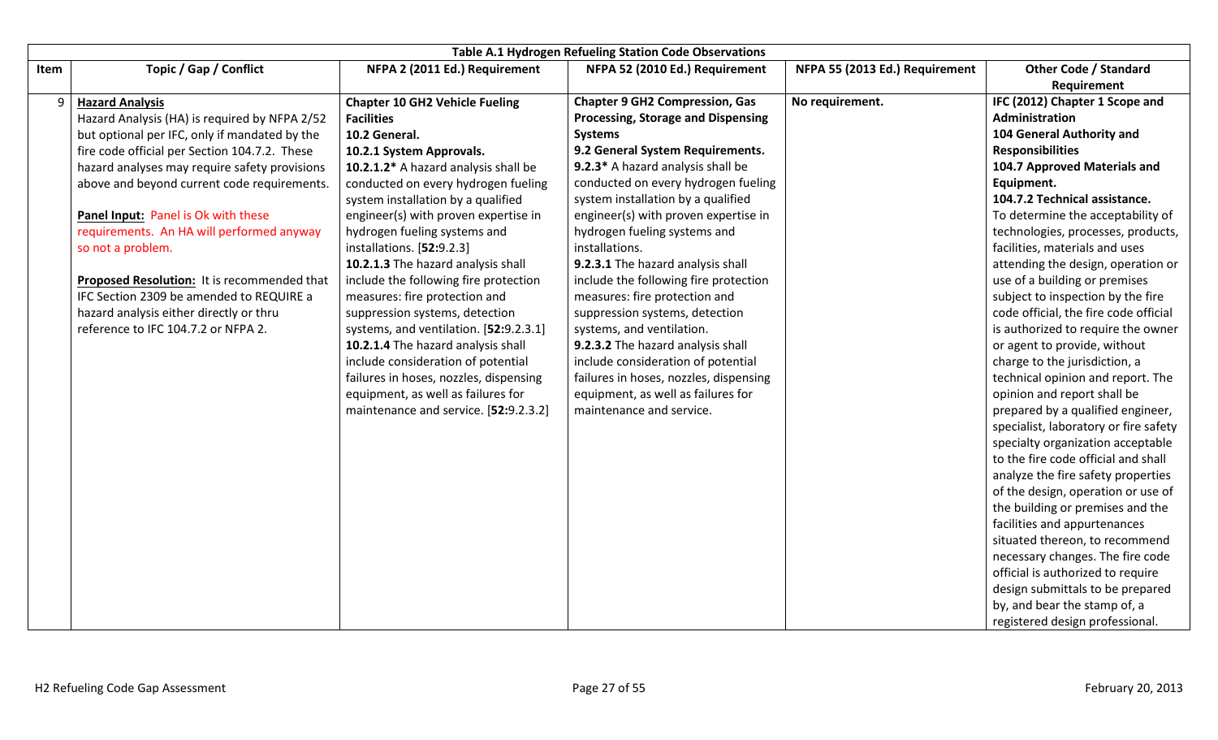| Table A.1 Hydrogen Refueling Station Code Observations | | | | | |
|---|---|---|---|---|---|
| **Item** | **Topic / Gap / Conflict** | **NFPA 2 (2011 Ed.) Requirement** | **NFPA 52 (2010 Ed.) Requirement** | **NFPA 55 (2013 Ed.) Requirement** | **Other Code / Standard Requirement** |
| 9 | **Hazard Analysis**<br>Hazard Analysis (HA) is required by NFPA 2/52 but optional per IFC, only if mandated by the fire code official per Section 104.7.2. These hazard analyses may require safety provisions above and beyond current code requirements.<br><br>**Panel Input:** Panel is Ok with these requirements. An HA will performed anyway so not a problem.<br><br>**Proposed Resolution:** It is recommended that IFC Section 2309 be amended to REQUIRE a hazard analysis either directly or thru reference to IFC 104.7.2 or NFPA 2. | **Chapter 10 GH2 Vehicle Fueling Facilities**<br>**10.2 General.**<br>**10.2.1 System Approvals.**<br>**10.2.1.2*** A hazard analysis shall be conducted on every hydrogen fueling system installation by a qualified engineer(s) with proven expertise in hydrogen fueling systems and installations. [**52:**9.2.3]<br>**10.2.1.3** The hazard analysis shall include the following fire protection measures: fire protection and suppression systems, detection systems, and ventilation. [**52:**9.2.3.1]<br>**10.2.1.4** The hazard analysis shall include consideration of potential failures in hoses, nozzles, dispensing equipment, as well as failures for maintenance and service. [**52:**9.2.3.2] | **Chapter 9 GH2 Compression, Gas Processing, Storage and Dispensing Systems**<br>**9.2 General System Requirements.**<br>**9.2.3*** A hazard analysis shall be conducted on every hydrogen fueling system installation by a qualified engineer(s) with proven expertise in hydrogen fueling systems and installations.<br>**9.2.3.1** The hazard analysis shall include the following fire protection measures: fire protection and suppression systems, detection systems, and ventilation.<br>**9.2.3.2** The hazard analysis shall include consideration of potential failures in hoses, nozzles, dispensing equipment, as well as failures for maintenance and service. | **No requirement.** | **IFC (2012) Chapter 1 Scope and Administration**<br>**104 General Authority and Responsibilities**<br>**104.7 Approved Materials and Equipment.**<br>**104.7.2 Technical assistance.** To determine the acceptability of technologies, processes, products, facilities, materials and uses attending the design, operation or use of a building or premises subject to inspection by the fire code official, the fire code official is authorized to require the owner or agent to provide, without charge to the jurisdiction, a technical opinion and report. The opinion and report shall be prepared by a qualified engineer, specialist, laboratory or fire safety specialty organization acceptable to the fire code official and shall analyze the fire safety properties of the design, operation or use of the building or premises and the facilities and appurtenances situated thereon, to recommend necessary changes. The fire code official is authorized to require design submittals to be prepared by, and bear the stamp of, a registered design professional. |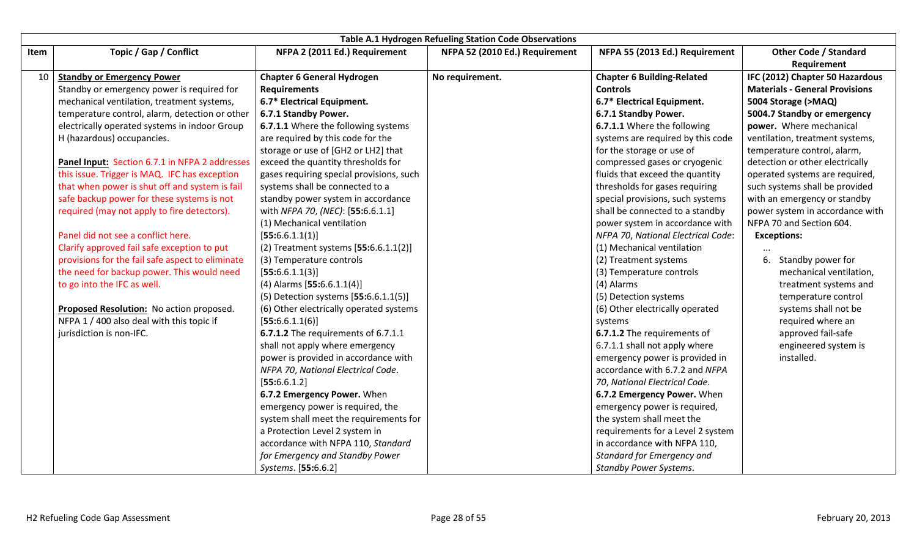| Table A.1 Hydrogen Refueling Station Code Observations | | | | | |
|---|---|---|---|---|---|
| **Item** | **Topic / Gap / Conflict** | **NFPA 2 (2011 Ed.) Requirement** | **NFPA 52 (2010 Ed.) Requirement** | **NFPA 55 (2013 Ed.) Requirement** | **Other Code / Standard Requirement** |
| 10 | **Standby or Emergency Power**<br>Standby or emergency power is required for mechanical ventilation, treatment systems, temperature control, alarm, detection or other electrically operated systems in indoor Group H (hazardous) occupancies.<br><br>**Panel Input:** Section 6.7.1 in NFPA 2 addresses this issue. Trigger is MAQ. IFC has exception that when power is shut off and system is fail safe backup power for these systems is not required (may not apply to fire detectors).<br><br>Panel did not see a conflict here.<br>Clarify approved fail safe exception to put provisions for the fail safe aspect to eliminate the need for backup power. This would need to go into the IFC as well.<br><br>**Proposed Resolution:** No action proposed. NFPA 1 / 400 also deal with this topic if jurisdiction is non-IFC. | **Chapter 6 General Hydrogen Requirements**<br>**6.7* Electrical Equipment.**<br>**6.7.1 Standby Power.**<br>**6.7.1.1** Where the following systems are required by this code for the storage or use of [GH2 or LH2] that exceed the quantity thresholds for gases requiring special provisions, such systems shall be connected to a standby power system in accordance with *NFPA 70*, *(NEC)*: [**55:**6.6.1.1]<br>(1) Mechanical ventilation [**55:**6.6.1.1(1)]<br>(2) Treatment systems [**55:**6.6.1.1(2)]<br>(3) Temperature controls [**55:**6.6.1.1(3)]<br>(4) Alarms [**55:**6.6.1.1(4)]<br>(5) Detection systems [**55:**6.6.1.1(5)]<br>(6) Other electrically operated systems [**55:**6.6.1.1(6)]<br>**6.7.1.2** The requirements of 6.7.1.1 shall not apply where emergency power is provided in accordance with *NFPA 70*, *National Electrical Code*. [**55:**6.6.1.2]<br>**6.7.2 Emergency Power.** When emergency power is required, the system shall meet the requirements for a Protection Level 2 system in accordance with NFPA 110, *Standard for Emergency and Standby Power Systems*. [**55:**6.6.2] | **No requirement.** | **Chapter 6 Building-Related Controls**<br>**6.7* Electrical Equipment.**<br>**6.7.1 Standby Power.**<br>**6.7.1.1** Where the following systems are required by this code for the storage or use of compressed gases or cryogenic fluids that exceed the quantity thresholds for gases requiring special provisions, such systems shall be connected to a standby power system in accordance with *NFPA 70*, *National Electrical Code*:<br>(1) Mechanical ventilation<br>(2) Treatment systems<br>(3) Temperature controls<br>(4) Alarms<br>(5) Detection systems<br>(6) Other electrically operated systems<br>**6.7.1.2** The requirements of 6.7.1.1 shall not apply where emergency power is provided in accordance with 6.7.2 and *NFPA 70*, *National Electrical Code*.<br>**6.7.2 Emergency Power.** When emergency power is required, the system shall meet the requirements for a Level 2 system in accordance with NFPA 110, *Standard for Emergency and Standby Power Systems*. | **IFC (2012) Chapter 50 Hazardous Materials - General Provisions**<br>**5004 Storage (>MAQ)**<br>**5004.7 Standby or emergency power.** Where mechanical ventilation, treatment systems, temperature control, alarm, detection or other electrically operated systems are required, such systems shall be provided with an emergency or standby power system in accordance with NFPA 70 and Section 604.<br>**Exceptions:**<br>...<br>6. Standby power for mechanical ventilation, treatment systems and temperature control systems shall not be required where an approved fail-safe engineered system is installed. |

H2 Refueling Code Gap Assessment — February 20, 2013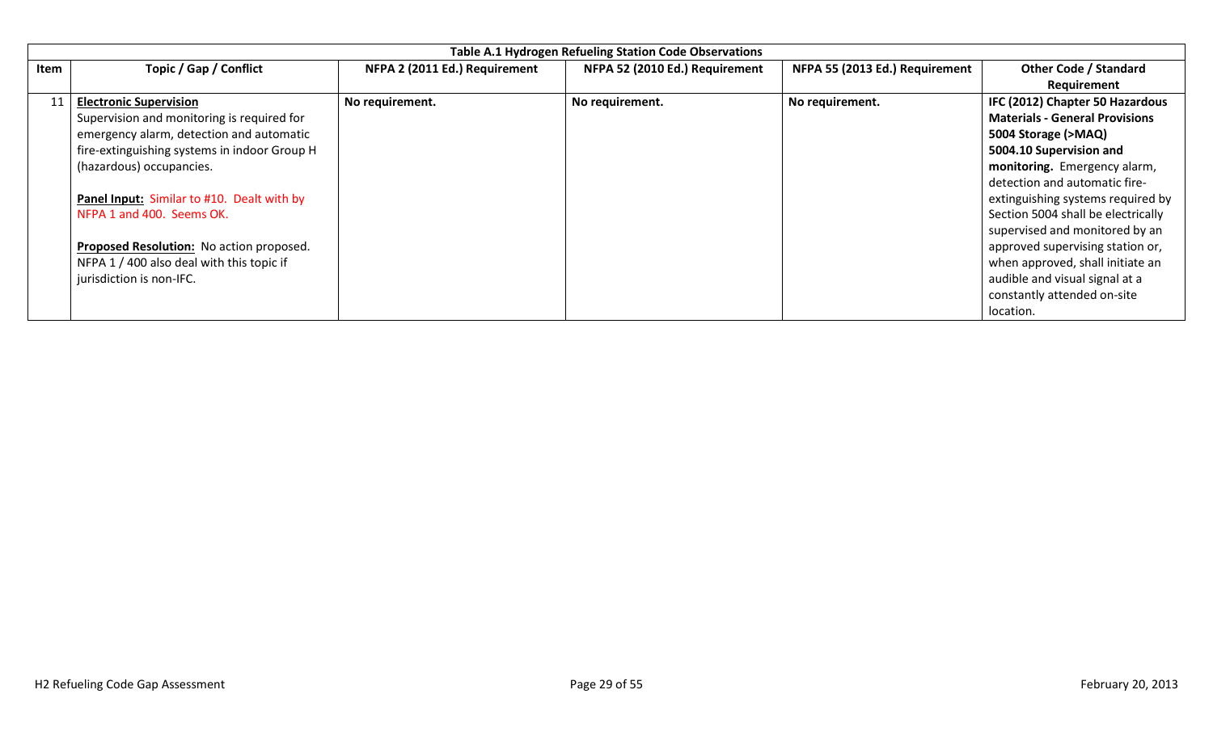**Table A.1 Hydrogen Refueling Station Code Observations**

| Item | Topic / Gap / Conflict | NFPA 2 (2011 Ed.) Requirement | NFPA 52 (2010 Ed.) Requirement | NFPA 55 (2013 Ed.) Requirement | Other Code / Standard Requirement |
|---|---|---|---|---|---|
| 11 | **Electronic Supervision**<br>Supervision and monitoring is required for emergency alarm, detection and automatic fire-extinguishing systems in indoor Group H (hazardous) occupancies.<br><br>**Panel Input:** Similar to #10. Dealt with by NFPA 1 and 400. Seems OK.<br><br>**Proposed Resolution:** No action proposed. NFPA 1 / 400 also deal with this topic if jurisdiction is non-IFC. | **No requirement.** | **No requirement.** | **No requirement.** | **IFC (2012) Chapter 50 Hazardous Materials - General Provisions**<br>**5004 Storage (>MAQ)**<br>**5004.10 Supervision and monitoring.** Emergency alarm, detection and automatic fire-extinguishing systems required by Section 5004 shall be electrically supervised and monitored by an approved supervising station or, when approved, shall initiate an audible and visual signal at a constantly attended on-site location. |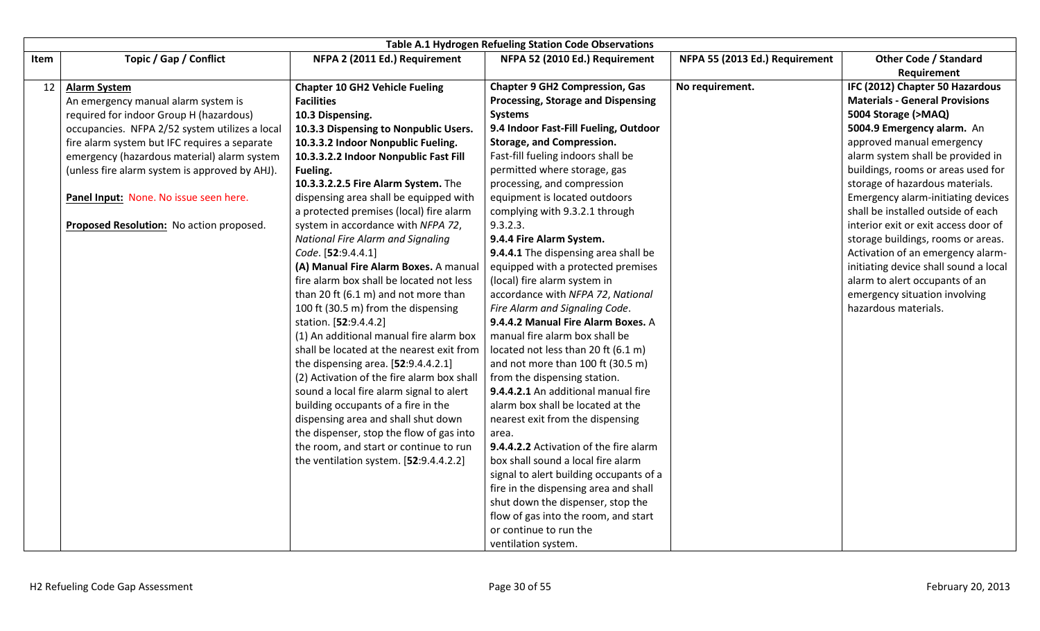| Table A.1 Hydrogen Refueling Station Code Observations | | | | | |
|---|---|---|---|---|---|
| **Item** | **Topic / Gap / Conflict** | **NFPA 2 (2011 Ed.) Requirement** | **NFPA 52 (2010 Ed.) Requirement** | **NFPA 55 (2013 Ed.) Requirement** | **Other Code / Standard Requirement** |
| 12 | **Alarm System**<br>An emergency manual alarm system is required for indoor Group H (hazardous) occupancies. NFPA 2/52 system utilizes a local fire alarm system but IFC requires a separate emergency (hazardous material) alarm system (unless fire alarm system is approved by AHJ).<br><br>**Panel Input:** None. No issue seen here.<br><br>**Proposed Resolution:** No action proposed. | **Chapter 10 GH2 Vehicle Fueling Facilities**<br>**10.3 Dispensing.**<br>**10.3.3 Dispensing to Nonpublic Users.**<br>**10.3.3.2 Indoor Nonpublic Fueling.**<br>**10.3.3.2.2 Indoor Nonpublic Fast Fill Fueling.**<br>**10.3.3.2.2.5 Fire Alarm System.** The dispensing area shall be equipped with a protected premises (local) fire alarm system in accordance with *NFPA 72, National Fire Alarm and Signaling Code*. [**52**:9.4.4.1]<br>**(A) Manual Fire Alarm Boxes.** A manual fire alarm box shall be located not less than 20 ft (6.1 m) and not more than 100 ft (30.5 m) from the dispensing station. [**52**:9.4.4.2]<br>(1) An additional manual fire alarm box shall be located at the nearest exit from the dispensing area. [**52**:9.4.4.2.1]<br>(2) Activation of the fire alarm box shall sound a local fire alarm signal to alert building occupants of a fire in the dispensing area and shall shut down the dispenser, stop the flow of gas into the room, and start or continue to run the ventilation system. [**52**:9.4.4.2.2] | **Chapter 9 GH2 Compression, Gas Processing, Storage and Dispensing Systems**<br>**9.4 Indoor Fast-Fill Fueling, Outdoor Storage, and Compression.**<br>Fast-fill fueling indoors shall be permitted where storage, gas processing, and compression equipment is located outdoors complying with 9.3.2.1 through 9.3.2.3.<br>**9.4.4 Fire Alarm System.**<br>**9.4.4.1** The dispensing area shall be equipped with a protected premises (local) fire alarm system in accordance with *NFPA 72, National Fire Alarm and Signaling Code*.<br>**9.4.4.2 Manual Fire Alarm Boxes.** A manual fire alarm box shall be located not less than 20 ft (6.1 m) and not more than 100 ft (30.5 m) from the dispensing station.<br>**9.4.4.2.1** An additional manual fire alarm box shall be located at the nearest exit from the dispensing area.<br>**9.4.4.2.2** Activation of the fire alarm box shall sound a local fire alarm signal to alert building occupants of a fire in the dispensing area and shall shut down the dispenser, stop the flow of gas into the room, and start or continue to run the ventilation system. | No requirement. | **IFC (2012) Chapter 50 Hazardous Materials - General Provisions**<br>**5004 Storage (>MAQ)**<br>**5004.9 Emergency alarm.** An approved manual emergency alarm system shall be provided in buildings, rooms or areas used for storage of hazardous materials. Emergency alarm-initiating devices shall be installed outside of each interior exit or exit access door of storage buildings, rooms or areas. Activation of an emergency alarm-initiating device shall sound a local alarm to alert occupants of an emergency situation involving hazardous materials. |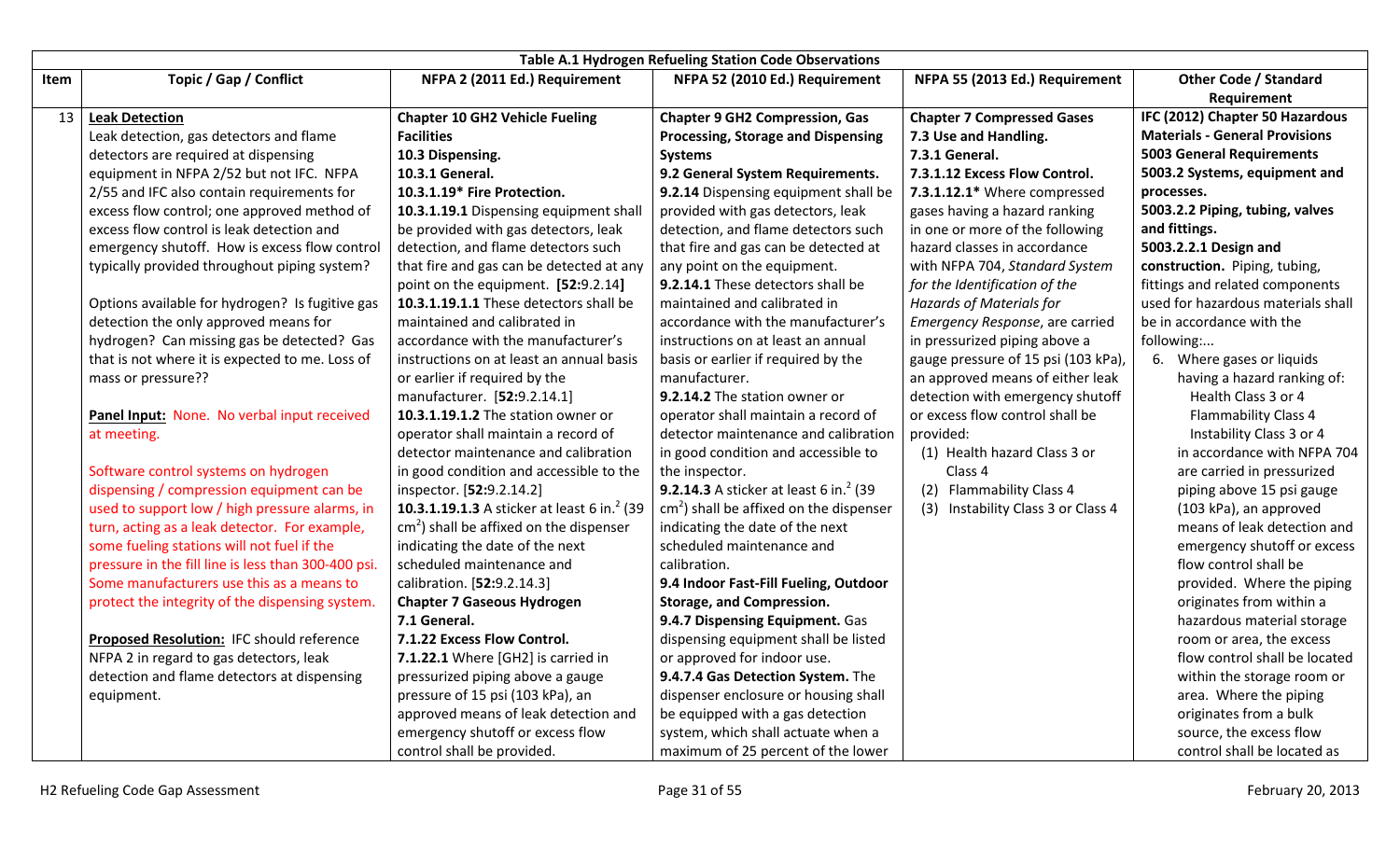| Table A.1 Hydrogen Refueling Station Code Observations | | | | | |
|---|---|---|---|---|---|
| **Item** | **Topic / Gap / Conflict** | **NFPA 2 (2011 Ed.) Requirement** | **NFPA 52 (2010 Ed.) Requirement** | **NFPA 55 (2013 Ed.) Requirement** | **Other Code / Standard Requirement** |
| 13 | **Leak Detection**<br>Leak detection, gas detectors and flame detectors are required at dispensing equipment in NFPA 2/52 but not IFC. NFPA 2/55 and IFC also contain requirements for excess flow control; one approved method of excess flow control is leak detection and emergency shutoff. How is excess flow control typically provided throughout piping system?<br><br>Options available for hydrogen? Is fugitive gas detection the only approved means for hydrogen? Can missing gas be detected? Gas that is not where it is expected to me. Loss of mass or pressure??<br><br>**Panel Input:** None. No verbal input received at meeting.<br><br>Software control systems on hydrogen dispensing / compression equipment can be used to support low / high pressure alarms, in turn, acting as a leak detector. For example, some fueling stations will not fuel if the pressure in the fill line is less than 300-400 psi. Some manufacturers use this as a means to protect the integrity of the dispensing system.<br><br>**Proposed Resolution:** IFC should reference NFPA 2 in regard to gas detectors, leak detection and flame detectors at dispensing equipment. | **Chapter 10 GH2 Vehicle Fueling Facilities**<br>**10.3 Dispensing.**<br>**10.3.1 General.**<br>**10.3.1.19\* Fire Protection.**<br>**10.3.1.19.1** Dispensing equipment shall be provided with gas detectors, leak detection, and flame detectors such that fire and gas can be detected at any point on the equipment. [**52:**9.2.14]<br>**10.3.1.19.1.1** These detectors shall be maintained and calibrated in accordance with the manufacturer's instructions on at least an annual basis or earlier if required by the manufacturer. [**52:**9.2.14.1]<br>**10.3.1.19.1.2** The station owner or operator shall maintain a record of detector maintenance and calibration in good condition and accessible to the inspector. [**52:**9.2.14.2]<br>**10.3.1.19.1.3** A sticker at least 6 in.$^2$ (39 cm$^2$) shall be affixed on the dispenser indicating the date of the next scheduled maintenance and calibration. [**52:**9.2.14.3]<br>**Chapter 7 Gaseous Hydrogen**<br>**7.1 General.**<br>**7.1.22 Excess Flow Control.**<br>**7.1.22.1** Where [GH2] is carried in pressurized piping above a gauge pressure of 15 psi (103 kPa), an approved means of leak detection and emergency shutoff or excess flow control shall be provided. | **Chapter 9 GH2 Compression, Gas Processing, Storage and Dispensing Systems**<br>**9.2 General System Requirements.**<br>**9.2.14** Dispensing equipment shall be provided with gas detectors, leak detection, and flame detectors such that fire and gas can be detected at any point on the equipment.<br>**9.2.14.1** These detectors shall be maintained and calibrated in accordance with the manufacturer's instructions on at least an annual basis or earlier if required by the manufacturer.<br>**9.2.14.2** The station owner or operator shall maintain a record of detector maintenance and calibration in good condition and accessible to the inspector.<br>**9.2.14.3** A sticker at least 6 in.$^2$ (39 cm$^2$) shall be affixed on the dispenser indicating the date of the next scheduled maintenance and calibration.<br>**9.4 Indoor Fast-Fill Fueling, Outdoor Storage, and Compression.**<br>**9.4.7 Dispensing Equipment.** Gas dispensing equipment shall be listed or approved for indoor use.<br>**9.4.7.4 Gas Detection System.** The dispenser enclosure or housing shall be equipped with a gas detection system, which shall actuate when a maximum of 25 percent of the lower | **Chapter 7 Compressed Gases**<br>**7.3 Use and Handling.**<br>**7.3.1 General.**<br>**7.3.1.12 Excess Flow Control.**<br>**7.3.1.12.1\*** Where compressed gases having a hazard ranking in one or more of the following hazard classes in accordance with NFPA 704, *Standard System for the Identification of the Hazards of Materials for Emergency Response*, are carried in pressurized piping above a gauge pressure of 15 psi (103 kPa), an approved means of either leak detection with emergency shutoff or excess flow control shall be provided:<br>(1) Health hazard Class 3 or Class 4<br>(2) Flammability Class 4<br>(3) Instability Class 3 or Class 4 | **IFC (2012) Chapter 50 Hazardous Materials - General Provisions**<br>**5003 General Requirements**<br>**5003.2 Systems, equipment and processes.**<br>**5003.2.2 Piping, tubing, valves and fittings.**<br>**5003.2.2.1 Design and construction.** Piping, tubing, fittings and related components used for hazardous materials shall be in accordance with the following:...<br>6. Where gases or liquids having a hazard ranking of: Health Class 3 or 4 Flammability Class 4 Instability Class 3 or 4 in accordance with NFPA 704 are carried in pressurized piping above 15 psi gauge (103 kPa), an approved means of leak detection and emergency shutoff or excess flow control shall be provided. Where the piping originates from within a hazardous material storage room or area, the excess flow control shall be located within the storage room or area. Where the piping originates from a bulk source, the excess flow control shall be located as |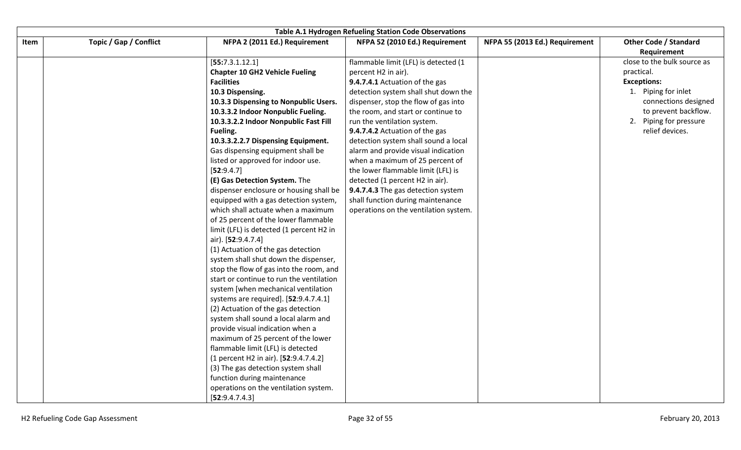| Table A.1 Hydrogen Refueling Station Code Observations | | | | | |
|---|---|---|---|---|---|
| Item | Topic / Gap / Conflict | NFPA 2 (2011 Ed.) Requirement | NFPA 52 (2010 Ed.) Requirement | NFPA 55 (2013 Ed.) Requirement | Other Code / Standard Requirement |
| | | [**55:**7.3.1.12.1]<br>**Chapter 10 GH2 Vehicle Fueling Facilities**<br>**10.3 Dispensing.**<br>**10.3.3 Dispensing to Nonpublic Users.**<br>**10.3.3.2 Indoor Nonpublic Fueling.**<br>**10.3.3.2.2 Indoor Nonpublic Fast Fill Fueling.**<br>**10.3.3.2.2.7 Dispensing Equipment.** Gas dispensing equipment shall be listed or approved for indoor use. [**52**:9.4.7]<br>**(E) Gas Detection System.** The dispenser enclosure or housing shall be equipped with a gas detection system, which shall actuate when a maximum of 25 percent of the lower flammable limit (LFL) is detected (1 percent H2 in air). [**52**:9.4.7.4]<br>(1) Actuation of the gas detection system shall shut down the dispenser, stop the flow of gas into the room, and start or continue to run the ventilation system [when mechanical ventilation systems are required]. [**52**:9.4.7.4.1]<br>(2) Actuation of the gas detection system shall sound a local alarm and provide visual indication when a maximum of 25 percent of the lower flammable limit (LFL) is detected (1 percent H2 in air). [**52**:9.4.7.4.2]<br>(3) The gas detection system shall function during maintenance operations on the ventilation system. [**52**:9.4.7.4.3] | flammable limit (LFL) is detected (1 percent H2 in air).<br>**9.4.7.4.1** Actuation of the gas detection system shall shut down the dispenser, stop the flow of gas into the room, and start or continue to run the ventilation system.<br>**9.4.7.4.2** Actuation of the gas detection system shall sound a local alarm and provide visual indication when a maximum of 25 percent of the lower flammable limit (LFL) is detected (1 percent H2 in air).<br>**9.4.7.4.3** The gas detection system shall function during maintenance operations on the ventilation system. | | close to the bulk source as practical.<br>**Exceptions:**<br>1. Piping for inlet connections designed to prevent backflow.<br>2. Piping for pressure relief devices. |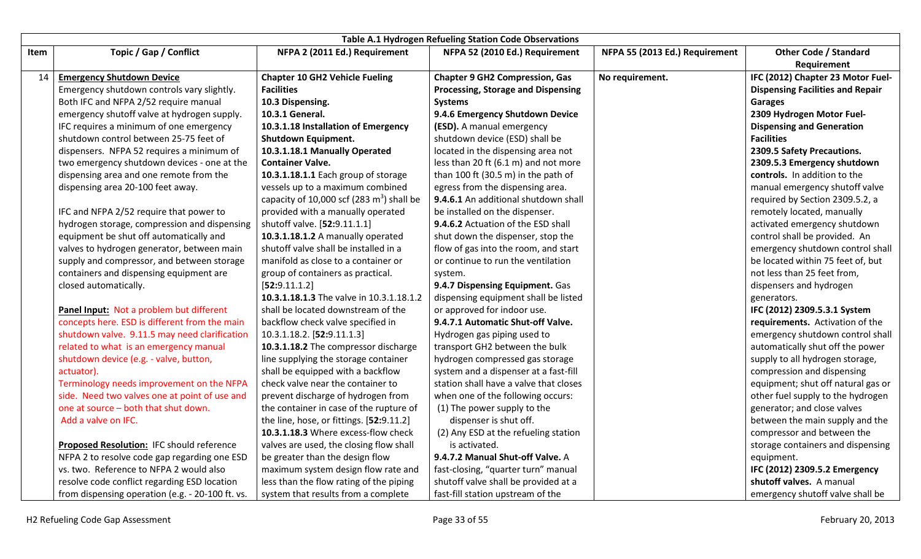| Table A.1 Hydrogen Refueling Station Code Observations | | | | | |
|---|---|---|---|---|---|
| **Item** | **Topic / Gap / Conflict** | **NFPA 2 (2011 Ed.) Requirement** | **NFPA 52 (2010 Ed.) Requirement** | **NFPA 55 (2013 Ed.) Requirement** | **Other Code / Standard Requirement** |
| 14 | **Emergency Shutdown Device**<br>Emergency shutdown controls vary slightly. Both IFC and NFPA 2/52 require manual emergency shutoff valve at hydrogen supply. IFC requires a minimum of one emergency shutdown control between 25-75 feet of dispensers. NFPA 52 requires a minimum of two emergency shutdown devices - one at the dispensing area and one remote from the dispensing area 20-100 feet away.<br><br>IFC and NFPA 2/52 require that power to hydrogen storage, compression and dispensing equipment be shut off automatically and valves to hydrogen generator, between main supply and compressor, and between storage containers and dispensing equipment are closed automatically.<br><br>**Panel Input:** Not a problem but different concepts here. ESD is different from the main shutdown valve. 9.11.5 may need clarification related to what is an emergency manual shutdown device (e.g. - valve, button, actuator).<br>Terminology needs improvement on the NFPA side. Need two valves one at point of use and one at source – both that shut down.<br>Add a valve on IFC.<br><br>**Proposed Resolution:** IFC should reference NFPA 2 to resolve code gap regarding one ESD vs. two. Reference to NFPA 2 would also resolve code conflict regarding ESD location from dispensing operation (e.g. - 20-100 ft. vs. | **Chapter 10 GH2 Vehicle Fueling Facilities**<br>**10.3 Dispensing.**<br>**10.3.1 General.**<br>**10.3.1.18 Installation of Emergency Shutdown Equipment.**<br>**10.3.1.18.1 Manually Operated Container Valve.**<br>**10.3.1.18.1.1** Each group of storage vessels up to a maximum combined capacity of 10,000 scf (283 $m^3$) shall be provided with a manually operated shutoff valve. [**52:**9.11.1.1]<br>**10.3.1.18.1.2** A manually operated shutoff valve shall be installed in a manifold as close to a container or group of containers as practical. [**52:**9.11.1.2]<br>**10.3.1.18.1.3** The valve in 10.3.1.18.1.2 shall be located downstream of the backflow check valve specified in 10.3.1.18.2. [**52:**9.11.1.3]<br>**10.3.1.18.2** The compressor discharge line supplying the storage container shall be equipped with a backflow check valve near the container to prevent discharge of hydrogen from the container in case of the rupture of the line, hose, or fittings. [**52:**9.11.2]<br>**10.3.1.18.3** Where excess-flow check valves are used, the closing flow shall be greater than the design flow maximum system design flow rate and less than the flow rating of the piping system that results from a complete | **Chapter 9 GH2 Compression, Gas Processing, Storage and Dispensing Systems**<br>**9.4.6 Emergency Shutdown Device (ESD).** A manual emergency shutdown device (ESD) shall be located in the dispensing area not less than 20 ft (6.1 m) and not more than 100 ft (30.5 m) in the path of egress from the dispensing area.<br>**9.4.6.1** An additional shutdown shall be installed on the dispenser.<br>**9.4.6.2** Actuation of the ESD shall shut down the dispenser, stop the flow of gas into the room, and start or continue to run the ventilation system.<br>**9.4.7 Dispensing Equipment.** Gas dispensing equipment shall be listed or approved for indoor use.<br>**9.4.7.1 Automatic Shut-off Valve.** Hydrogen gas piping used to transport GH2 between the bulk hydrogen compressed gas storage system and a dispenser at a fast-fill station shall have a valve that closes when one of the following occurs:<br>(1) The power supply to the dispenser is shut off.<br>(2) Any ESD at the refueling station is activated.<br>**9.4.7.2 Manual Shut-off Valve.** A fast-closing, "quarter turn" manual shutoff valve shall be provided at a fast-fill station upstream of the | No requirement. | **IFC (2012) Chapter 23 Motor Fuel-Dispensing Facilities and Repair Garages**<br>**2309 Hydrogen Motor Fuel-Dispensing and Generation Facilities**<br>**2309.5 Safety Precautions.**<br>**2309.5.3 Emergency shutdown controls.** In addition to the manual emergency shutoff valve required by Section 2309.5.2, a remotely located, manually activated emergency shutdown control shall be provided. An emergency shutdown control shall be located within 75 feet of, but not less than 25 feet from, dispensers and hydrogen generators.<br>**IFC (2012) 2309.5.3.1 System requirements.** Activation of the emergency shutdown control shall automatically shut off the power supply to all hydrogen storage, compression and dispensing equipment; shut off natural gas or other fuel supply to the hydrogen generator; and close valves between the main supply and the compressor and between the storage containers and dispensing equipment.<br>**IFC (2012) 2309.5.2 Emergency shutoff valves.** A manual emergency shutoff valve shall be |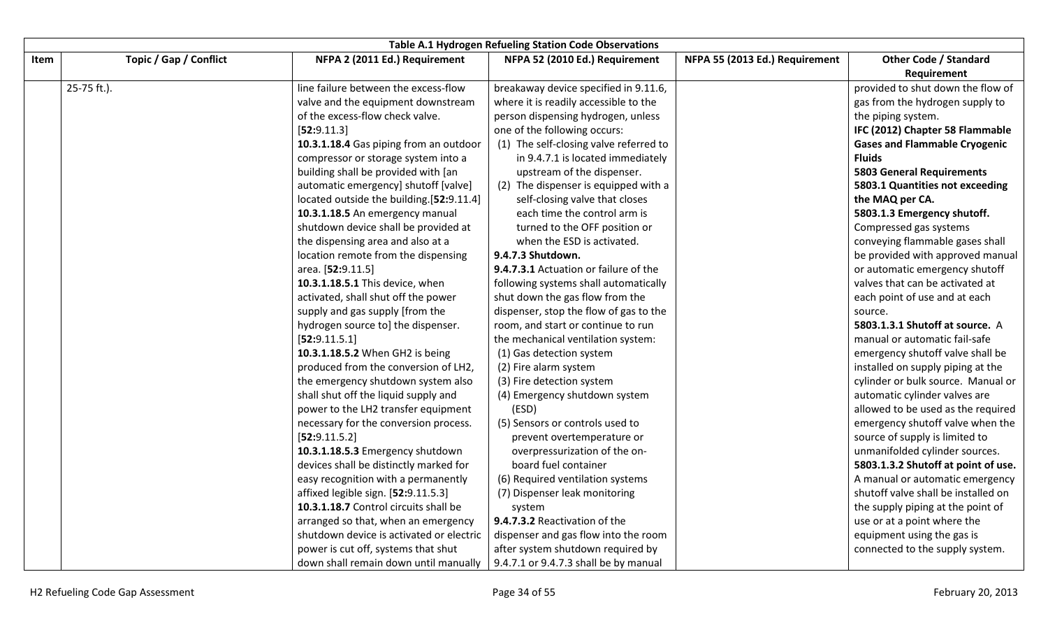| Table A.1 Hydrogen Refueling Station Code Observations | | | | | |
|---|---|---|---|---|---|
| Item | Topic / Gap / Conflict | NFPA 2 (2011 Ed.) Requirement | NFPA 52 (2010 Ed.) Requirement | NFPA 55 (2013 Ed.) Requirement | Other Code / Standard Requirement |
| | 25-75 ft.). | line failure between the excess-flow valve and the equipment downstream of the excess-flow check valve. [**52:**9.11.3]<br>**10.3.1.18.4** Gas piping from an outdoor compressor or storage system into a building shall be provided with [an automatic emergency] shutoff [valve] located outside the building.[**52:**9.11.4]<br>**10.3.1.18.5** An emergency manual shutdown device shall be provided at the dispensing area and also at a location remote from the dispensing area. [**52:**9.11.5]<br>**10.3.1.18.5.1** This device, when activated, shall shut off the power supply and gas supply [from the hydrogen source to] the dispenser. [**52:**9.11.5.1]<br>**10.3.1.18.5.2** When GH2 is being produced from the conversion of LH2, the emergency shutdown system also shall shut off the liquid supply and power to the LH2 transfer equipment necessary for the conversion process. [**52:**9.11.5.2]<br>**10.3.1.18.5.3** Emergency shutdown devices shall be distinctly marked for easy recognition with a permanently affixed legible sign. [**52:**9.11.5.3]<br>**10.3.1.18.7** Control circuits shall be arranged so that, when an emergency shutdown device is activated or electric power is cut off, systems that shut down shall remain down until manually | breakaway device specified in 9.11.6, where it is readily accessible to the person dispensing hydrogen, unless one of the following occurs:<br>(1) The self-closing valve referred to in 9.4.7.1 is located immediately upstream of the dispenser.<br>(2) The dispenser is equipped with a self-closing valve that closes each time the control arm is turned to the OFF position or when the ESD is activated.<br>**9.4.7.3 Shutdown.**<br>**9.4.7.3.1** Actuation or failure of the following systems shall automatically shut down the gas flow from the dispenser, stop the flow of gas to the room, and start or continue to run the mechanical ventilation system:<br>(1) Gas detection system<br>(2) Fire alarm system<br>(3) Fire detection system<br>(4) Emergency shutdown system (ESD)<br>(5) Sensors or controls used to prevent overtemperature or overpressurization of the on-board fuel container<br>(6) Required ventilation systems<br>(7) Dispenser leak monitoring system<br>**9.4.7.3.2** Reactivation of the dispenser and gas flow into the room after system shutdown required by 9.4.7.1 or 9.4.7.3 shall be by manual | | provided to shut down the flow of gas from the hydrogen supply to the piping system.<br>**IFC (2012) Chapter 58 Flammable Gases and Flammable Cryogenic Fluids**<br>**5803 General Requirements**<br>**5803.1 Quantities not exceeding the MAQ per CA.**<br>**5803.1.3 Emergency shutoff.** Compressed gas systems conveying flammable gases shall be provided with approved manual or automatic emergency shutoff valves that can be activated at each point of use and at each source.<br>**5803.1.3.1 Shutoff at source.** A manual or automatic fail-safe emergency shutoff valve shall be installed on supply piping at the cylinder or bulk source. Manual or automatic cylinder valves are allowed to be used as the required emergency shutoff valve when the source of supply is limited to unmanifolded cylinder sources.<br>**5803.1.3.2 Shutoff at point of use.** A manual or automatic emergency shutoff valve shall be installed on the supply piping at the point of use or at a point where the equipment using the gas is connected to the supply system. |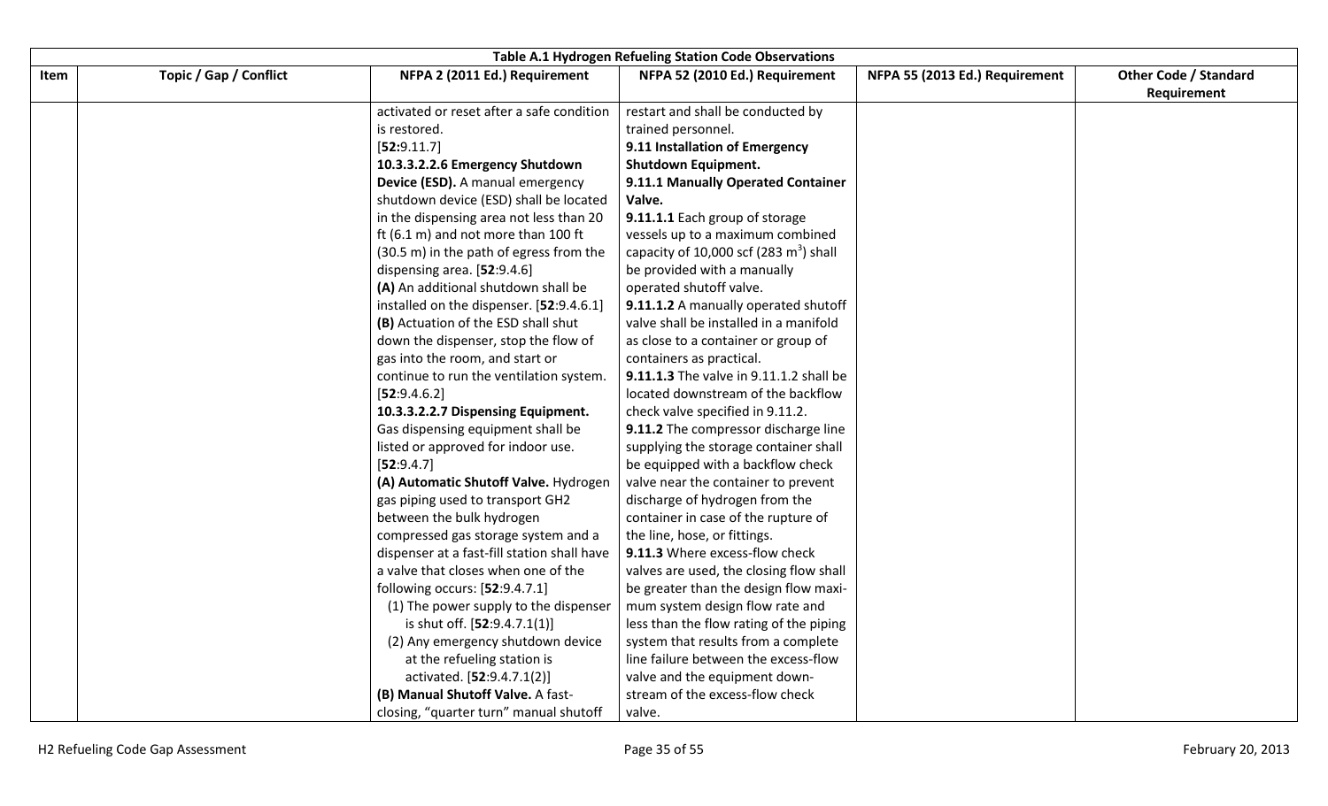| Table A.1 Hydrogen Refueling Station Code Observations | | | | | |
|---|---|---|---|---|---|
| **Item** | **Topic / Gap / Conflict** | **NFPA 2 (2011 Ed.) Requirement** | **NFPA 52 (2010 Ed.) Requirement** | **NFPA 55 (2013 Ed.) Requirement** | **Other Code / Standard Requirement** |
| | | activated or reset after a safe condition is restored. [**52:**9.11.7] <br> **10.3.3.2.2.6 Emergency Shutdown Device (ESD).** A manual emergency shutdown device (ESD) shall be located in the dispensing area not less than 20 ft (6.1 m) and not more than 100 ft (30.5 m) in the path of egress from the dispensing area. [**52**:9.4.6] <br> **(A)** An additional shutdown shall be installed on the dispenser. [**52**:9.4.6.1] <br> **(B)** Actuation of the ESD shall shut down the dispenser, stop the flow of gas into the room, and start or continue to run the ventilation system. [**52**:9.4.6.2] <br> **10.3.3.2.2.7 Dispensing Equipment.** Gas dispensing equipment shall be listed or approved for indoor use. [**52**:9.4.7] <br> **(A) Automatic Shutoff Valve.** Hydrogen gas piping used to transport GH2 between the bulk hydrogen compressed gas storage system and a dispenser at a fast-fill station shall have a valve that closes when one of the following occurs: [**52**:9.4.7.1] <br> (1) The power supply to the dispenser is shut off. [**52**:9.4.7.1(1)] <br> (2) Any emergency shutdown device at the refueling station is activated. [**52**:9.4.7.1(2)] <br> **(B) Manual Shutoff Valve.** A fast-closing, "quarter turn" manual shutoff | restart and shall be conducted by trained personnel. <br> **9.11 Installation of Emergency Shutdown Equipment.** <br> **9.11.1 Manually Operated Container Valve.** <br> **9.11.1.1** Each group of storage vessels up to a maximum combined capacity of 10,000 scf (283 m$^3$) shall be provided with a manually operated shutoff valve. <br> **9.11.1.2** A manually operated shutoff valve shall be installed in a manifold as close to a container or group of containers as practical. <br> **9.11.1.3** The valve in 9.11.1.2 shall be located downstream of the backflow check valve specified in 9.11.2. <br> **9.11.2** The compressor discharge line supplying the storage container shall be equipped with a backflow check valve near the container to prevent discharge of hydrogen from the container in case of the rupture of the line, hose, or fittings. <br> **9.11.3** Where excess-flow check valves are used, the closing flow shall be greater than the design flow maxi-mum system design flow rate and less than the flow rating of the piping system that results from a complete line failure between the excess-flow valve and the equipment down-stream of the excess-flow check valve. | | |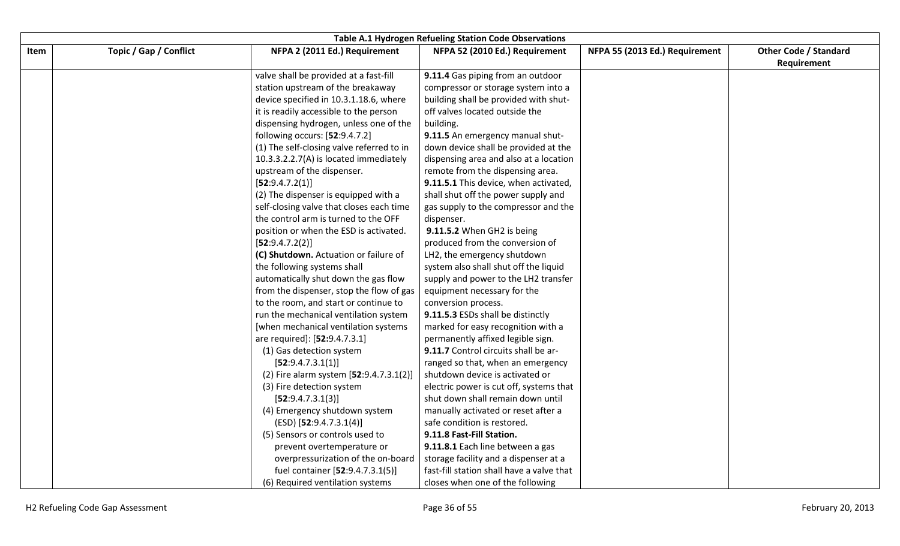| Table A.1 Hydrogen Refueling Station Code Observations | | | | | |
|---|---|---|---|---|---|
| **Item** | **Topic / Gap / Conflict** | **NFPA 2 (2011 Ed.) Requirement** | **NFPA 52 (2010 Ed.) Requirement** | **NFPA 55 (2013 Ed.) Requirement** | **Other Code / Standard Requirement** |
| | | valve shall be provided at a fast-fill station upstream of the breakaway device specified in 10.3.1.18.6, where it is readily accessible to the person dispensing hydrogen, unless one of the following occurs: [**52**:9.4.7.2]<br>(1) The self-closing valve referred to in 10.3.3.2.2.7(A) is located immediately upstream of the dispenser. [**52**:9.4.7.2(1)]<br>(2) The dispenser is equipped with a self-closing valve that closes each time the control arm is turned to the OFF position or when the ESD is activated. [**52**:9.4.7.2(2)]<br>**(C) Shutdown.** Actuation or failure of the following systems shall automatically shut down the gas flow from the dispenser, stop the flow of gas to the room, and start or continue to run the mechanical ventilation system [when mechanical ventilation systems are required]: [**52:**9.4.7.3.1]<br>(1) Gas detection system [**52**:9.4.7.3.1(1)]<br>(2) Fire alarm system [**52**:9.4.7.3.1(2)]<br>(3) Fire detection system [**52**:9.4.7.3.1(3)]<br>(4) Emergency shutdown system (ESD) [**52**:9.4.7.3.1(4)]<br>(5) Sensors or controls used to prevent overtemperature or overpressurization of the on-board fuel container [**52**:9.4.7.3.1(5)]<br>(6) Required ventilation systems | **9.11.4** Gas piping from an outdoor compressor or storage system into a building shall be provided with shut-off valves located outside the building.<br>**9.11.5** An emergency manual shut-down device shall be provided at the dispensing area and also at a location remote from the dispensing area.<br>**9.11.5.1** This device, when activated, shall shut off the power supply and gas supply to the compressor and the dispenser.<br>**9.11.5.2** When GH2 is being produced from the conversion of LH2, the emergency shutdown system also shall shut off the liquid supply and power to the LH2 transfer equipment necessary for the conversion process.<br>**9.11.5.3** ESDs shall be distinctly marked for easy recognition with a permanently affixed legible sign.<br>**9.11.7** Control circuits shall be arranged so that, when an emergency shutdown device is activated or electric power is cut off, systems that shut down shall remain down until manually activated or reset after a safe condition is restored.<br>**9.11.8 Fast-Fill Station.**<br>**9.11.8.1** Each line between a gas storage facility and a dispenser at a fast-fill station shall have a valve that closes when one of the following | | |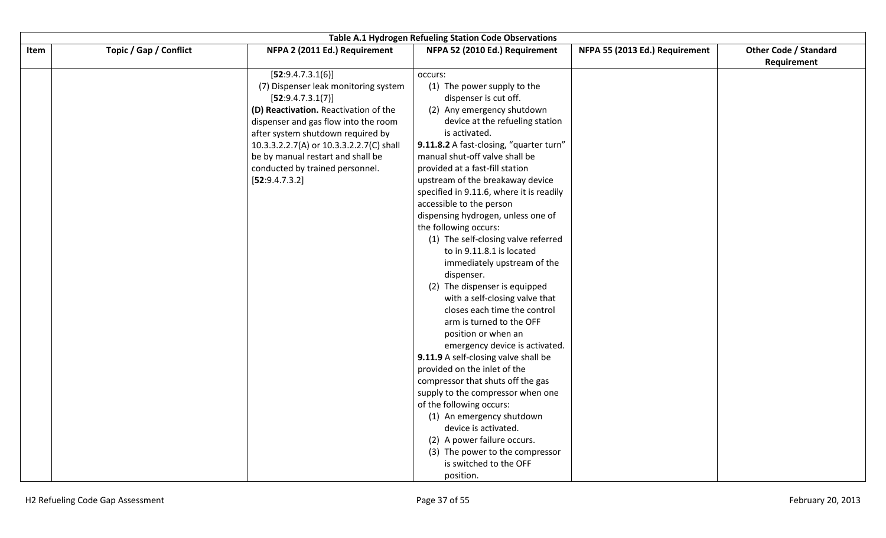| Table A.1 Hydrogen Refueling Station Code Observations | | | | | |
|---|---|---|---|---|---|
| Item | Topic / Gap / Conflict | NFPA 2 (2011 Ed.) Requirement | NFPA 52 (2010 Ed.) Requirement | NFPA 55 (2013 Ed.) Requirement | Other Code / Standard Requirement |
| | | [**52**:9.4.7.3.1(6)]<br>(7) Dispenser leak monitoring system [**52**:9.4.7.3.1(7)]<br>**(D) Reactivation.** Reactivation of the dispenser and gas flow into the room after system shutdown required by 10.3.3.2.2.7(A) or 10.3.3.2.2.7(C) shall be by manual restart and shall be conducted by trained personnel. [**52**:9.4.7.3.2] | occurs:<br>(1) The power supply to the dispenser is cut off.<br>(2) Any emergency shutdown device at the refueling station is activated.<br>**9.11.8.2** A fast-closing, "quarter turn" manual shut-off valve shall be provided at a fast-fill station upstream of the breakaway device specified in 9.11.6, where it is readily accessible to the person dispensing hydrogen, unless one of the following occurs:<br>(1) The self-closing valve referred to in 9.11.8.1 is located immediately upstream of the dispenser.<br>(2) The dispenser is equipped with a self-closing valve that closes each time the control arm is turned to the OFF position or when an emergency device is activated.<br>**9.11.9** A self-closing valve shall be provided on the inlet of the compressor that shuts off the gas supply to the compressor when one of the following occurs:<br>(1) An emergency shutdown device is activated.<br>(2) A power failure occurs.<br>(3) The power to the compressor is switched to the OFF position. | | |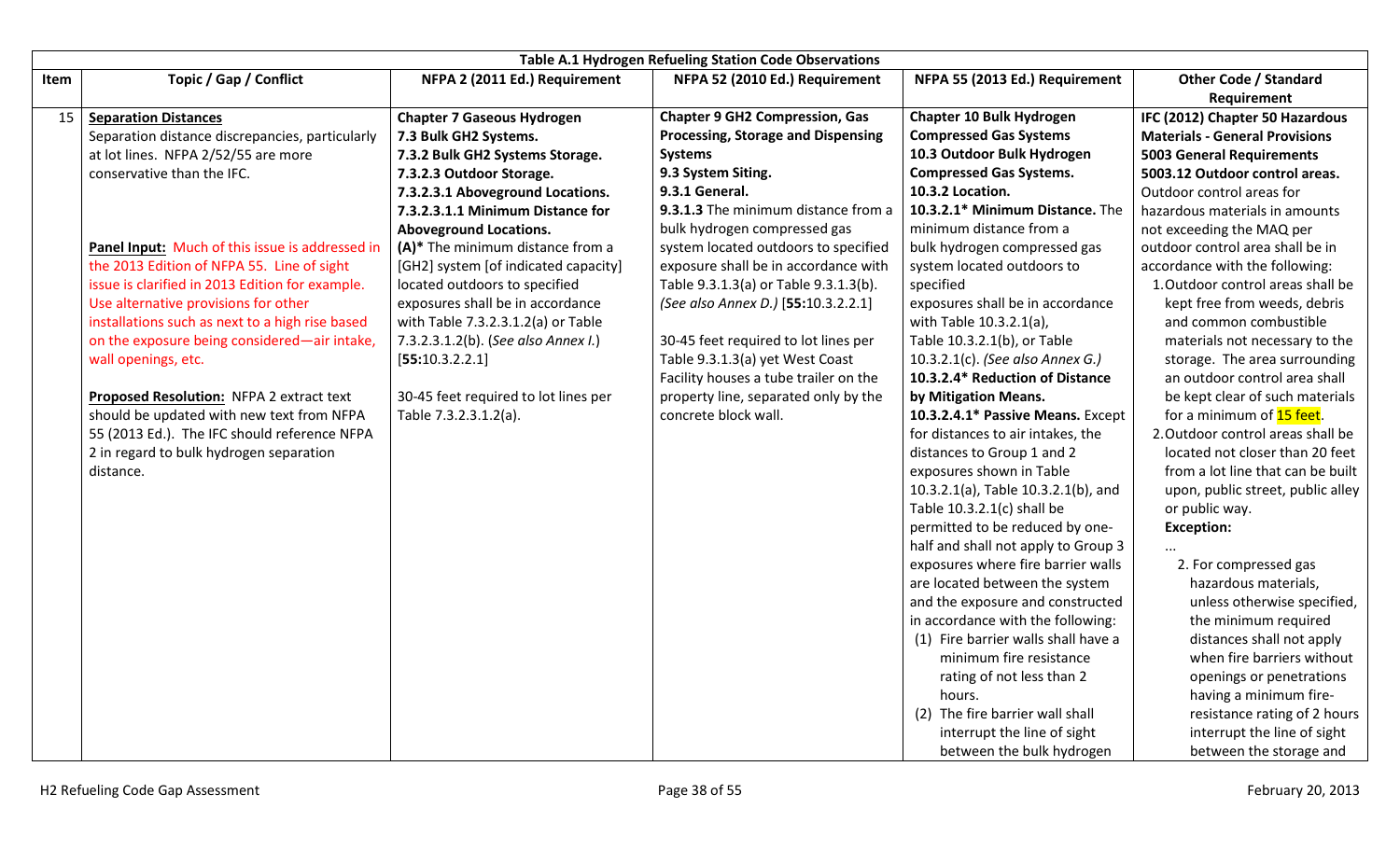| Table A.1 Hydrogen Refueling Station Code Observations | | | | | |
|---|---|---|---|---|---|
| **Item** | **Topic / Gap / Conflict** | **NFPA 2 (2011 Ed.) Requirement** | **NFPA 52 (2010 Ed.) Requirement** | **NFPA 55 (2013 Ed.) Requirement** | **Other Code / Standard Requirement** |
| 15 | **Separation Distances**<br>Separation distance discrepancies, particularly at lot lines. NFPA 2/52/55 are more conservative than the IFC.<br><br>**Panel Input:** Much of this issue is addressed in the 2013 Edition of NFPA 55. Line of sight issue is clarified in 2013 Edition for example. Use alternative provisions for other installations such as next to a high rise based on the exposure being considered—air intake, wall openings, etc.<br><br>**Proposed Resolution:** NFPA 2 extract text should be updated with new text from NFPA 55 (2013 Ed.). The IFC should reference NFPA 2 in regard to bulk hydrogen separation distance. | **Chapter 7 Gaseous Hydrogen**<br>**7.3 Bulk GH2 Systems.**<br>**7.3.2 Bulk GH2 Systems Storage.**<br>**7.3.2.3 Outdoor Storage.**<br>**7.3.2.3.1 Aboveground Locations.**<br>**7.3.2.3.1.1 Minimum Distance for Aboveground Locations.**<br>**(A)*** The minimum distance from a [GH2] system [of indicated capacity] located outdoors to specified exposures shall be in accordance with Table 7.3.2.3.1.2(a) or Table 7.3.2.3.1.2(b). *(See also Annex I.)* [**55:**10.3.2.2.1]<br><br>30-45 feet required to lot lines per Table 7.3.2.3.1.2(a). | **Chapter 9 GH2 Compression, Gas Processing, Storage and Dispensing Systems**<br>**9.3 System Siting.**<br>**9.3.1 General.**<br>**9.3.1.3** The minimum distance from a bulk hydrogen compressed gas system located outdoors to specified exposure shall be in accordance with Table 9.3.1.3(a) or Table 9.3.1.3(b). *(See also Annex D.)* [**55:**10.3.2.2.1]<br><br>30-45 feet required to lot lines per Table 9.3.1.3(a) yet West Coast Facility houses a tube trailer on the property line, separated only by the concrete block wall. | **Chapter 10 Bulk Hydrogen Compressed Gas Systems**<br>**10.3 Outdoor Bulk Hydrogen Compressed Gas Systems.**<br>**10.3.2 Location.**<br>**10.3.2.1* Minimum Distance.** The minimum distance from a bulk hydrogen compressed gas system located outdoors to specified exposures shall be in accordance with Table 10.3.2.1(a), Table 10.3.2.1(b), or Table 10.3.2.1(c). *(See also Annex G.)*<br>**10.3.2.4* Reduction of Distance by Mitigation Means.**<br>**10.3.2.4.1* Passive Means.** Except for distances to air intakes, the distances to Group 1 and 2 exposures shown in Table 10.3.2.1(a), Table 10.3.2.1(b), and Table 10.3.2.1(c) shall be permitted to be reduced by one-half and shall not apply to Group 3 exposures where fire barrier walls are located between the system and the exposure and constructed in accordance with the following:<br>(1) Fire barrier walls shall have a minimum fire resistance rating of not less than 2 hours.<br>(2) The fire barrier wall shall interrupt the line of sight between the bulk hydrogen | **IFC (2012) Chapter 50 Hazardous Materials - General Provisions**<br>**5003 General Requirements**<br>**5003.12 Outdoor control areas.** Outdoor control areas for hazardous materials in amounts not exceeding the MAQ per outdoor control area shall be in accordance with the following:<br>1. Outdoor control areas shall be kept free from weeds, debris and common combustible materials not necessary to the storage. The area surrounding an outdoor control area shall be kept clear of such materials for a minimum of 15 feet.<br>2. Outdoor control areas shall be located not closer than 20 feet from a lot line that can be built upon, public street, public alley or public way.<br>**Exception:**<br>...<br>2. For compressed gas hazardous materials, unless otherwise specified, the minimum required distances shall not apply when fire barriers without openings or penetrations having a minimum fire-resistance rating of 2 hours interrupt the line of sight between the storage and |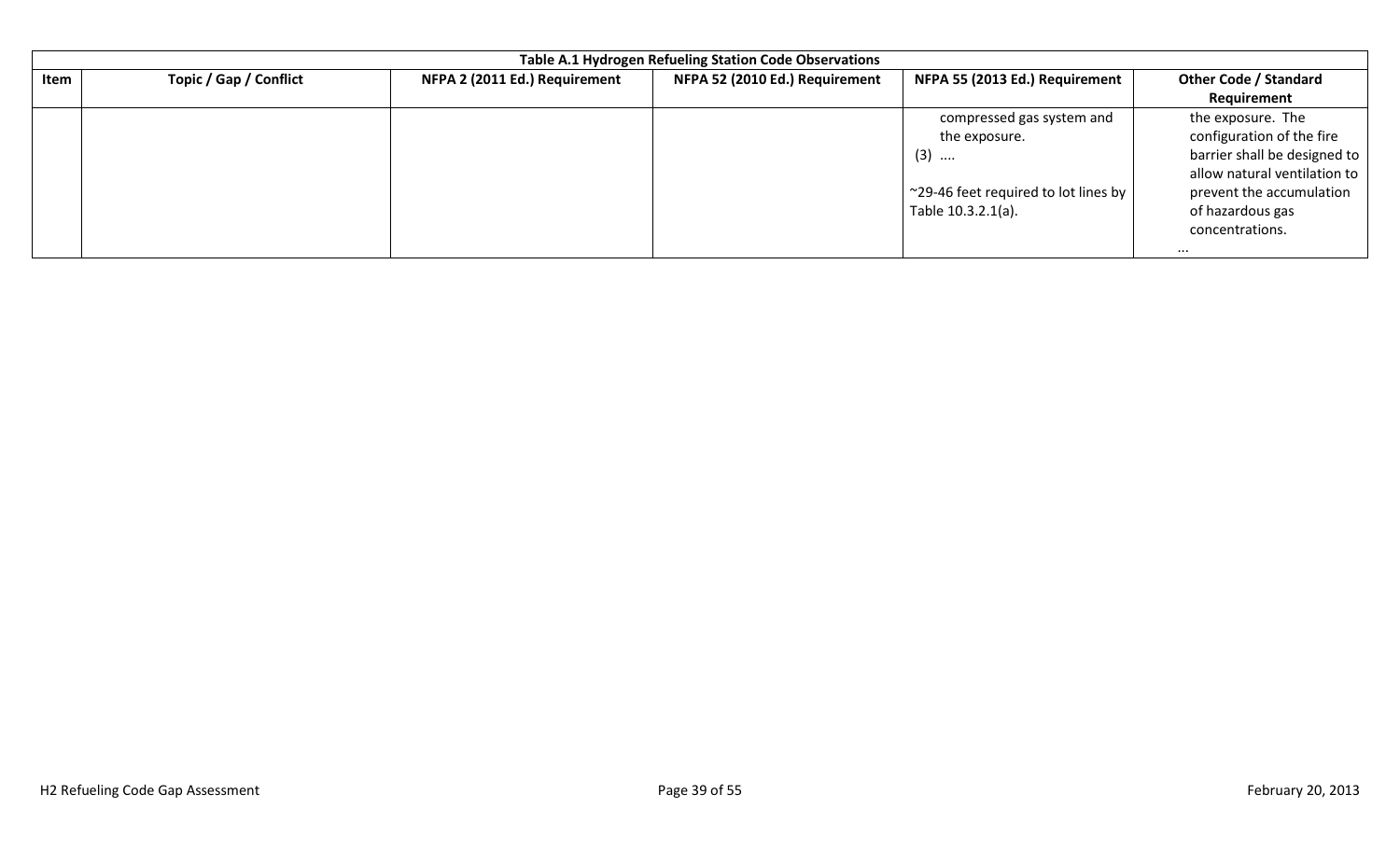| Table A.1 Hydrogen Refueling Station Code Observations | | | | | |
|---|---|---|---|---|---|
| Item | Topic / Gap / Conflict | NFPA 2 (2011 Ed.) Requirement | NFPA 52 (2010 Ed.) Requirement | NFPA 55 (2013 Ed.) Requirement | Other Code / Standard Requirement |
| | | | | compressed gas system and the exposure.<br>(3) ....<br><br>~29-46 feet required to lot lines by Table 10.3.2.1(a). | the exposure. The configuration of the fire barrier shall be designed to allow natural ventilation to prevent the accumulation of hazardous gas concentrations.<br>... |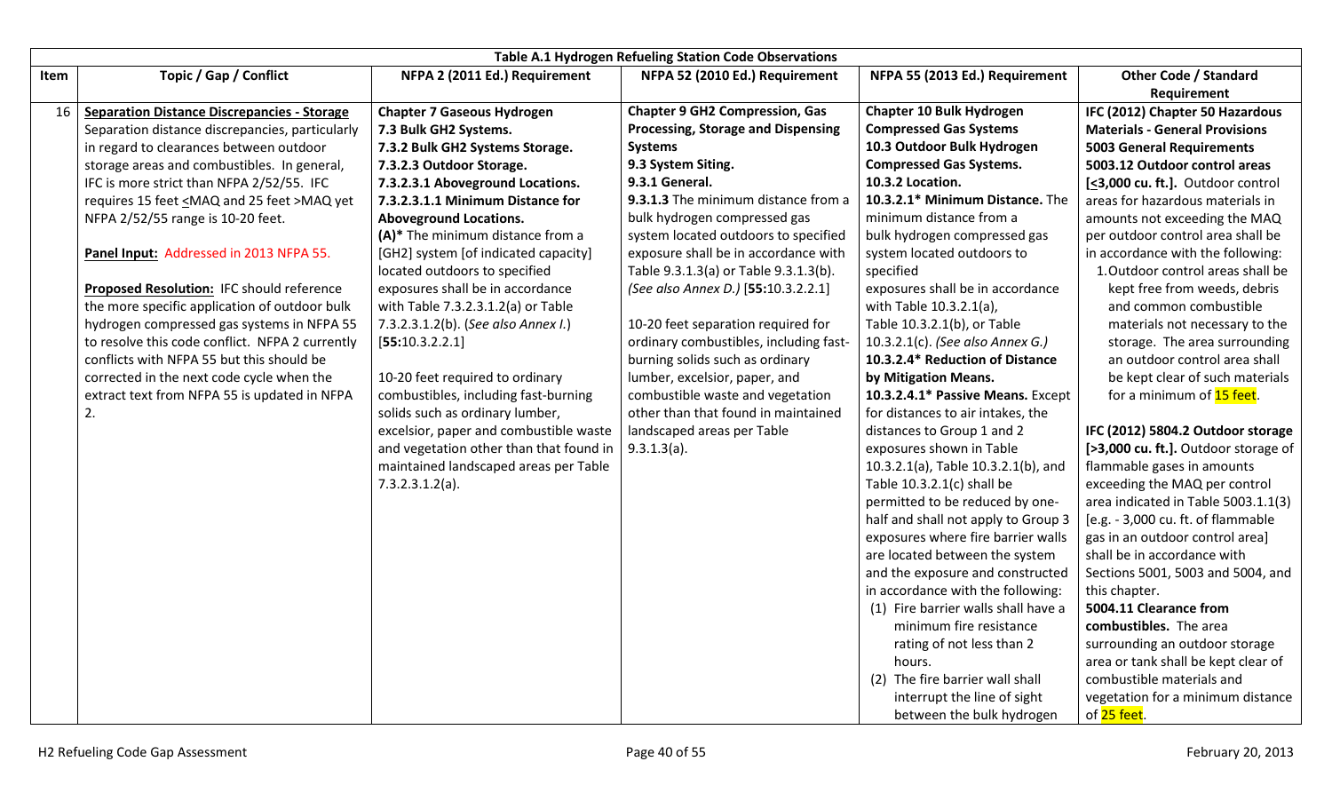| Table A.1 Hydrogen Refueling Station Code Observations | | | | | |
|---|---|---|---|---|---|
| **Item** | **Topic / Gap / Conflict** | **NFPA 2 (2011 Ed.) Requirement** | **NFPA 52 (2010 Ed.) Requirement** | **NFPA 55 (2013 Ed.) Requirement** | **Other Code / Standard Requirement** |
| 16 | **Separation Distance Discrepancies - Storage** Separation distance discrepancies, particularly in regard to clearances between outdoor storage areas and combustibles. In general, IFC is more strict than NFPA 2/52/55. IFC requires 15 feet ≤MAQ and 25 feet >MAQ yet NFPA 2/52/55 range is 10-20 feet.<br><br>**Panel Input:** Addressed in 2013 NFPA 55.<br><br>**Proposed Resolution:** IFC should reference the more specific application of outdoor bulk hydrogen compressed gas systems in NFPA 55 to resolve this code conflict. NFPA 2 currently conflicts with NFPA 55 but this should be corrected in the next code cycle when the extract text from NFPA 55 is updated in NFPA 2. | **Chapter 7 Gaseous Hydrogen**<br>**7.3 Bulk GH2 Systems.**<br>**7.3.2 Bulk GH2 Systems Storage.**<br>**7.3.2.3 Outdoor Storage.**<br>**7.3.2.3.1 Aboveground Locations.**<br>**7.3.2.3.1.1 Minimum Distance for Aboveground Locations.**<br>**(A)*** The minimum distance from a [GH2] system [of indicated capacity] located outdoors to specified exposures shall be in accordance with Table 7.3.2.3.1.2(a) or Table 7.3.2.3.1.2(b). *(See also Annex I.)* [**55:**10.3.2.2.1]<br><br>10-20 feet required to ordinary combustibles, including fast-burning solids such as ordinary lumber, excelsior, paper and combustible waste and vegetation other than that found in maintained landscaped areas per Table 7.3.2.3.1.2(a). | **Chapter 9 GH2 Compression, Gas Processing, Storage and Dispensing Systems**<br>**9.3 System Siting.**<br>**9.3.1 General.**<br>**9.3.1.3** The minimum distance from a bulk hydrogen compressed gas system located outdoors to specified exposure shall be in accordance with Table 9.3.1.3(a) or Table 9.3.1.3(b). *(See also Annex D.)* [**55:**10.3.2.2.1]<br><br>10-20 feet separation required for ordinary combustibles, including fast-burning solids such as ordinary lumber, excelsior, paper, and combustible waste and vegetation other than that found in maintained landscaped areas per Table 9.3.1.3(a). | **Chapter 10 Bulk Hydrogen Compressed Gas Systems**<br>**10.3 Outdoor Bulk Hydrogen Compressed Gas Systems.**<br>**10.3.2 Location.**<br>**10.3.2.1* Minimum Distance.** The minimum distance from a bulk hydrogen compressed gas system located outdoors to specified exposures shall be in accordance with Table 10.3.2.1(a), Table 10.3.2.1(b), or Table 10.3.2.1(c). *(See also Annex G.)*<br>**10.3.2.4* Reduction of Distance by Mitigation Means.**<br>**10.3.2.4.1* Passive Means.** Except for distances to air intakes, the distances to Group 1 and 2 exposures shown in Table 10.3.2.1(a), Table 10.3.2.1(b), and Table 10.3.2.1(c) shall be permitted to be reduced by one-half and shall not apply to Group 3 exposures where fire barrier walls are located between the system and the exposure and constructed in accordance with the following:<br>(1) Fire barrier walls shall have a minimum fire resistance rating of not less than 2 hours.<br>(2) The fire barrier wall shall interrupt the line of sight between the bulk hydrogen | **IFC (2012) Chapter 50 Hazardous Materials - General Provisions**<br>**5003 General Requirements**<br>**5003.12 Outdoor control areas [≤3,000 cu. ft.].** Outdoor control areas for hazardous materials in amounts not exceeding the MAQ per outdoor control area shall be in accordance with the following:<br>1. Outdoor control areas shall be kept free from weeds, debris and common combustible materials not necessary to the storage. The area surrounding an outdoor control area shall be kept clear of such materials for a minimum of 15 feet.<br><br>**IFC (2012) 5804.2 Outdoor storage [>3,000 cu. ft.].** Outdoor storage of flammable gases in amounts exceeding the MAQ per control area indicated in Table 5003.1.1(3) [e.g. - 3,000 cu. ft. of flammable gas in an outdoor control area] shall be in accordance with Sections 5001, 5003 and 5004, and this chapter.<br>**5004.11 Clearance from combustibles.** The area surrounding an outdoor storage area or tank shall be kept clear of combustible materials and vegetation for a minimum distance of 25 feet. |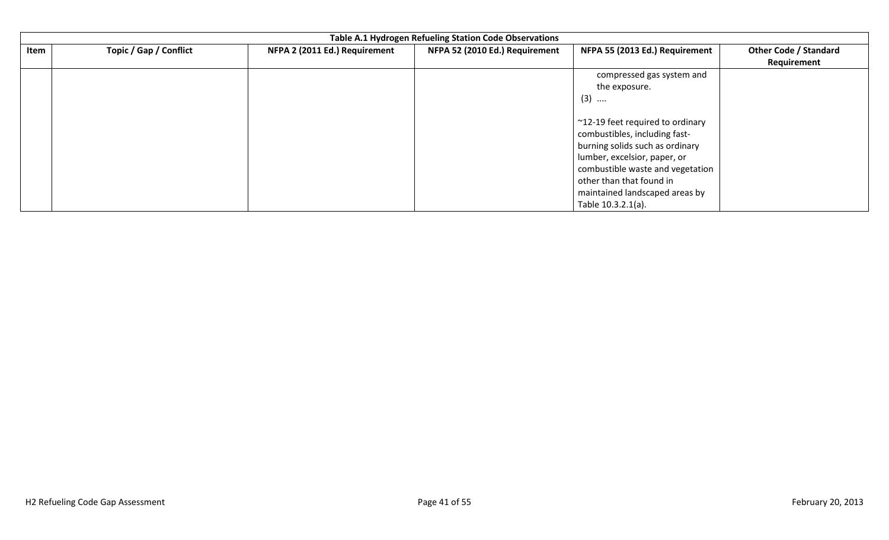**Table A.1 Hydrogen Refueling Station Code Observations**

| Item | Topic / Gap / Conflict | NFPA 2 (2011 Ed.) Requirement | NFPA 52 (2010 Ed.) Requirement | NFPA 55 (2013 Ed.) Requirement | Other Code / Standard Requirement |
|---|---|---|---|---|---|
| | | | | compressed gas system and the exposure.<br>(3) ....<br><br>~12-19 feet required to ordinary combustibles, including fast-burning solids such as ordinary lumber, excelsior, paper, or combustible waste and vegetation other than that found in maintained landscaped areas by Table 10.3.2.1(a). | |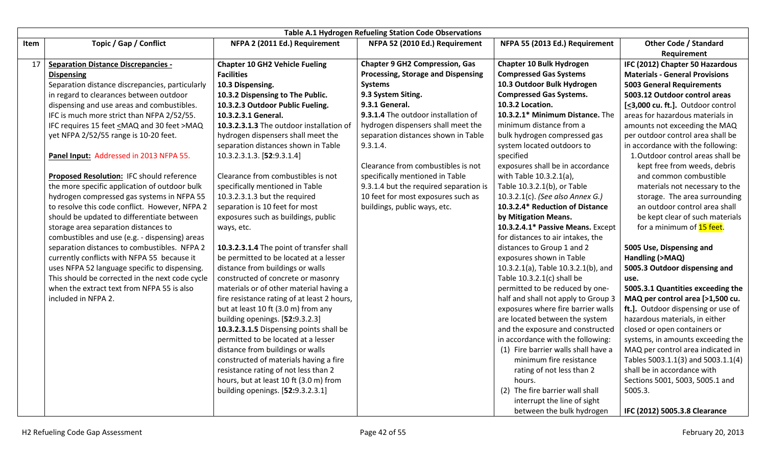| Table A.1 Hydrogen Refueling Station Code Observations | | | | | |
|---|---|---|---|---|---|
| **Item** | **Topic / Gap / Conflict** | **NFPA 2 (2011 Ed.) Requirement** | **NFPA 52 (2010 Ed.) Requirement** | **NFPA 55 (2013 Ed.) Requirement** | **Other Code / Standard Requirement** |
| 17 | **Separation Distance Discrepancies - Dispensing**<br>Separation distance discrepancies, particularly in regard to clearances between outdoor dispensing and use areas and combustibles. IFC is much more strict than NFPA 2/52/55. IFC requires 15 feet <MAQ and 30 feet >MAQ yet NFPA 2/52/55 range is 10-20 feet.<br><br>**Panel Input:** Addressed in 2013 NFPA 55.<br><br>**Proposed Resolution:** IFC should reference the more specific application of outdoor bulk hydrogen compressed gas systems in NFPA 55 to resolve this code conflict. However, NFPA 2 should be updated to differentiate between storage area separation distances to combustibles and use (e.g. - dispensing) areas separation distances to combustibles. NFPA 2 currently conflicts with NFPA 55 because it uses NFPA 52 language specific to dispensing. This should be corrected in the next code cycle when the extract text from NFPA 55 is also included in NFPA 2. | **Chapter 10 GH2 Vehicle Fueling Facilities**<br>**10.3 Dispensing.**<br>**10.3.2 Dispensing to The Public.**<br>**10.3.2.3 Outdoor Public Fueling.**<br>**10.3.2.3.1 General.**<br>**10.3.2.3.1.3** The outdoor installation of hydrogen dispensers shall meet the separation distances shown in Table 10.3.2.3.1.3. [**52**:9.3.1.4]<br><br>Clearance from combustibles is not specifically mentioned in Table 10.3.2.3.1.3 but the required separation is 10 feet for most exposures such as buildings, public ways, etc.<br><br>**10.3.2.3.1.4** The point of transfer shall be permitted to be located at a lesser distance from buildings or walls constructed of concrete or masonry materials or of other material having a fire resistance rating of at least 2 hours, but at least 10 ft (3.0 m) from any building openings. [**52**:9.3.2.3]<br>**10.3.2.3.1.5** Dispensing points shall be permitted to be located at a lesser distance from buildings or walls constructed of materials having a fire resistance rating of not less than 2 hours, but at least 10 ft (3.0 m) from building openings. [**52**:9.3.2.3.1] | **Chapter 9 GH2 Compression, Gas Processing, Storage and Dispensing Systems**<br>**9.3 System Siting.**<br>**9.3.1 General.**<br>**9.3.1.4** The outdoor installation of hydrogen dispensers shall meet the separation distances shown in Table 9.3.1.4.<br><br>Clearance from combustibles is not specifically mentioned in Table 9.3.1.4 but the required separation is 10 feet for most exposures such as buildings, public ways, etc. | **Chapter 10 Bulk Hydrogen Compressed Gas Systems**<br>**10.3 Outdoor Bulk Hydrogen Compressed Gas Systems.**<br>**10.3.2 Location.**<br>**10.3.2.1\* Minimum Distance.** The minimum distance from a bulk hydrogen compressed gas system located outdoors to specified exposures shall be in accordance with Table 10.3.2.1(a), Table 10.3.2.1(b), or Table 10.3.2.1(c). *(See also Annex G.)*<br>**10.3.2.4\* Reduction of Distance by Mitigation Means.**<br>**10.3.2.4.1\* Passive Means.** Except for distances to air intakes, the distances to Group 1 and 2 exposures shown in Table 10.3.2.1(a), Table 10.3.2.1(b), and Table 10.3.2.1(c) shall be permitted to be reduced by one-half and shall not apply to Group 3 exposures where fire barrier walls are located between the system and the exposure and constructed in accordance with the following:<br>(1) Fire barrier walls shall have a minimum fire resistance rating of not less than 2 hours.<br>(2) The fire barrier wall shall interrupt the line of sight between the bulk hydrogen | **IFC (2012) Chapter 50 Hazardous Materials - General Provisions**<br>**5003 General Requirements**<br>**5003.12 Outdoor control areas [≤3,000 cu. ft.].** Outdoor control areas for hazardous materials in amounts not exceeding the MAQ per outdoor control area shall be in accordance with the following:<br>1. Outdoor control areas shall be kept free from weeds, debris and common combustible materials not necessary to the storage. The area surrounding an outdoor control area shall be kept clear of such materials for a minimum of 15 feet.<br><br>**5005 Use, Dispensing and Handling (>MAQ)**<br>**5005.3 Outdoor dispensing and use.**<br>**5005.3.1 Quantities exceeding the MAQ per control area [>1,500 cu. ft.].** Outdoor dispensing or use of hazardous materials, in either closed or open containers or systems, in amounts exceeding the MAQ per control area indicated in Tables 5003.1.1(3) and 5003.1.1(4) shall be in accordance with Sections 5001, 5003, 5005.1 and 5005.3.<br><br>**IFC (2012) 5005.3.8 Clearance** |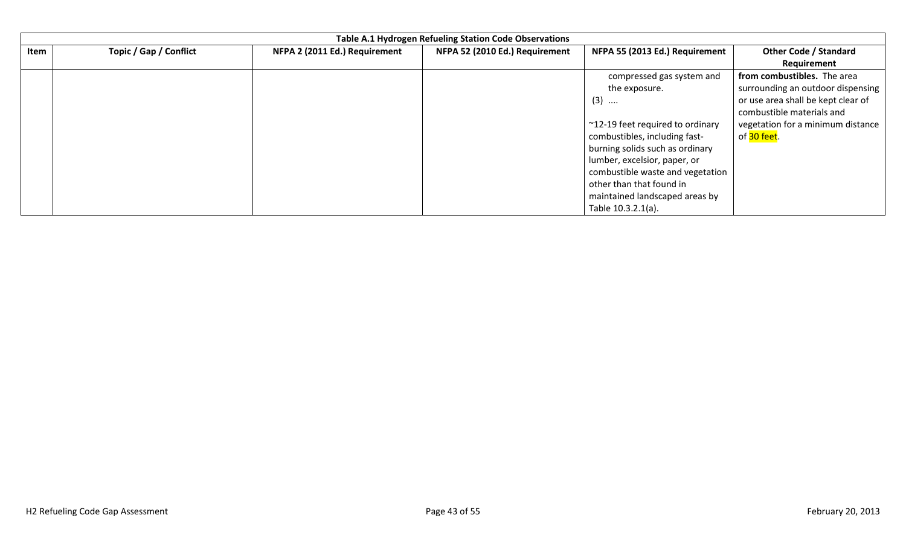| Table A.1 Hydrogen Refueling Station Code Observations | | | | | |
|---|---|---|---|---|---|
| Item | Topic / Gap / Conflict | NFPA 2 (2011 Ed.) Requirement | NFPA 52 (2010 Ed.) Requirement | NFPA 55 (2013 Ed.) Requirement | Other Code / Standard Requirement |
| | | | | compressed gas system and the exposure.<br>(3) ....<br><br>~12-19 feet required to ordinary combustibles, including fast-burning solids such as ordinary lumber, excelsior, paper, or combustible waste and vegetation other than that found in maintained landscaped areas by Table 10.3.2.1(a). | **from combustibles.** The area surrounding an outdoor dispensing or use area shall be kept clear of combustible materials and vegetation for a minimum distance of 30 feet. |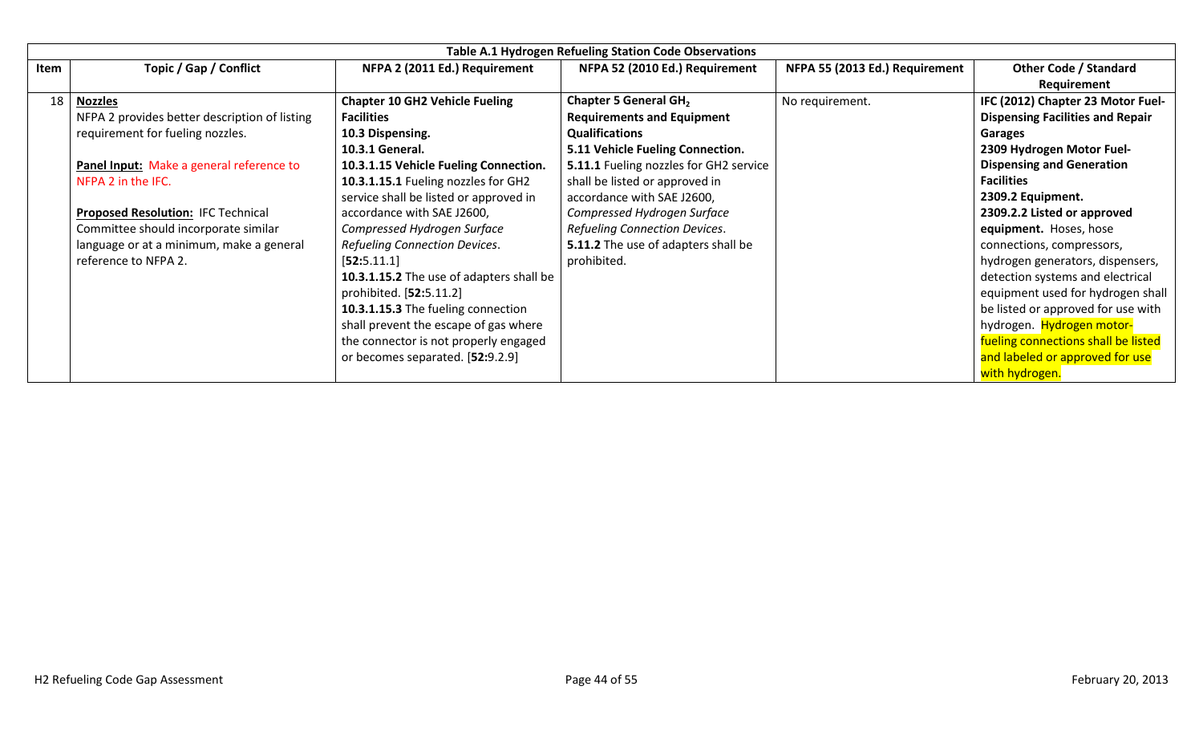| Table A.1 Hydrogen Refueling Station Code Observations | | | | | |
|---|---|---|---|---|---|
| **Item** | **Topic / Gap / Conflict** | **NFPA 2 (2011 Ed.) Requirement** | **NFPA 52 (2010 Ed.) Requirement** | **NFPA 55 (2013 Ed.) Requirement** | **Other Code / Standard Requirement** |
| 18 | **Nozzles**<br>NFPA 2 provides better description of listing requirement for fueling nozzles.<br><br>**Panel Input:** Make a general reference to NFPA 2 in the IFC.<br><br>**Proposed Resolution:** IFC Technical Committee should incorporate similar language or at a minimum, make a general reference to NFPA 2. | **Chapter 10 GH2 Vehicle Fueling Facilities**<br>**10.3 Dispensing.**<br>**10.3.1 General.**<br>**10.3.1.15 Vehicle Fueling Connection.**<br>**10.3.1.15.1** Fueling nozzles for GH2 service shall be listed or approved in accordance with SAE J2600, *Compressed Hydrogen Surface Refueling Connection Devices*. [**52:**5.11.1]<br>**10.3.1.15.2** The use of adapters shall be prohibited. [**52:**5.11.2]<br>**10.3.1.15.3** The fueling connection shall prevent the escape of gas where the connector is not properly engaged or becomes separated. [**52:**9.2.9] | **Chapter 5 General $GH_2$ Requirements and Equipment Qualifications**<br>**5.11 Vehicle Fueling Connection.**<br>**5.11.1** Fueling nozzles for GH2 service shall be listed or approved in accordance with SAE J2600, *Compressed Hydrogen Surface Refueling Connection Devices*.<br>**5.11.2** The use of adapters shall be prohibited. | No requirement. | **IFC (2012) Chapter 23 Motor Fuel-Dispensing Facilities and Repair Garages**<br>**2309 Hydrogen Motor Fuel-Dispensing and Generation Facilities**<br>**2309.2 Equipment.**<br>**2309.2.2 Listed or approved equipment.** Hoses, hose connections, compressors, hydrogen generators, dispensers, detection systems and electrical equipment used for hydrogen shall be listed or approved for use with hydrogen. Hydrogen motor-fueling connections shall be listed and labeled or approved for use with hydrogen. |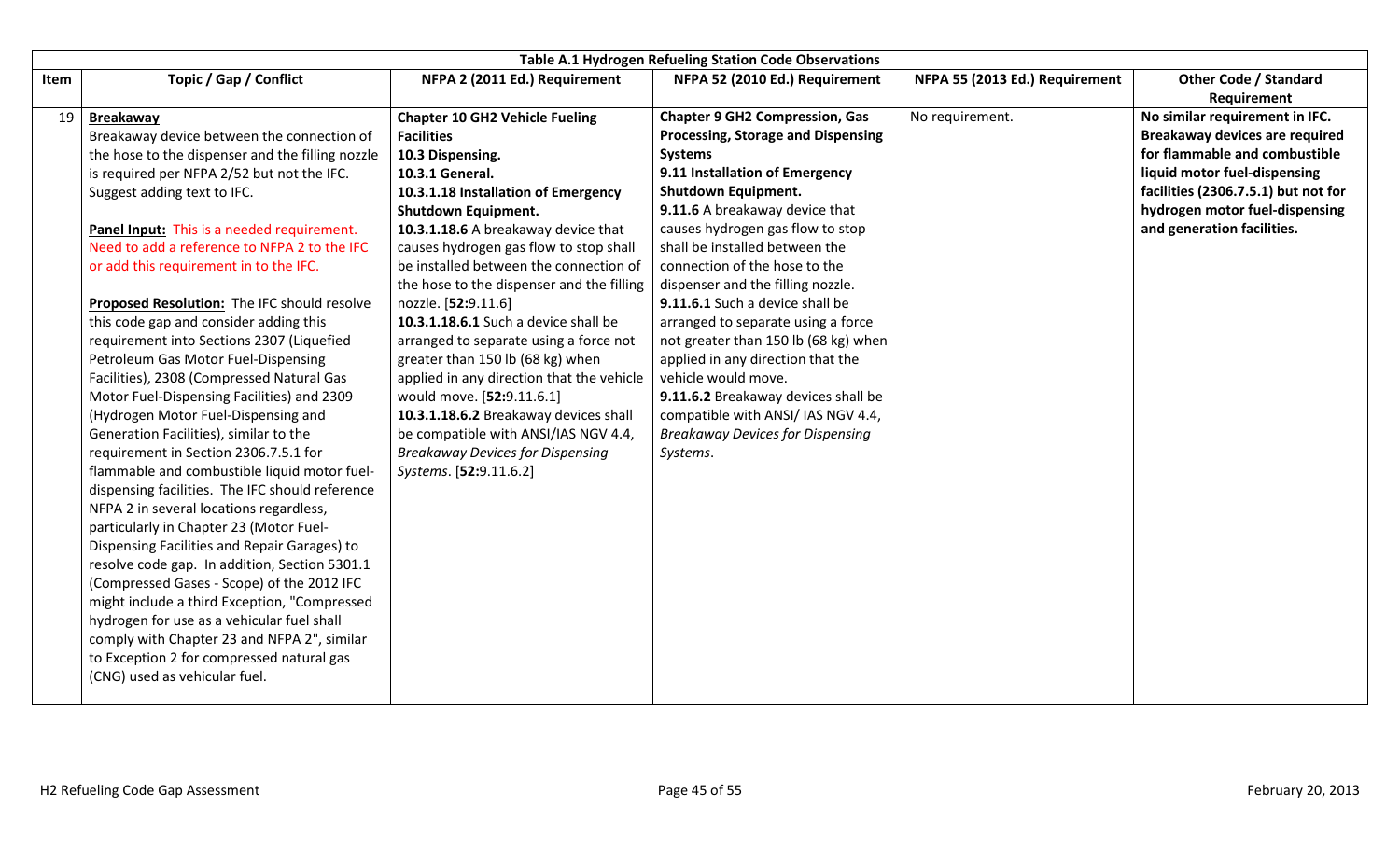| Table A.1 Hydrogen Refueling Station Code Observations | | | | | |
|---|---|---|---|---|---|
| **Item** | **Topic / Gap / Conflict** | **NFPA 2 (2011 Ed.) Requirement** | **NFPA 52 (2010 Ed.) Requirement** | **NFPA 55 (2013 Ed.) Requirement** | **Other Code / Standard Requirement** |
| 19 | **Breakaway**<br>Breakaway device between the connection of the hose to the dispenser and the filling nozzle is required per NFPA 2/52 but not the IFC. Suggest adding text to IFC.<br><br>**Panel Input:** This is a needed requirement. Need to add a reference to NFPA 2 to the IFC or add this requirement in to the IFC.<br><br>**Proposed Resolution:** The IFC should resolve this code gap and consider adding this requirement into Sections 2307 (Liquefied Petroleum Gas Motor Fuel-Dispensing Facilities), 2308 (Compressed Natural Gas Motor Fuel-Dispensing Facilities) and 2309 (Hydrogen Motor Fuel-Dispensing and Generation Facilities), similar to the requirement in Section 2306.7.5.1 for flammable and combustible liquid motor fuel-dispensing facilities. The IFC should reference NFPA 2 in several locations regardless, particularly in Chapter 23 (Motor Fuel-Dispensing Facilities and Repair Garages) to resolve code gap. In addition, Section 5301.1 (Compressed Gases - Scope) of the 2012 IFC might include a third Exception, "Compressed hydrogen for use as a vehicular fuel shall comply with Chapter 23 and NFPA 2", similar to Exception 2 for compressed natural gas (CNG) used as vehicular fuel. | **Chapter 10 GH2 Vehicle Fueling Facilities**<br>**10.3 Dispensing.**<br>**10.3.1 General.**<br>**10.3.1.18 Installation of Emergency Shutdown Equipment.**<br>**10.3.1.18.6** A breakaway device that causes hydrogen gas flow to stop shall be installed between the connection of the hose to the dispenser and the filling nozzle. [**52:**9.11.6]<br>**10.3.1.18.6.1** Such a device shall be arranged to separate using a force not greater than 150 lb (68 kg) when applied in any direction that the vehicle would move. [**52:**9.11.6.1]<br>**10.3.1.18.6.2** Breakaway devices shall be compatible with ANSI/IAS NGV 4.4, *Breakaway Devices for Dispensing Systems*. [**52:**9.11.6.2] | **Chapter 9 GH2 Compression, Gas Processing, Storage and Dispensing Systems**<br>**9.11 Installation of Emergency Shutdown Equipment.**<br>**9.11.6** A breakaway device that causes hydrogen gas flow to stop shall be installed between the connection of the hose to the dispenser and the filling nozzle.<br>**9.11.6.1** Such a device shall be arranged to separate using a force not greater than 150 lb (68 kg) when applied in any direction that the vehicle would move.<br>**9.11.6.2** Breakaway devices shall be compatible with ANSI/ IAS NGV 4.4, *Breakaway Devices for Dispensing Systems*. | No requirement. | **No similar requirement in IFC. Breakaway devices are required for flammable and combustible liquid motor fuel-dispensing facilities (2306.7.5.1) but not for hydrogen motor fuel-dispensing and generation facilities.** |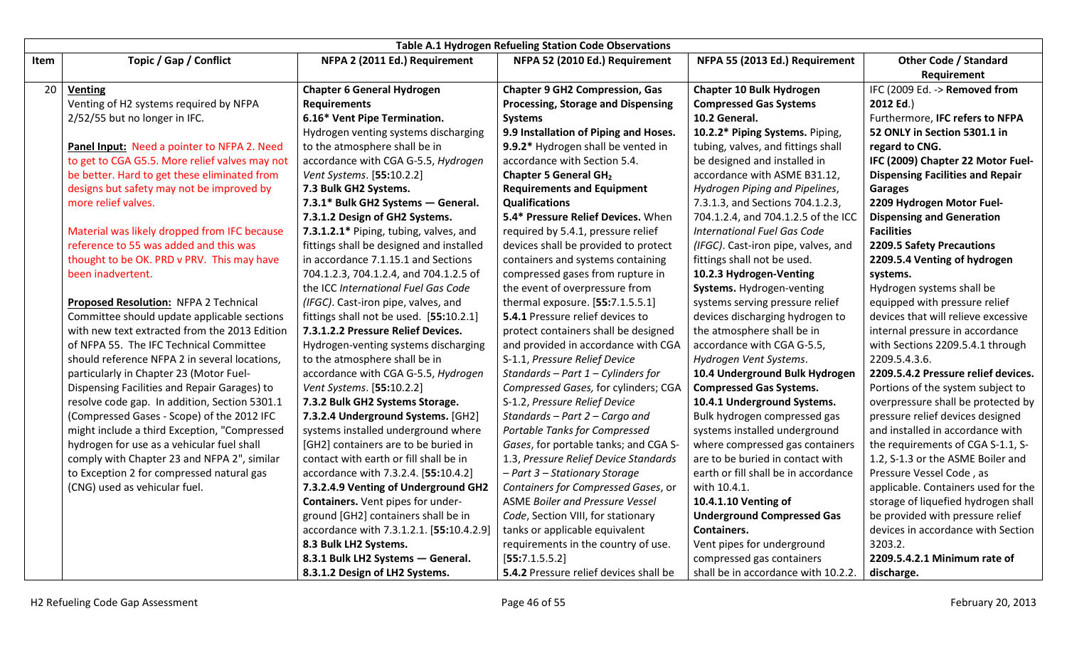| Table A.1 Hydrogen Refueling Station Code Observations | | | | | |
|---|---|---|---|---|---|
| **Item** | **Topic / Gap / Conflict** | **NFPA 2 (2011 Ed.) Requirement** | **NFPA 52 (2010 Ed.) Requirement** | **NFPA 55 (2013 Ed.) Requirement** | **Other Code / Standard Requirement** |
| 20 | **Venting**<br>Venting of H2 systems required by NFPA 2/52/55 but no longer in IFC.<br><br>**Panel Input:** Need a pointer to NFPA 2. Need to get to CGA G5.5. More relief valves may not be better. Hard to get these eliminated from designs but safety may not be improved by more relief valves.<br><br>Material was likely dropped from IFC because reference to 55 was added and this was thought to be OK. PRD v PRV. This may have been inadvertent.<br><br>**Proposed Resolution:** NFPA 2 Technical Committee should update applicable sections with new text extracted from the 2013 Edition of NFPA 55. The IFC Technical Committee should reference NFPA 2 in several locations, particularly in Chapter 23 (Motor Fuel-Dispensing Facilities and Repair Garages) to resolve code gap. In addition, Section 5301.1 (Compressed Gases - Scope) of the 2012 IFC might include a third Exception, "Compressed hydrogen for use as a vehicular fuel shall comply with Chapter 23 and NFPA 2", similar to Exception 2 for compressed natural gas (CNG) used as vehicular fuel. | **Chapter 6 General Hydrogen Requirements**<br>**6.16\* Vent Pipe Termination.** Hydrogen venting systems discharging to the atmosphere shall be in accordance with CGA G-5.5, *Hydrogen Vent Systems*. [**55:**10.2.2]<br>**7.3 Bulk GH2 Systems.**<br>**7.3.1\* Bulk GH2 Systems — General.**<br>**7.3.1.2 Design of GH2 Systems.**<br>**7.3.1.2.1\*** Piping, tubing, valves, and fittings shall be designed and installed in accordance with 7.1.15.1 and Sections 704.1.2.3, 704.1.2.4, and 704.1.2.5 of the ICC *International Fuel Gas Code (IFGC)*. Cast-iron pipe, valves, and fittings shall not be used. [**55:**10.2.1]<br>**7.3.1.2.2 Pressure Relief Devices.** Hydrogen-venting systems discharging to the atmosphere shall be in accordance with CGA G-5.5, *Hydrogen Vent Systems*. [**55:**10.2.2]<br>**7.3.2 Bulk GH2 Systems Storage.**<br>**7.3.2.4 Underground Systems.** [GH2] systems installed underground where [GH2] containers are to be buried in contact with earth or fill shall be in accordance with 7.3.2.4. [**55:**10.4.2]<br>**7.3.2.4.9 Venting of Underground GH2 Containers.** Vent pipes for under-ground [GH2] containers shall be in accordance with 7.3.1.2.1. [**55:**10.4.2.9]<br>**8.3 Bulk LH2 Systems.**<br>**8.3.1 Bulk LH2 Systems — General.**<br>**8.3.1.2 Design of LH2 Systems.** | **Chapter 9 GH2 Compression, Gas Processing, Storage and Dispensing Systems**<br>**9.9 Installation of Piping and Hoses.**<br>**9.9.2\*** Hydrogen shall be vented in accordance with Section 5.4.<br>**Chapter 5 General GH$_2$ Requirements and Equipment Qualifications**<br>**5.4\* Pressure Relief Devices.** When required by 5.4.1, pressure relief devices shall be provided to protect containers and systems containing compressed gases from rupture in the event of overpressure from thermal exposure. [**55:**7.1.5.5.1]<br>**5.4.1** Pressure relief devices to protect containers shall be designed and provided in accordance with CGA S-1.1, *Pressure Relief Device Standards – Part 1 – Cylinders for Compressed Gases,* for cylinders; CGA S-1.2, *Pressure Relief Device Standards – Part 2 – Cargo and Portable Tanks for Compressed Gases*, for portable tanks; and CGA S-1.3, *Pressure Relief Device Standards – Part 3 – Stationary Storage Containers for Compressed Gases*, or ASME *Boiler and Pressure Vessel Code*, Section VIII, for stationary tanks or applicable equivalent requirements in the country of use. [**55:**7.1.5.5.2]<br>**5.4.2** Pressure relief devices shall be | **Chapter 10 Bulk Hydrogen Compressed Gas Systems**<br>**10.2 General.**<br>**10.2.2\* Piping Systems.** Piping, tubing, valves, and fittings shall be designed and installed in accordance with ASME B31.12, *Hydrogen Piping and Pipelines*, 7.3.1.3, and Sections 704.1.2.3, 704.1.2.4, and 704.1.2.5 of the ICC *International Fuel Gas Code (IFGC)*. Cast-iron pipe, valves, and fittings shall not be used.<br>**10.2.3 Hydrogen-Venting Systems.** Hydrogen-venting systems serving pressure relief devices discharging hydrogen to the atmosphere shall be in accordance with CGA G-5.5, *Hydrogen Vent Systems*.<br>**10.4 Underground Bulk Hydrogen Compressed Gas Systems.**<br>**10.4.1 Underground Systems.** Bulk hydrogen compressed gas systems installed underground where compressed gas containers are to be buried in contact with earth or fill shall be in accordance with 10.4.1.<br>**10.4.1.10 Venting of Underground Compressed Gas Containers.** Vent pipes for underground compressed gas containers shall be in accordance with 10.2.2. | IFC (2009 Ed. -> **Removed from 2012 Ed**.)<br>Furthermore, **IFC refers to NFPA 52 ONLY in Section 5301.1 in regard to CNG.**<br>**IFC (2009) Chapter 22 Motor Fuel-Dispensing Facilities and Repair Garages**<br>**2209 Hydrogen Motor Fuel-Dispensing and Generation Facilities**<br>**2209.5 Safety Precautions**<br>**2209.5.4 Venting of hydrogen systems.** Hydrogen systems shall be equipped with pressure relief devices that will relieve excessive internal pressure in accordance with Sections 2209.5.4.1 through 2209.5.4.3.6.<br>**2209.5.4.2 Pressure relief devices.** Portions of the system subject to overpressure shall be protected by pressure relief devices designed and installed in accordance with the requirements of CGA S-1.1, S-1.2, S-1.3 or the ASME Boiler and Pressure Vessel Code , as applicable. Containers used for the storage of liquefied hydrogen shall be provided with pressure relief devices in accordance with Section 3203.2.<br>**2209.5.4.2.1 Minimum rate of discharge.** |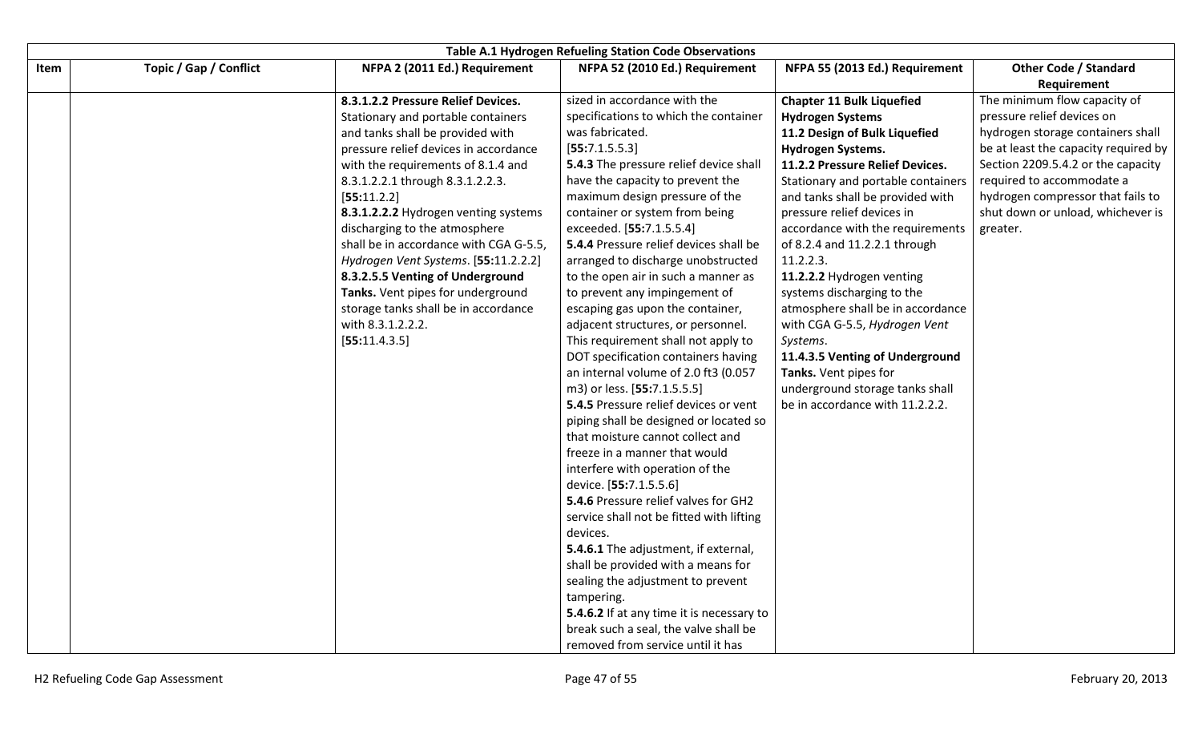| Table A.1 Hydrogen Refueling Station Code Observations | | | | | |
|---|---|---|---|---|---|
| **Item** | **Topic / Gap / Conflict** | **NFPA 2 (2011 Ed.) Requirement** | **NFPA 52 (2010 Ed.) Requirement** | **NFPA 55 (2013 Ed.) Requirement** | **Other Code / Standard Requirement** |
| | | **8.3.1.2.2 Pressure Relief Devices.** Stationary and portable containers and tanks shall be provided with pressure relief devices in accordance with the requirements of 8.1.4 and 8.3.1.2.2.1 through 8.3.1.2.2.3. [**55:**11.2.2] **8.3.1.2.2.2** Hydrogen venting systems discharging to the atmosphere shall be in accordance with CGA G-5.5, *Hydrogen Vent Systems*. [**55:**11.2.2.2] **8.3.2.5.5 Venting of Underground Tanks.** Vent pipes for underground storage tanks shall be in accordance with 8.3.1.2.2.2. [**55:**11.4.3.5] | sized in accordance with the specifications to which the container was fabricated. [**55:**7.1.5.5.3] **5.4.3** The pressure relief device shall have the capacity to prevent the maximum design pressure of the container or system from being exceeded. [**55:**7.1.5.5.4] **5.4.4** Pressure relief devices shall be arranged to discharge unobstructed to the open air in such a manner as to prevent any impingement of escaping gas upon the container, adjacent structures, or personnel. This requirement shall not apply to DOT specification containers having an internal volume of 2.0 ft3 (0.057 m3) or less. [**55:**7.1.5.5.5] **5.4.5** Pressure relief devices or vent piping shall be designed or located so that moisture cannot collect and freeze in a manner that would interfere with operation of the device. [**55:**7.1.5.5.6] **5.4.6** Pressure relief valves for GH2 service shall not be fitted with lifting devices. **5.4.6.1** The adjustment, if external, shall be provided with a means for sealing the adjustment to prevent tampering. **5.4.6.2** If at any time it is necessary to break such a seal, the valve shall be removed from service until it has | **Chapter 11 Bulk Liquefied Hydrogen Systems** **11.2 Design of Bulk Liquefied Hydrogen Systems.** **11.2.2 Pressure Relief Devices.** Stationary and portable containers and tanks shall be provided with pressure relief devices in accordance with the requirements of 8.2.4 and 11.2.2.1 through 11.2.2.3. **11.2.2.2** Hydrogen venting systems discharging to the atmosphere shall be in accordance with CGA G-5.5, *Hydrogen Vent Systems*. **11.4.3.5 Venting of Underground Tanks.** Vent pipes for underground storage tanks shall be in accordance with 11.2.2.2. | The minimum flow capacity of pressure relief devices on hydrogen storage containers shall be at least the capacity required by Section 2209.5.4.2 or the capacity required to accommodate a hydrogen compressor that fails to shut down or unload, whichever is greater. |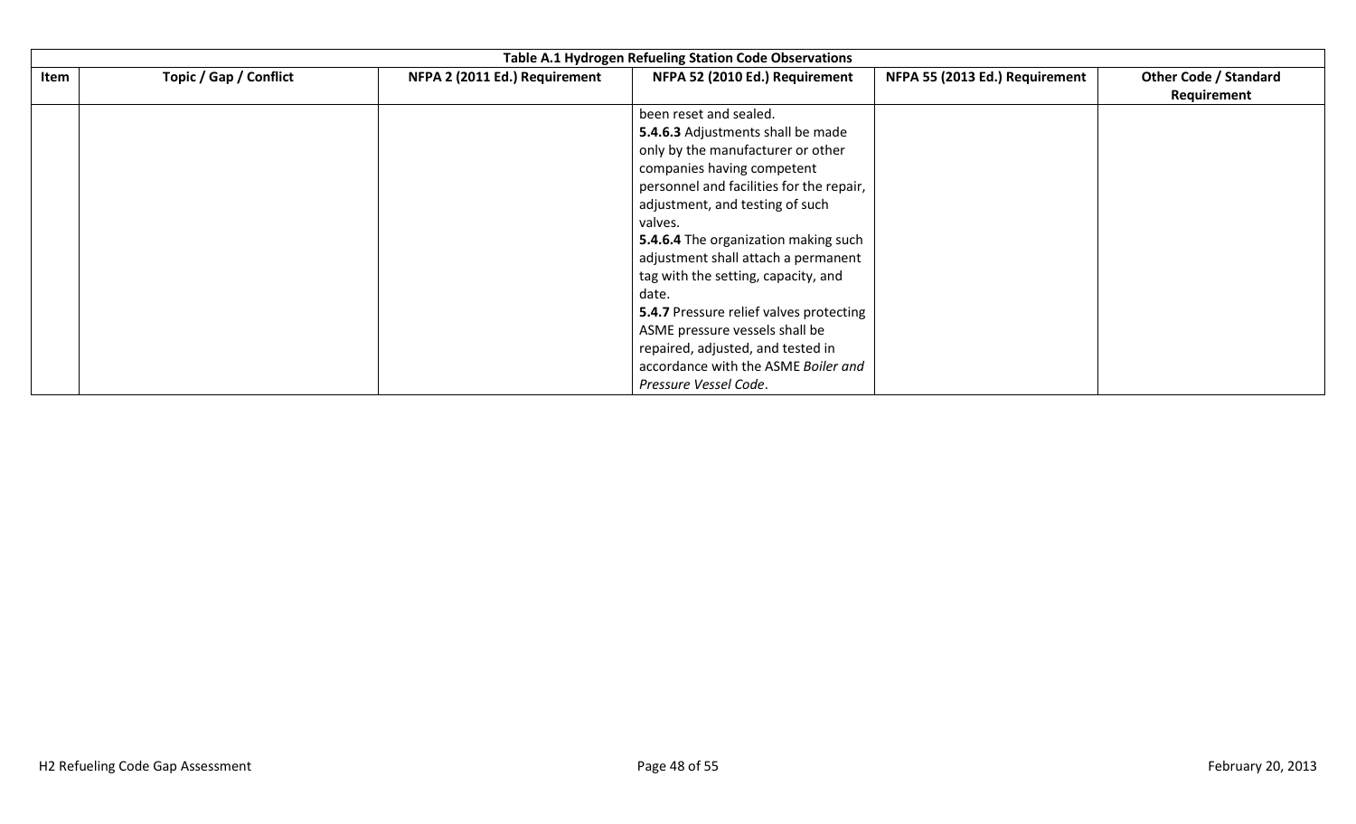| Table A.1 Hydrogen Refueling Station Code Observations | | | | | |
|---|---|---|---|---|---|
| Item | Topic / Gap / Conflict | NFPA 2 (2011 Ed.) Requirement | NFPA 52 (2010 Ed.) Requirement | NFPA 55 (2013 Ed.) Requirement | Other Code / Standard Requirement |
| | | | been reset and sealed.<br>**5.4.6.3** Adjustments shall be made only by the manufacturer or other companies having competent personnel and facilities for the repair, adjustment, and testing of such valves.<br>**5.4.6.4** The organization making such adjustment shall attach a permanent tag with the setting, capacity, and date.<br>**5.4.7** Pressure relief valves protecting ASME pressure vessels shall be repaired, adjusted, and tested in accordance with the ASME *Boiler and Pressure Vessel Code*. | | |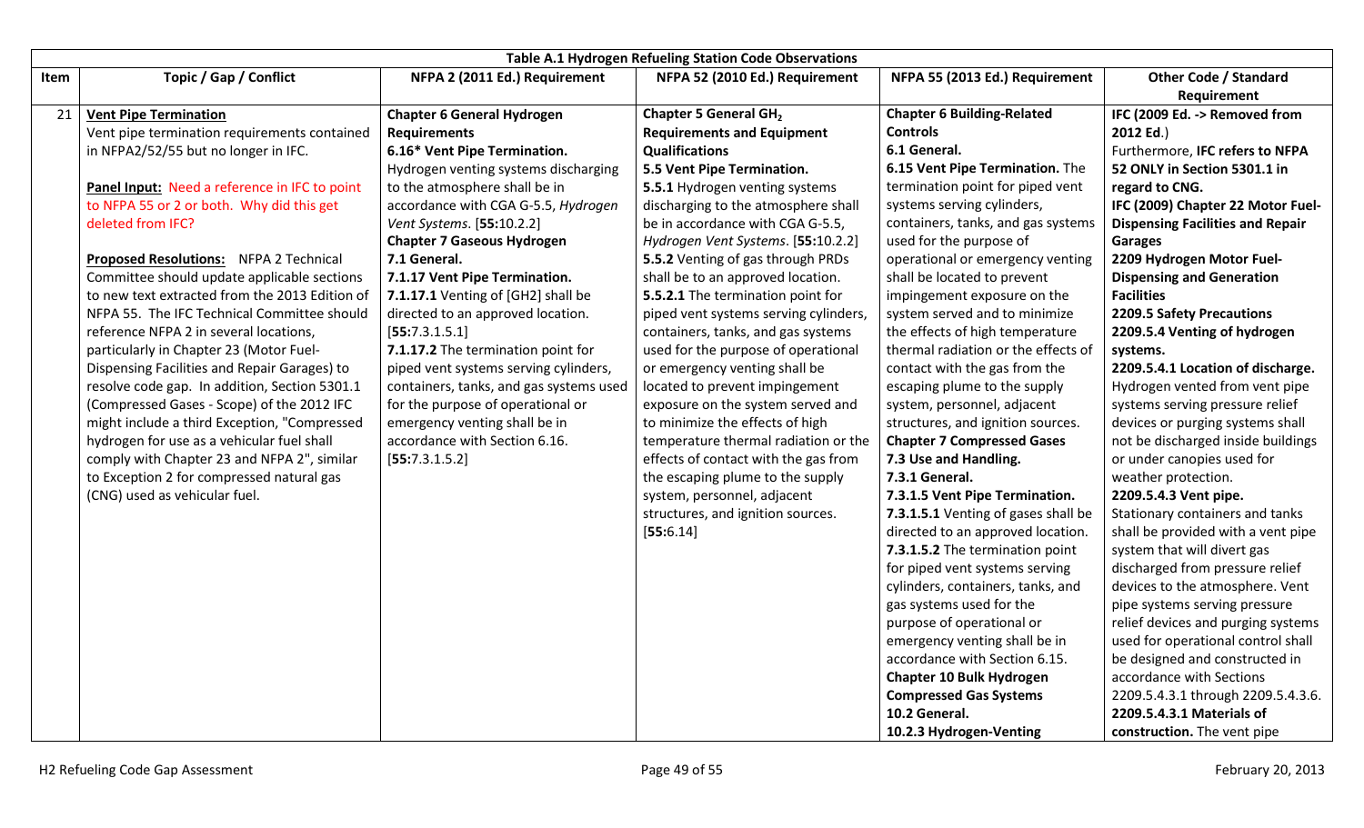| Table A.1 Hydrogen Refueling Station Code Observations | | | | | |
|---|---|---|---|---|---|
| **Item** | **Topic / Gap / Conflict** | **NFPA 2 (2011 Ed.) Requirement** | **NFPA 52 (2010 Ed.) Requirement** | **NFPA 55 (2013 Ed.) Requirement** | **Other Code / Standard Requirement** |
| 21 | **Vent Pipe Termination**<br>Vent pipe termination requirements contained in NFPA2/52/55 but no longer in IFC.<br><br>**Panel Input:** Need a reference in IFC to point to NFPA 55 or 2 or both. Why did this get deleted from IFC?<br><br>**Proposed Resolutions:** NFPA 2 Technical Committee should update applicable sections to new text extracted from the 2013 Edition of NFPA 55. The IFC Technical Committee should reference NFPA 2 in several locations, particularly in Chapter 23 (Motor Fuel-Dispensing Facilities and Repair Garages) to resolve code gap. In addition, Section 5301.1 (Compressed Gases - Scope) of the 2012 IFC might include a third Exception, "Compressed hydrogen for use as a vehicular fuel shall comply with Chapter 23 and NFPA 2", similar to Exception 2 for compressed natural gas (CNG) used as vehicular fuel. | **Chapter 6 General Hydrogen Requirements**<br>**6.16* Vent Pipe Termination.** Hydrogen venting systems discharging to the atmosphere shall be in accordance with CGA G-5.5, *Hydrogen Vent Systems*. [**55:**10.2.2]<br>**Chapter 7 Gaseous Hydrogen**<br>**7.1 General.**<br>**7.1.17 Vent Pipe Termination.**<br>**7.1.17.1** Venting of [GH2] shall be directed to an approved location. [**55:**7.3.1.5.1]<br>**7.1.17.2** The termination point for piped vent systems serving cylinders, containers, tanks, and gas systems used for the purpose of operational or emergency venting shall be in accordance with Section 6.16. [**55:**7.3.1.5.2] | **Chapter 5 General $GH_2$ Requirements and Equipment Qualifications**<br>**5.5 Vent Pipe Termination.**<br>**5.5.1** Hydrogen venting systems discharging to the atmosphere shall be in accordance with CGA G-5.5, *Hydrogen Vent Systems*. [**55:**10.2.2]<br>**5.5.2** Venting of gas through PRDs shall be to an approved location.<br>**5.5.2.1** The termination point for piped vent systems serving cylinders, containers, tanks, and gas systems used for the purpose of operational or emergency venting shall be located to prevent impingement exposure on the system served and to minimize the effects of high temperature thermal radiation or the effects of contact with the gas from the escaping plume to the supply system, personnel, adjacent structures, and ignition sources. [**55:**6.14] | **Chapter 6 Building-Related Controls**<br>**6.1 General.**<br>**6.15 Vent Pipe Termination.** The termination point for piped vent systems serving cylinders, containers, tanks, and gas systems used for the purpose of operational or emergency venting shall be located to prevent impingement exposure on the system served and to minimize the effects of high temperature thermal radiation or the effects of contact with the gas from the escaping plume to the supply system, personnel, adjacent structures, and ignition sources.<br>**Chapter 7 Compressed Gases**<br>**7.3 Use and Handling.**<br>**7.3.1 General.**<br>**7.3.1.5 Vent Pipe Termination.**<br>**7.3.1.5.1** Venting of gases shall be directed to an approved location.<br>**7.3.1.5.2** The termination point for piped vent systems serving cylinders, containers, tanks, and gas systems used for the purpose of operational or emergency venting shall be in accordance with Section 6.15.<br>**Chapter 10 Bulk Hydrogen Compressed Gas Systems**<br>**10.2 General.**<br>**10.2.3 Hydrogen-Venting** | **IFC (2009 Ed. -> Removed from 2012 Ed.)**<br>Furthermore, **IFC refers to NFPA 52 ONLY in Section 5301.1 in regard to CNG.**<br>**IFC (2009) Chapter 22 Motor Fuel-Dispensing Facilities and Repair Garages**<br>**2209 Hydrogen Motor Fuel-Dispensing and Generation Facilities**<br>**2209.5 Safety Precautions**<br>**2209.5.4 Venting of hydrogen systems.**<br>**2209.5.4.1 Location of discharge.** Hydrogen vented from vent pipe systems serving pressure relief devices or purging systems shall not be discharged inside buildings or under canopies used for weather protection.<br>**2209.5.4.3 Vent pipe.** Stationary containers and tanks shall be provided with a vent pipe system that will divert gas discharged from pressure relief devices to the atmosphere. Vent pipe systems serving pressure relief devices and purging systems used for operational control shall be designed and constructed in accordance with Sections 2209.5.4.3.1 through 2209.5.4.3.6.<br>**2209.5.4.3.1 Materials of construction.** The vent pipe |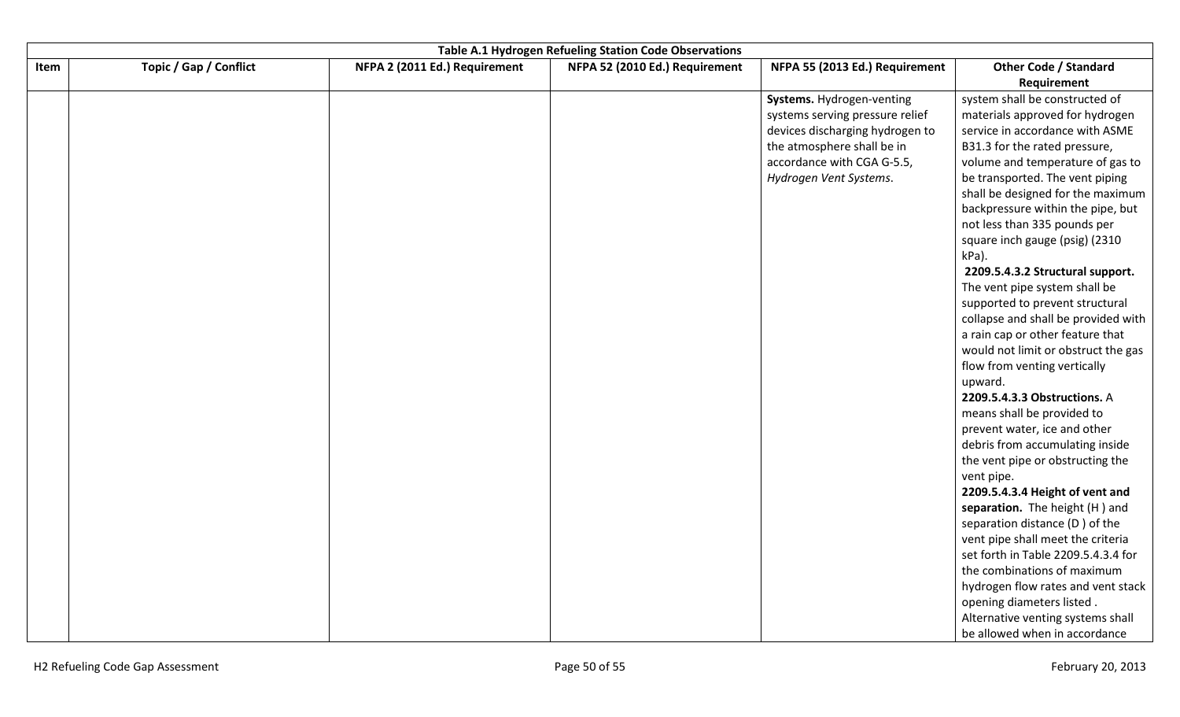| Table A.1 Hydrogen Refueling Station Code Observations | | | | | |
|---|---|---|---|---|---|
| Item | Topic / Gap / Conflict | NFPA 2 (2011 Ed.) Requirement | NFPA 52 (2010 Ed.) Requirement | NFPA 55 (2013 Ed.) Requirement | Other Code / Standard Requirement |
| | | | | **Systems.** Hydrogen-venting systems serving pressure relief devices discharging hydrogen to the atmosphere shall be in accordance with CGA G-5.5, *Hydrogen Vent Systems*. | system shall be constructed of materials approved for hydrogen service in accordance with ASME B31.3 for the rated pressure, volume and temperature of gas to be transported. The vent piping shall be designed for the maximum backpressure within the pipe, but not less than 335 pounds per square inch gauge (psig) (2310 kPa). **2209.5.4.3.2 Structural support.** The vent pipe system shall be supported to prevent structural collapse and shall be provided with a rain cap or other feature that would not limit or obstruct the gas flow from venting vertically upward. **2209.5.4.3.3 Obstructions.** A means shall be provided to prevent water, ice and other debris from accumulating inside the vent pipe or obstructing the vent pipe. **2209.5.4.3.4 Height of vent and separation.** The height (H ) and separation distance (D ) of the vent pipe shall meet the criteria set forth in Table 2209.5.4.3.4 for the combinations of maximum hydrogen flow rates and vent stack opening diameters listed . Alternative venting systems shall be allowed when in accordance |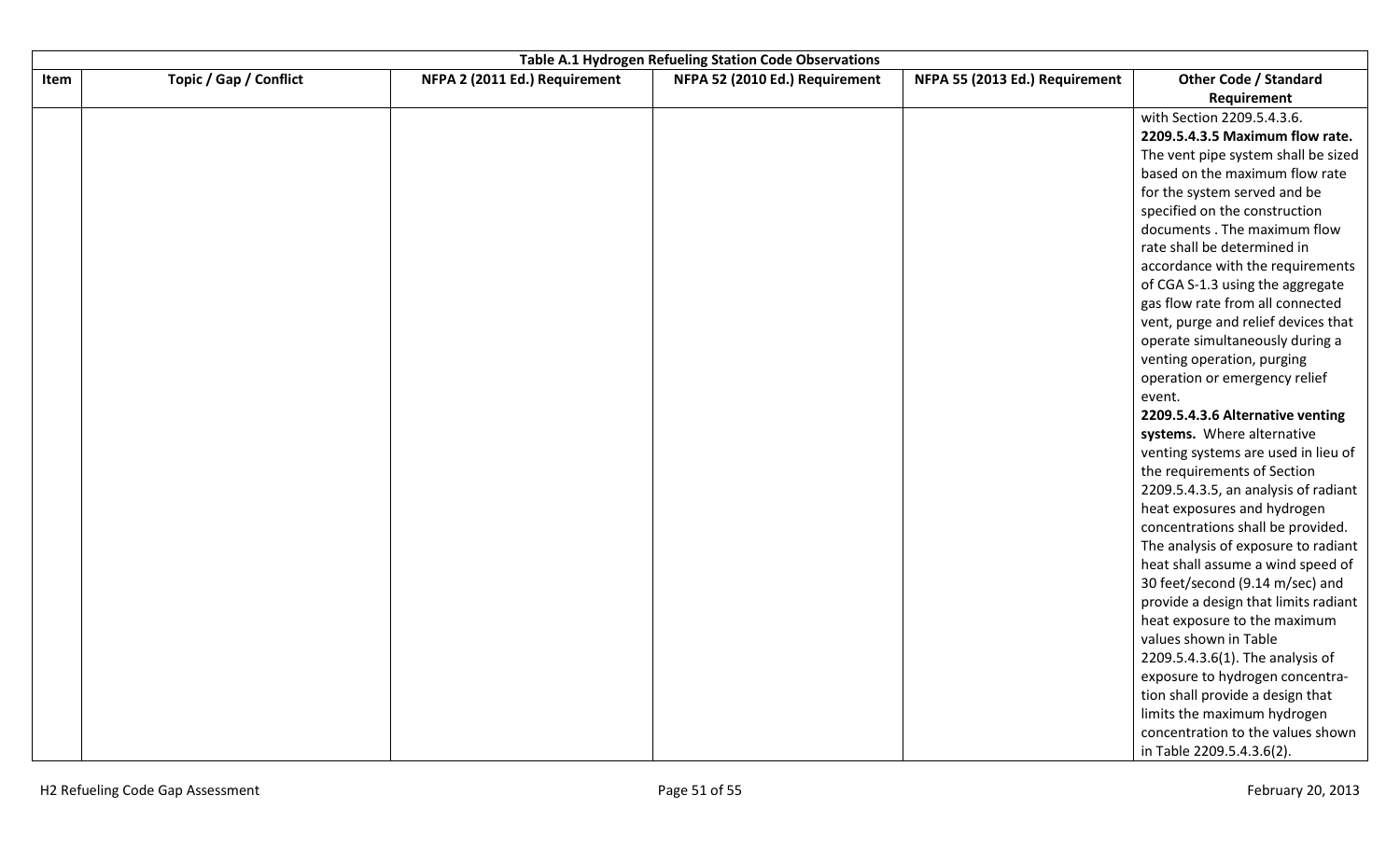| Table A.1 Hydrogen Refueling Station Code Observations | | | | | |
|---|---|---|---|---|---|
| Item | Topic / Gap / Conflict | NFPA 2 (2011 Ed.) Requirement | NFPA 52 (2010 Ed.) Requirement | NFPA 55 (2013 Ed.) Requirement | Other Code / Standard Requirement |
| | | | | | with Section 2209.5.4.3.6. **2209.5.4.3.5 Maximum flow rate.** The vent pipe system shall be sized based on the maximum flow rate for the system served and be specified on the construction documents . The maximum flow rate shall be determined in accordance with the requirements of CGA S-1.3 using the aggregate gas flow rate from all connected vent, purge and relief devices that operate simultaneously during a venting operation, purging operation or emergency relief event. **2209.5.4.3.6 Alternative venting systems.** Where alternative venting systems are used in lieu of the requirements of Section 2209.5.4.3.5, an analysis of radiant heat exposures and hydrogen concentrations shall be provided. The analysis of exposure to radiant heat shall assume a wind speed of 30 feet/second (9.14 m/sec) and provide a design that limits radiant heat exposure to the maximum values shown in Table 2209.5.4.3.6(1). The analysis of exposure to hydrogen concentra-tion shall provide a design that limits the maximum hydrogen concentration to the values shown in Table 2209.5.4.3.6(2). |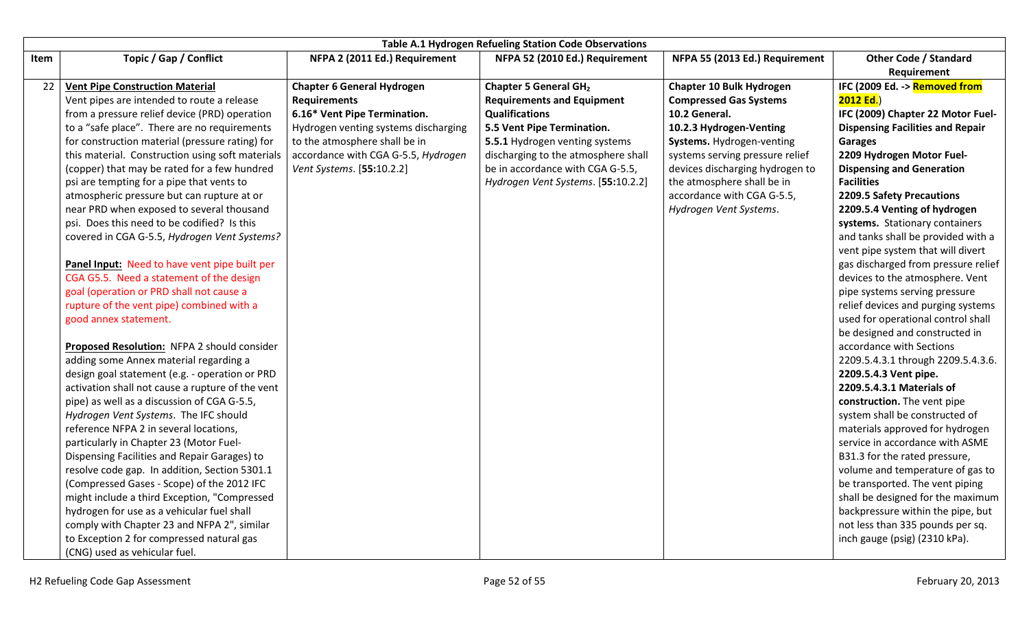| Table A.1 Hydrogen Refueling Station Code Observations | | | | | |
|---|---|---|---|---|---|
| **Item** | **Topic / Gap / Conflict** | **NFPA 2 (2011 Ed.) Requirement** | **NFPA 52 (2010 Ed.) Requirement** | **NFPA 55 (2013 Ed.) Requirement** | **Other Code / Standard Requirement** |
| 22 | **Vent Pipe Construction Material**<br>Vent pipes are intended to route a release from a pressure relief device (PRD) operation to a "safe place". There are no requirements for construction material (pressure rating) for this material. Construction using soft materials (copper) that may be rated for a few hundred psi are tempting for a pipe that vents to atmospheric pressure but can rupture at or near PRD when exposed to several thousand psi. Does this need to be codified? Is this covered in CGA G-5.5, *Hydrogen Vent Systems?*<br><br>**Panel Input:** Need to have vent pipe built per CGA G5.5. Need a statement of the design goal (operation or PRD shall not cause a rupture of the vent pipe) combined with a good annex statement.<br><br>**Proposed Resolution:** NFPA 2 should consider adding some Annex material regarding a design goal statement (e.g. - operation or PRD activation shall not cause a rupture of the vent pipe) as well as a discussion of CGA G-5.5, *Hydrogen Vent Systems*. The IFC should reference NFPA 2 in several locations, particularly in Chapter 23 (Motor Fuel-Dispensing Facilities and Repair Garages) to resolve code gap. In addition, Section 5301.1 (Compressed Gases - Scope) of the 2012 IFC might include a third Exception, "Compressed hydrogen for use as a vehicular fuel shall comply with Chapter 23 and NFPA 2", similar to Exception 2 for compressed natural gas (CNG) used as vehicular fuel. | **Chapter 6 General Hydrogen Requirements**<br>**6.16\* Vent Pipe Termination.** Hydrogen venting systems discharging to the atmosphere shall be in accordance with CGA G-5.5, *Hydrogen Vent Systems*. [**55:**10.2.2] | **Chapter 5 General $GH_2$ Requirements and Equipment Qualifications**<br>**5.5 Vent Pipe Termination.**<br>**5.5.1** Hydrogen venting systems discharging to the atmosphere shall be in accordance with CGA G-5.5, *Hydrogen Vent Systems*. [**55:**10.2.2] | **Chapter 10 Bulk Hydrogen Compressed Gas Systems**<br>**10.2 General.**<br>**10.2.3 Hydrogen-Venting Systems.** Hydrogen-venting systems serving pressure relief devices discharging hydrogen to the atmosphere shall be in accordance with CGA G-5.5, *Hydrogen Vent Systems*. | **IFC (2009 Ed. -> Removed from 2012 Ed.)**<br>**IFC (2009) Chapter 22 Motor Fuel-Dispensing Facilities and Repair Garages**<br>**2209 Hydrogen Motor Fuel-Dispensing and Generation Facilities**<br>**2209.5 Safety Precautions**<br>**2209.5.4 Venting of hydrogen systems.** Stationary containers and tanks shall be provided with a vent pipe system that will divert gas discharged from pressure relief devices to the atmosphere. Vent pipe systems serving pressure relief devices and purging systems used for operational control shall be designed and constructed in accordance with Sections 2209.5.4.3.1 through 2209.5.4.3.6.<br>**2209.5.4.3 Vent pipe.**<br>**2209.5.4.3.1 Materials of construction.** The vent pipe system shall be constructed of materials approved for hydrogen service in accordance with ASME B31.3 for the rated pressure, volume and temperature of gas to be transported. The vent piping shall be designed for the maximum backpressure within the pipe, but not less than 335 pounds per sq. inch gauge (psig) (2310 kPa). |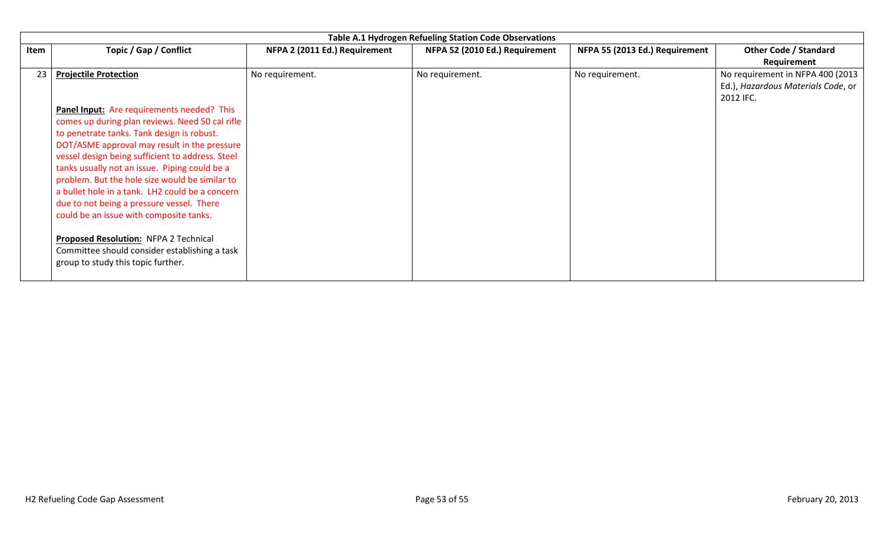| Table A.1 Hydrogen Refueling Station Code Observations | | | | | |
|---|---|---|---|---|---|
| **Item** | **Topic / Gap / Conflict** | **NFPA 2 (2011 Ed.) Requirement** | **NFPA 52 (2010 Ed.) Requirement** | **NFPA 55 (2013 Ed.) Requirement** | **Other Code / Standard Requirement** |
| 23 | **Projectile Protection**<br><br>**Panel Input:** Are requirements needed? This comes up during plan reviews. Need 50 cal rifle to penetrate tanks. Tank design is robust. DOT/ASME approval may result in the pressure vessel design being sufficient to address. Steel tanks usually not an issue. Piping could be a problem. But the hole size would be similar to a bullet hole in a tank. LH2 could be a concern due to not being a pressure vessel. There could be an issue with composite tanks.<br><br>**Proposed Resolution:** NFPA 2 Technical Committee should consider establishing a task group to study this topic further. | No requirement. | No requirement. | No requirement. | No requirement in NFPA 400 (2013 Ed.), *Hazardous Materials Code*, or 2012 IFC. |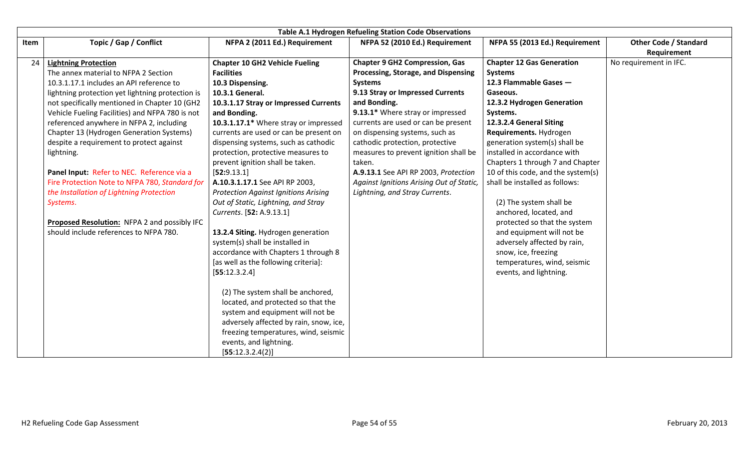| Table A.1 Hydrogen Refueling Station Code Observations | | | | | |
|---|---|---|---|---|---|
| **Item** | **Topic / Gap / Conflict** | **NFPA 2 (2011 Ed.) Requirement** | **NFPA 52 (2010 Ed.) Requirement** | **NFPA 55 (2013 Ed.) Requirement** | **Other Code / Standard Requirement** |
| 24 | **Lightning Protection**<br>The annex material to NFPA 2 Section 10.3.1.17.1 includes an API reference to lightning protection yet lightning protection is not specifically mentioned in Chapter 10 (GH2 Vehicle Fueling Facilities) and NFPA 780 is not referenced anywhere in NFPA 2, including Chapter 13 (Hydrogen Generation Systems) despite a requirement to protect against lightning.<br><br>**Panel Input:** Refer to NEC. Reference via a Fire Protection Note to NFPA 780, *Standard for the Installation of Lightning Protection Systems*.<br><br>**Proposed Resolution:** NFPA 2 and possibly IFC should include references to NFPA 780. | **Chapter 10 GH2 Vehicle Fueling Facilities**<br>**10.3 Dispensing.**<br>**10.3.1 General.**<br>**10.3.1.17 Stray or Impressed Currents and Bonding.**<br>**10.3.1.17.1*** Where stray or impressed currents are used or can be present on dispensing systems, such as cathodic protection, protective measures to prevent ignition shall be taken. [**52:**9.13.1]<br>**A.10.3.1.17.1** See API RP 2003, *Protection Against Ignitions Arising Out of Static, Lightning, and Stray Currents*. [**52:** A.9.13.1]<br><br>**13.2.4 Siting.** Hydrogen generation system(s) shall be installed in accordance with Chapters 1 through 8 [as well as the following criteria]: [**55**:12.3.2.4]<br><br>(2) The system shall be anchored, located, and protected so that the system and equipment will not be adversely affected by rain, snow, ice, freezing temperatures, wind, seismic events, and lightning. [**55**:12.3.2.4(2)] | **Chapter 9 GH2 Compression, Gas Processing, Storage, and Dispensing Systems**<br>**9.13 Stray or Impressed Currents and Bonding.**<br>**9.13.1*** Where stray or impressed currents are used or can be present on dispensing systems, such as cathodic protection, protective measures to prevent ignition shall be taken.<br>**A.9.13.1** See API RP 2003, *Protection Against Ignitions Arising Out of Static, Lightning, and Stray Currents*. | **Chapter 12 Gas Generation Systems**<br>**12.3 Flammable Gases — Gaseous.**<br>**12.3.2 Hydrogen Generation Systems.**<br>**12.3.2.4 General Siting Requirements.** Hydrogen generation system(s) shall be installed in accordance with Chapters 1 through 7 and Chapter 10 of this code, and the system(s) shall be installed as follows:<br><br>(2) The system shall be anchored, located, and protected so that the system and equipment will not be adversely affected by rain, snow, ice, freezing temperatures, wind, seismic events, and lightning. | No requirement in IFC. |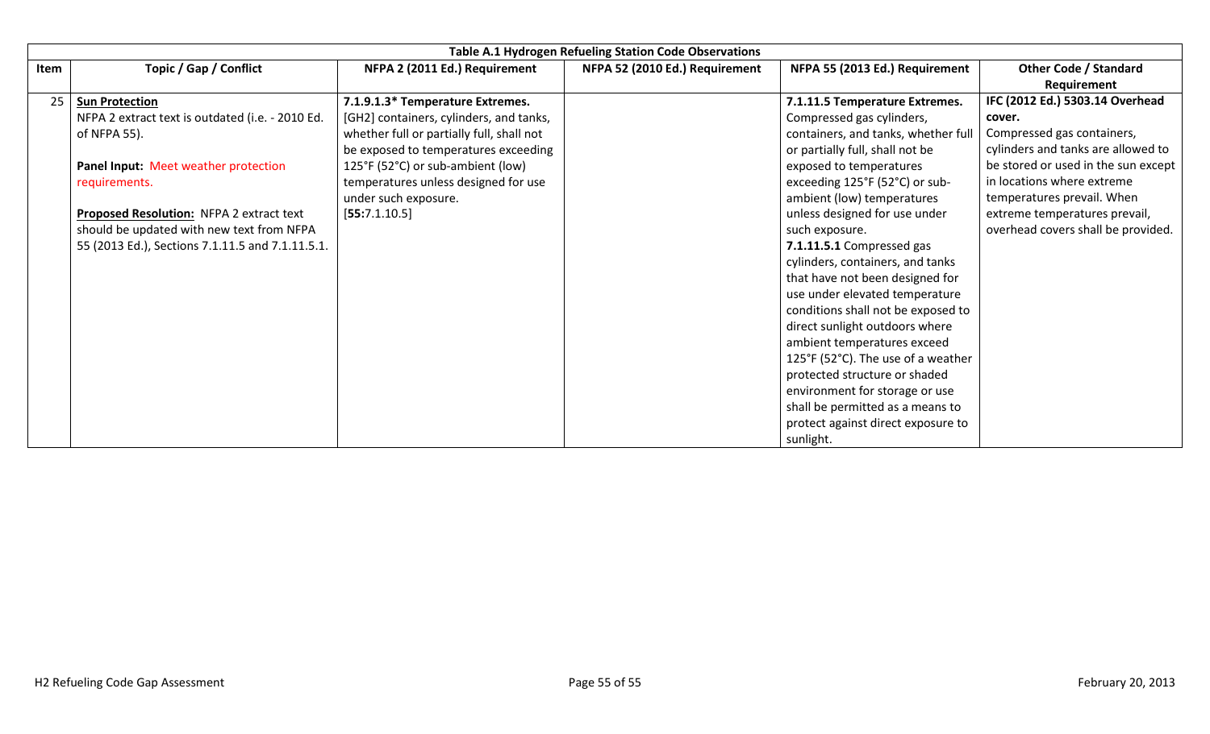| Table A.1 Hydrogen Refueling Station Code Observations | | | | | |
|---|---|---|---|---|---|
| **Item** | **Topic / Gap / Conflict** | **NFPA 2 (2011 Ed.) Requirement** | **NFPA 52 (2010 Ed.) Requirement** | **NFPA 55 (2013 Ed.) Requirement** | **Other Code / Standard Requirement** |
| 25 | **Sun Protection**<br>NFPA 2 extract text is outdated (i.e. - 2010 Ed. of NFPA 55).<br><br>**Panel Input:** Meet weather protection requirements.<br><br>**Proposed Resolution:** NFPA 2 extract text should be updated with new text from NFPA 55 (2013 Ed.), Sections 7.1.11.5 and 7.1.11.5.1. | **7.1.9.1.3* Temperature Extremes.**<br>[GH2] containers, cylinders, and tanks, whether full or partially full, shall not be exposed to temperatures exceeding 125°F (52°C) or sub-ambient (low) temperatures unless designed for use under such exposure.<br>[**55:**7.1.10.5] | | **7.1.11.5 Temperature Extremes.**<br>Compressed gas cylinders, containers, and tanks, whether full or partially full, shall not be exposed to temperatures exceeding 125°F (52°C) or sub-ambient (low) temperatures unless designed for use under such exposure.<br>**7.1.11.5.1** Compressed gas cylinders, containers, and tanks that have not been designed for use under elevated temperature conditions shall not be exposed to direct sunlight outdoors where ambient temperatures exceed 125°F (52°C). The use of a weather protected structure or shaded environment for storage or use shall be permitted as a means to protect against direct exposure to sunlight. | **IFC (2012 Ed.) 5303.14 Overhead cover.**<br>Compressed gas containers, cylinders and tanks are allowed to be stored or used in the sun except in locations where extreme temperatures prevail. When extreme temperatures prevail, overhead covers shall be provided. |